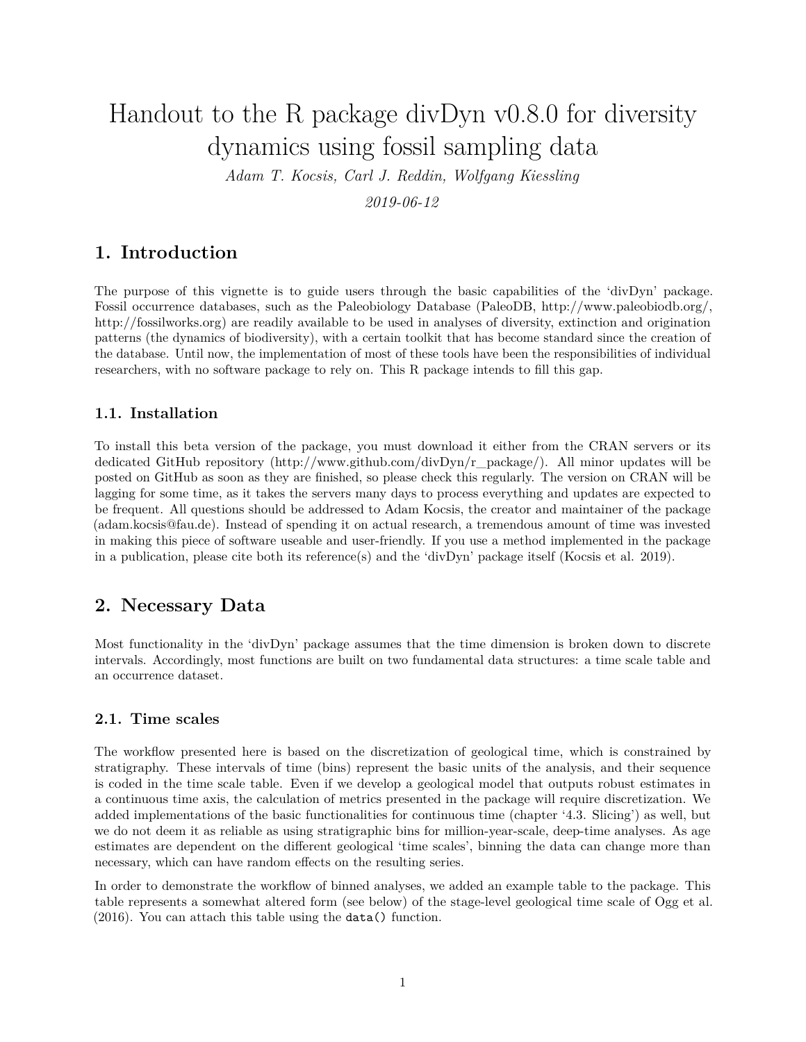# Handout to the R package divDyn v0.8.0 for diversity dynamics using fossil sampling data

*Adam T. Kocsis, Carl J. Reddin, Wolfgang Kiessling*

*2019-06-12*

## 1. Introduction

The purpose of this vignette is to guide users through the basic capabilities of the 'divDyn' package. Fossil occurrence databases, such as the Paleobiology Database (PaleoDB, http://www.paleobiodb.org/, http://fossilworks.org) are readily available to be used in analyses of diversity, extinction and origination patterns (the dynamics of biodiversity), with a certain toolkit that has become standard since the creation of the database. Until now, the implementation of most of these tools have been the responsibilities of individual researchers, with no software package to rely on. This R package intends to fill this gap.

### 1.1. Installation

To install this beta version of the package, you must download it either from the CRAN servers or its dedicated GitHub repository (http://www.github.com/divDyn/r_package/). All minor updates will be posted on GitHub as soon as they are finished, so please check this regularly. The version on CRAN will be lagging for some time, as it takes the servers many days to process everything and updates are expected to be frequent. All questions should be addressed to Adam Kocsis, the creator and maintainer of the package (adam.kocsis@fau.de). Instead of spending it on actual research, a tremendous amount of time was invested in making this piece of software useable and user-friendly. If you use a method implemented in the package in a publication, please cite both its reference(s) and the 'divDyn' package itself (Kocsis et al. 2019).

## 2. Necessary Data

Most functionality in the 'divDyn' package assumes that the time dimension is broken down to discrete intervals. Accordingly, most functions are built on two fundamental data structures: a time scale table and an occurrence dataset.

### 2.1. Time scales

The workflow presented here is based on the discretization of geological time, which is constrained by stratigraphy. These intervals of time (bins) represent the basic units of the analysis, and their sequence is coded in the time scale table. Even if we develop a geological model that outputs robust estimates in a continuous time axis, the calculation of metrics presented in the package will require discretization. We added implementations of the basic functionalities for continuous time (chapter '4.3. Slicing') as well, but we do not deem it as reliable as using stratigraphic bins for million-year-scale, deep-time analyses. As age estimates are dependent on the different geological 'time scales', binning the data can change more than necessary, which can have random effects on the resulting series.

In order to demonstrate the workflow of binned analyses, we added an example table to the package. This table represents a somewhat altered form (see below) of the stage-level geological time scale of Ogg et al. (2016). You can attach this table using the `data()` function.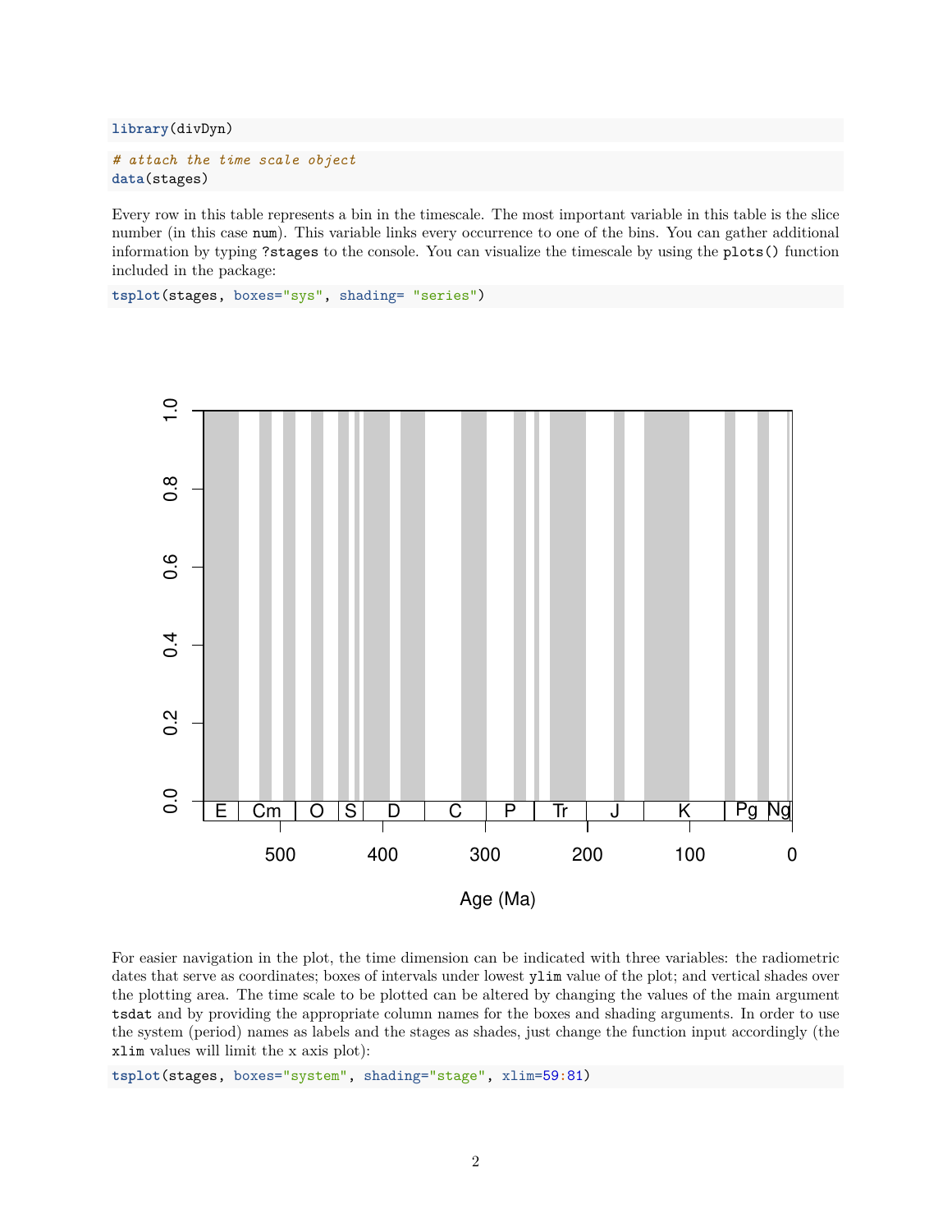```r
library(divDyn)
```

```r
# attach the time scale object
data(stages)
```

Every row in this table represents a bin in the timescale. The most important variable in this table is the slice number (in this case `num`). This variable links every occurrence to one of the bins. You can gather additional information by typing `?stages` to the console. You can visualize the timescale by using the `plots()` function included in the package:

```r
tsplot(stages, boxes="sys", shading= "series")
```

For easier navigation in the plot, the time dimension can be indicated with three variables: the radiometric dates that serve as coordinates; boxes of intervals under lowest `ylim` value of the plot; and vertical shades over the plotting area. The time scale to be plotted can be altered by changing the values of the main argument `tsdat` and by providing the appropriate column names for the boxes and shading arguments. In order to use the system (period) names as labels and the stages as shades, just change the function input accordingly (the `xlim` values will limit the x axis plot):

```r
tsplot(stages, boxes="system", shading="stage", xlim=59:81)
```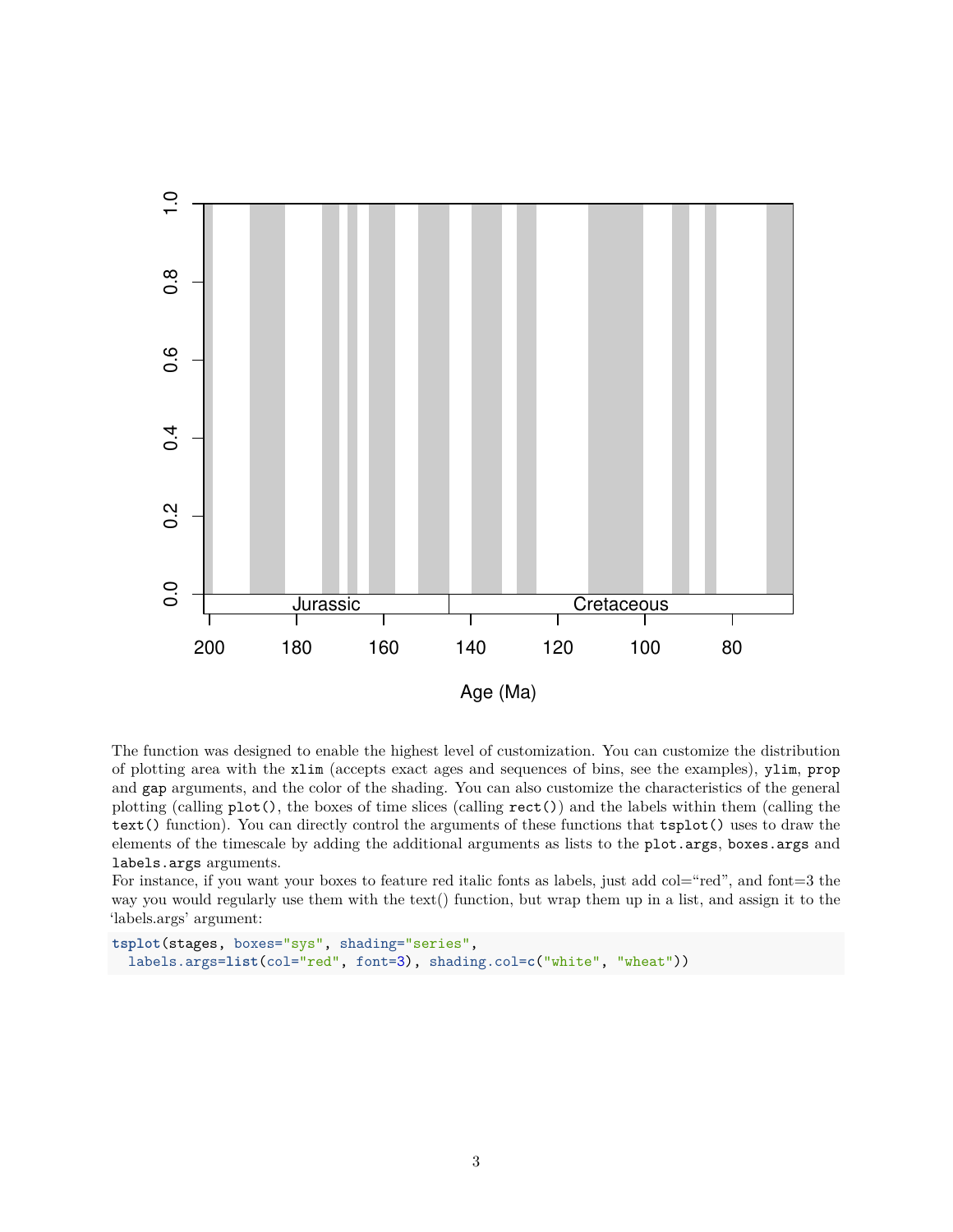The function was designed to enable the highest level of customization. You can customize the distribution of plotting area with the `xlim` (accepts exact ages and sequences of bins, see the examples), `ylim`, `prop` and `gap` arguments, and the color of the shading. You can also customize the characteristics of the general plotting (calling `plot()`, the boxes of time slices (calling `rect()`) and the labels within them (calling the `text()` function). You can directly control the arguments of these functions that `tsplot()` uses to draw the elements of the timescale by adding the additional arguments as lists to the `plot.args`, `boxes.args` and `labels.args` arguments.

For instance, if you want your boxes to feature red italic fonts as labels, just add col="red", and font=3 the way you would regularly use them with the text() function, but wrap them up in a list, and assign it to the 'labels.args' argument:

```
tsplot(stages, boxes="sys", shading="series",
  labels.args=list(col="red", font=3), shading.col=c("white", "wheat"))
```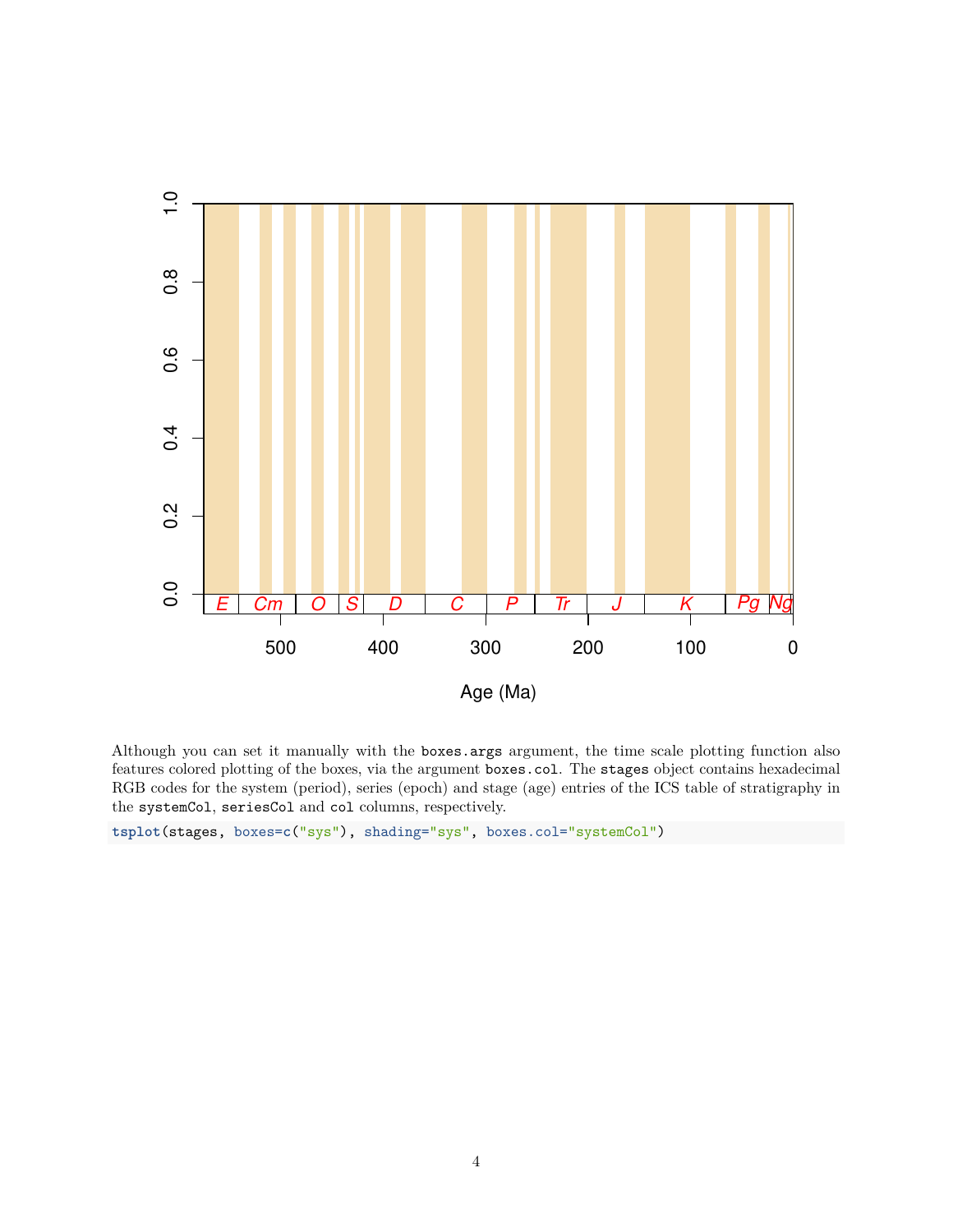Although you can set it manually with the `boxes.args` argument, the time scale plotting function also features colored plotting of the boxes, via the argument `boxes.col`. The `stages` object contains hexadecimal RGB codes for the system (period), series (epoch) and stage (age) entries of the ICS table of stratigraphy in the `systemCol`, `seriesCol` and `col` columns, respectively.

```
tsplot(stages, boxes=c("sys"), shading="sys", boxes.col="systemCol")
```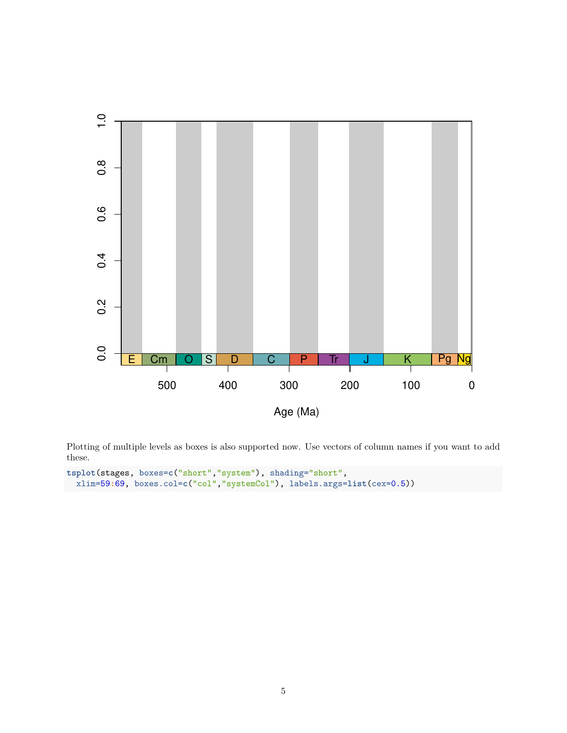Plotting of multiple levels as boxes is also supported now. Use vectors of column names if you want to add these.

```
tsplot(stages, boxes=c("short","system"), shading="short",
  xlim=59:69, boxes.col=c("col","systemCol"), labels.args=list(cex=0.5))
```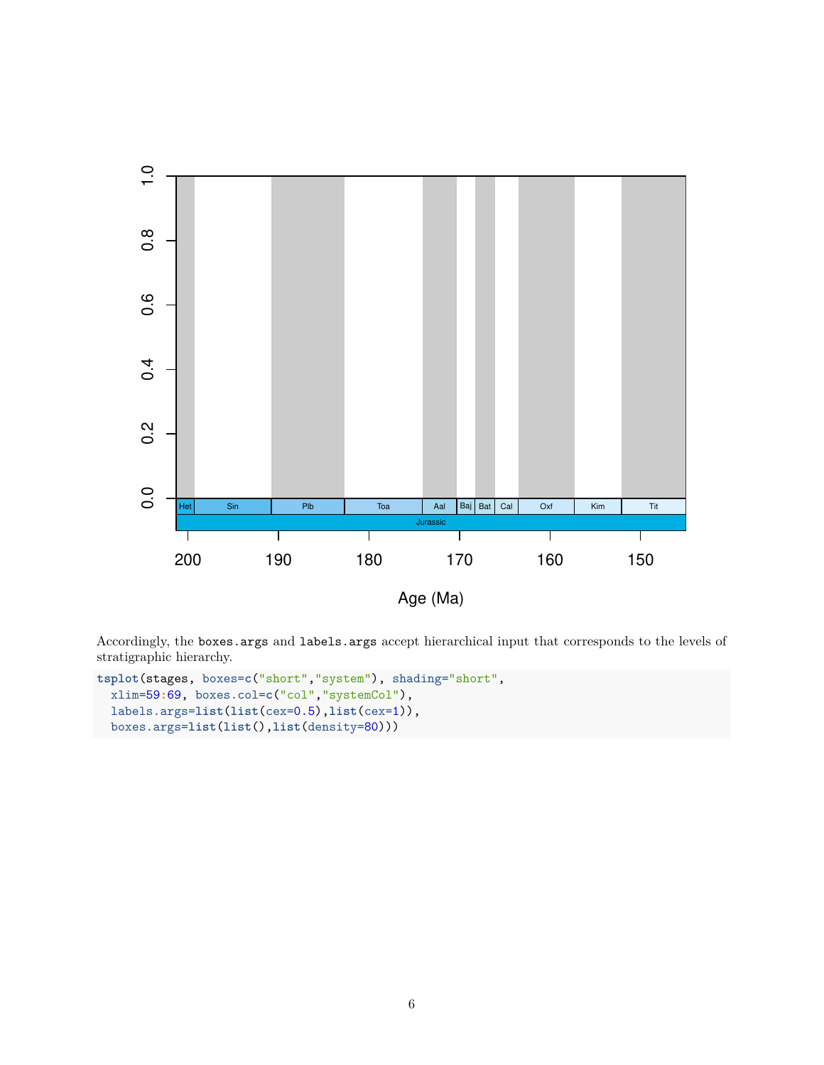Accordingly, the `boxes.args` and `labels.args` accept hierarchical input that corresponds to the levels of stratigraphic hierarchy.

```
tsplot(stages, boxes=c("short","system"), shading="short",
  xlim=59:69, boxes.col=c("col","systemCol"),
  labels.args=list(list(cex=0.5),list(cex=1)),
  boxes.args=list(list(),list(density=80)))
```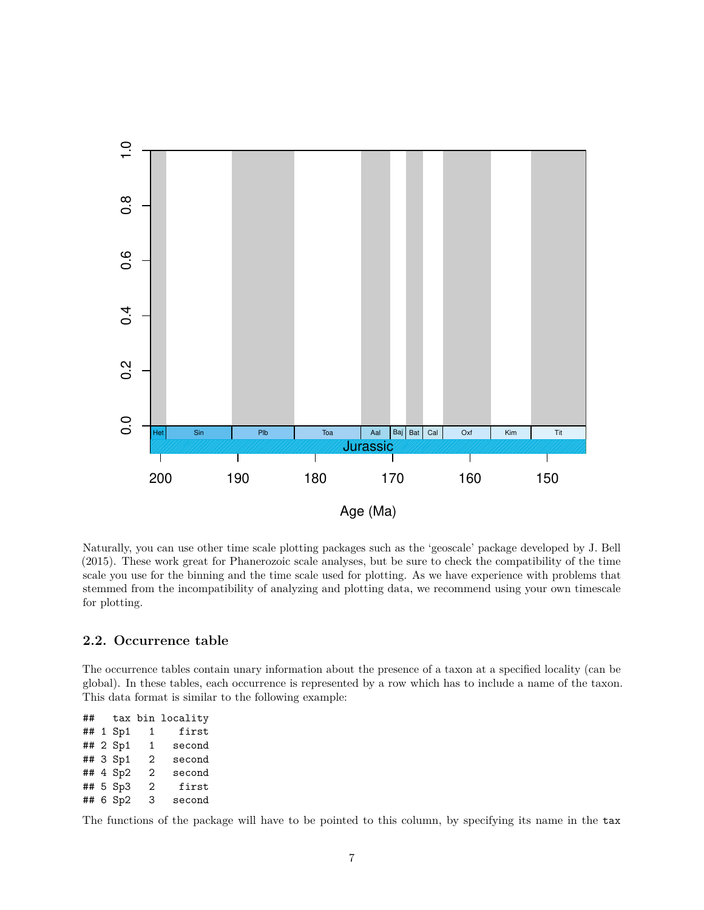Naturally, you can use other time scale plotting packages such as the 'geoscale' package developed by J. Bell (2015). These work great for Phanerozoic scale analyses, but be sure to check the compatibility of the time scale you use for the binning and the time scale used for plotting. As we have experience with problems that stemmed from the incompatibility of analyzing and plotting data, we recommend using your own timescale for plotting.

### 2.2. Occurrence table

The occurrence tables contain unary information about the presence of a taxon at a specified locality (can be global). In these tables, each occurrence is represented by a row which has to include a name of the taxon. This data format is similar to the following example:

```
##   tax bin locality
## 1 Sp1   1    first
## 2 Sp1   1   second
## 3 Sp1   2   second
## 4 Sp2   2   second
## 5 Sp3   2    first
## 6 Sp2   3   second
```

The functions of the package will have to be pointed to this column, by specifying its name in the `tax`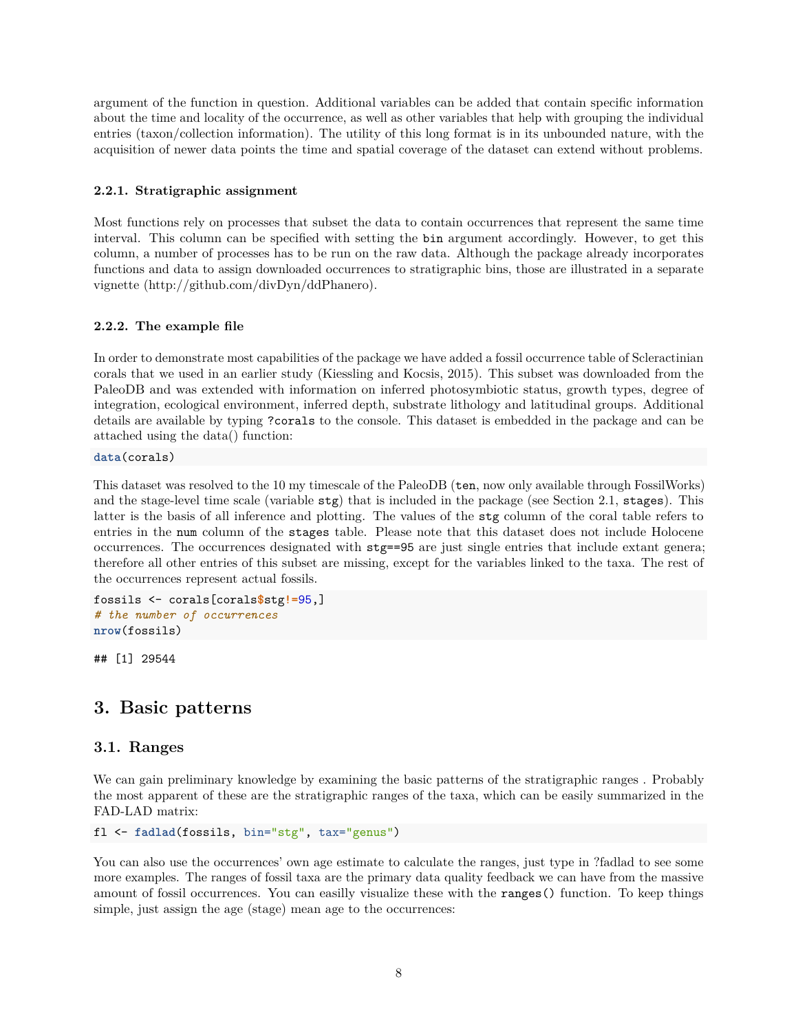argument of the function in question. Additional variables can be added that contain specific information about the time and locality of the occurrence, as well as other variables that help with grouping the individual entries (taxon/collection information). The utility of this long format is in its unbounded nature, with the acquisition of newer data points the time and spatial coverage of the dataset can extend without problems.

#### 2.2.1. Stratigraphic assignment

Most functions rely on processes that subset the data to contain occurrences that represent the same time interval. This column can be specified with setting the `bin` argument accordingly. However, to get this column, a number of processes has to be run on the raw data. Although the package already incorporates functions and data to assign downloaded occurrences to stratigraphic bins, those are illustrated in a separate vignette (http://github.com/divDyn/ddPhanero).

#### 2.2.2. The example file

In order to demonstrate most capabilities of the package we have added a fossil occurrence table of Scleractinian corals that we used in an earlier study (Kiessling and Kocsis, 2015). This subset was downloaded from the PaleoDB and was extended with information on inferred photosymbiotic status, growth types, degree of integration, ecological environment, inferred depth, substrate lithology and latitudinal groups. Additional details are available by typing `?corals` to the console. This dataset is embedded in the package and can be attached using the data() function:

```
data(corals)
```

This dataset was resolved to the 10 my timescale of the PaleoDB (`ten`, now only available through FossilWorks) and the stage-level time scale (variable `stg`) that is included in the package (see Section 2.1, `stages`). This latter is the basis of all inference and plotting. The values of the `stg` column of the coral table refers to entries in the `num` column of the `stages` table. Please note that this dataset does not include Holocene occurrences. The occurrences designated with `stg==95` are just single entries that include extant genera; therefore all other entries of this subset are missing, except for the variables linked to the taxa. The rest of the occurrences represent actual fossils.

```
fossils <- corals[corals$stg!=95,]
# the number of occurrences
nrow(fossils)
```

```
## [1] 29544
```

# 3. Basic patterns

## 3.1. Ranges

We can gain preliminary knowledge by examining the basic patterns of the stratigraphic ranges . Probably the most apparent of these are the stratigraphic ranges of the taxa, which can be easily summarized in the FAD-LAD matrix:

```
fl <- fadlad(fossils, bin="stg", tax="genus")
```

You can also use the occurrences' own age estimate to calculate the ranges, just type in ?fadlad to see some more examples. The ranges of fossil taxa are the primary data quality feedback we can have from the massive amount of fossil occurrences. You can easilly visualize these with the `ranges()` function. To keep things simple, just assign the age (stage) mean age to the occurrences: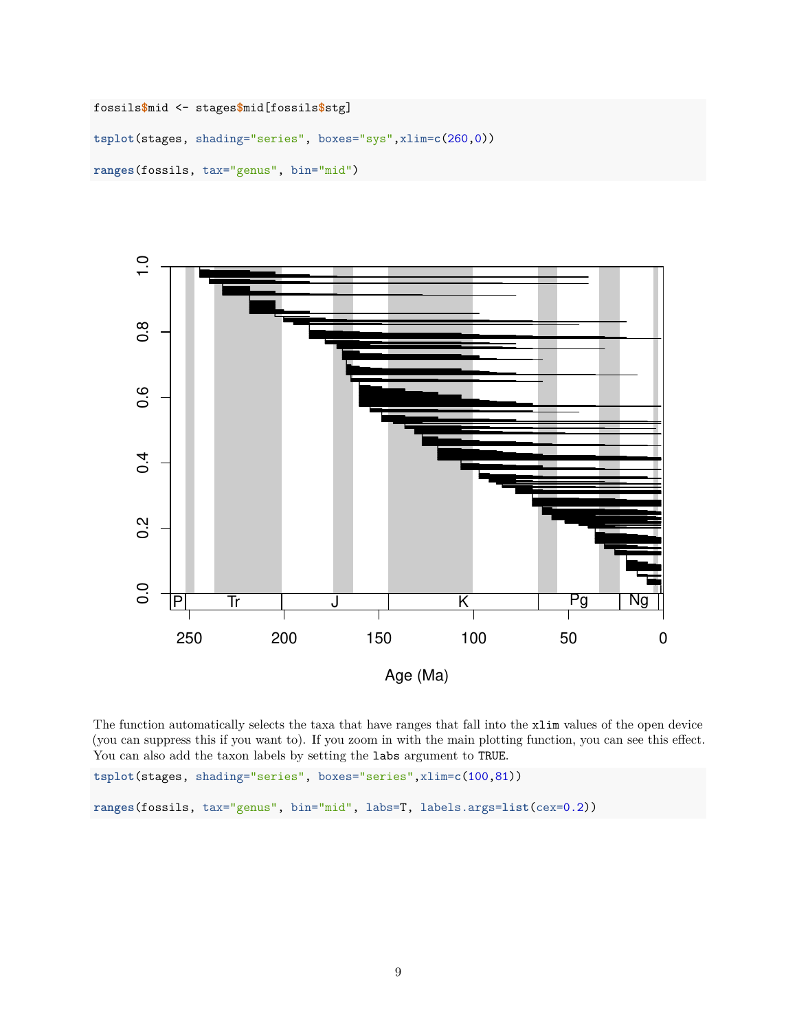```
fossils$mid <- stages$mid[fossils$stg]

tsplot(stages, shading="series", boxes="sys",xlim=c(260,0))

ranges(fossils, tax="genus", bin="mid")
```

The function automatically selects the taxa that have ranges that fall into the `xlim` values of the open device (you can suppress this if you want to). If you zoom in with the main plotting function, you can see this effect. You can also add the taxon labels by setting the `labs` argument to `TRUE`.

```
tsplot(stages, shading="series", boxes="series",xlim=c(100,81))

ranges(fossils, tax="genus", bin="mid", labs=T, labels.args=list(cex=0.2))
```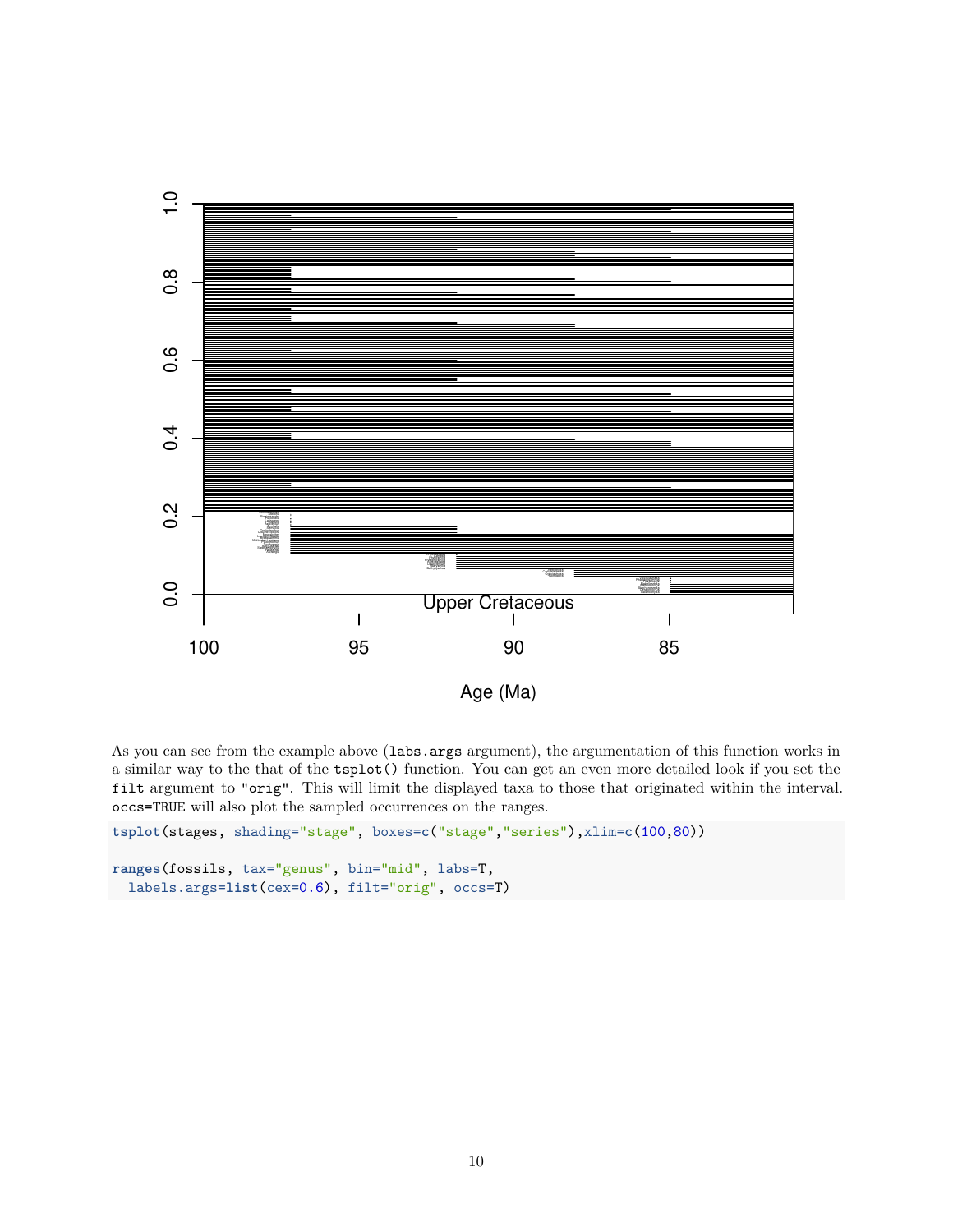As you can see from the example above (`labs.args` argument), the argumentation of this function works in a similar way to the that of the `tsplot()` function. You can get an even more detailed look if you set the `filt` argument to `"orig"`. This will limit the displayed taxa to those that originated within the interval. `occs=TRUE` will also plot the sampled occurrences on the ranges.

```
tsplot(stages, shading="stage", boxes=c("stage","series"),xlim=c(100,80))

ranges(fossils, tax="genus", bin="mid", labs=T,
  labels.args=list(cex=0.6), filt="orig", occs=T)
```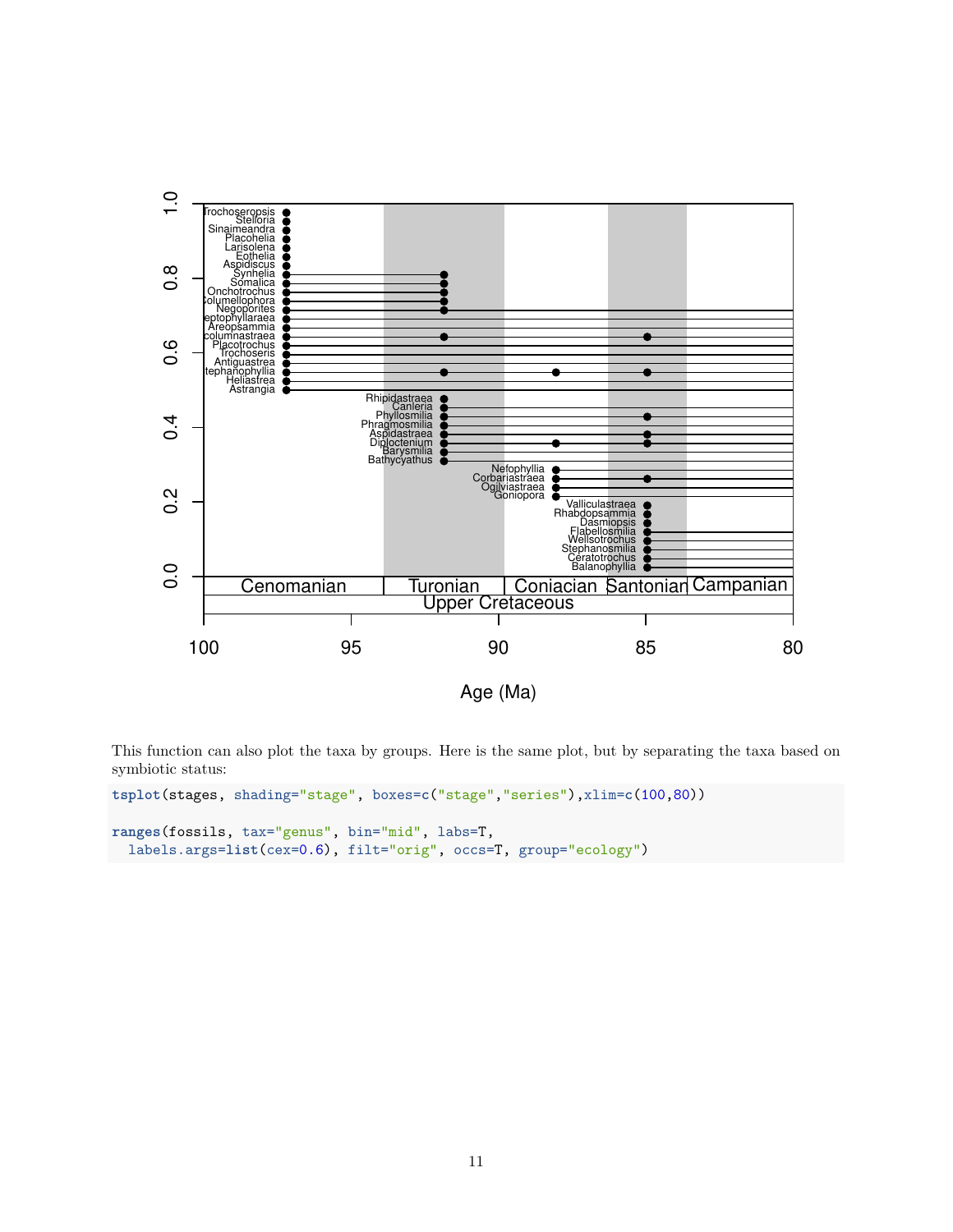This function can also plot the taxa by groups. Here is the same plot, but by separating the taxa based on symbiotic status:

```
tsplot(stages, shading="stage", boxes=c("stage","series"),xlim=c(100,80))

ranges(fossils, tax="genus", bin="mid", labs=T,
  labels.args=list(cex=0.6), filt="orig", occs=T, group="ecology")
```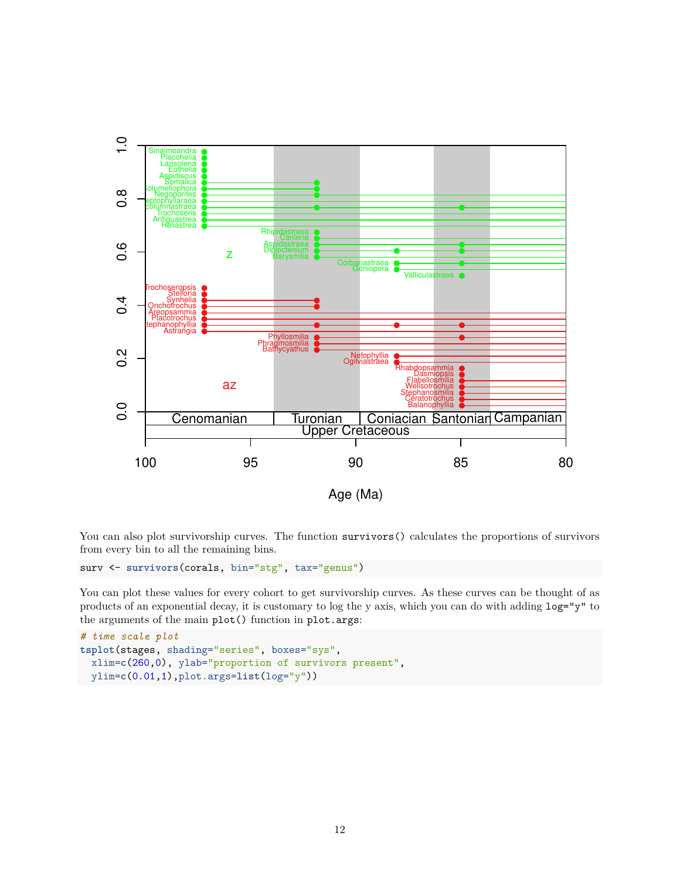You can also plot survivorship curves. The function `survivors()` calculates the proportions of survivors from every bin to all the remaining bins.

```
surv <- survivors(corals, bin="stg", tax="genus")
```

You can plot these values for every cohort to get survivorship curves. As these curves can be thought of as products of an exponential decay, it is customary to log the y axis, which you can do with adding `log="y"` to the arguments of the main `plot()` function in `plot.args`:

```
# time scale plot
tsplot(stages, shading="series", boxes="sys",
  xlim=c(260,0), ylab="proportion of survivors present",
  ylim=c(0.01,1),plot.args=list(log="y"))
```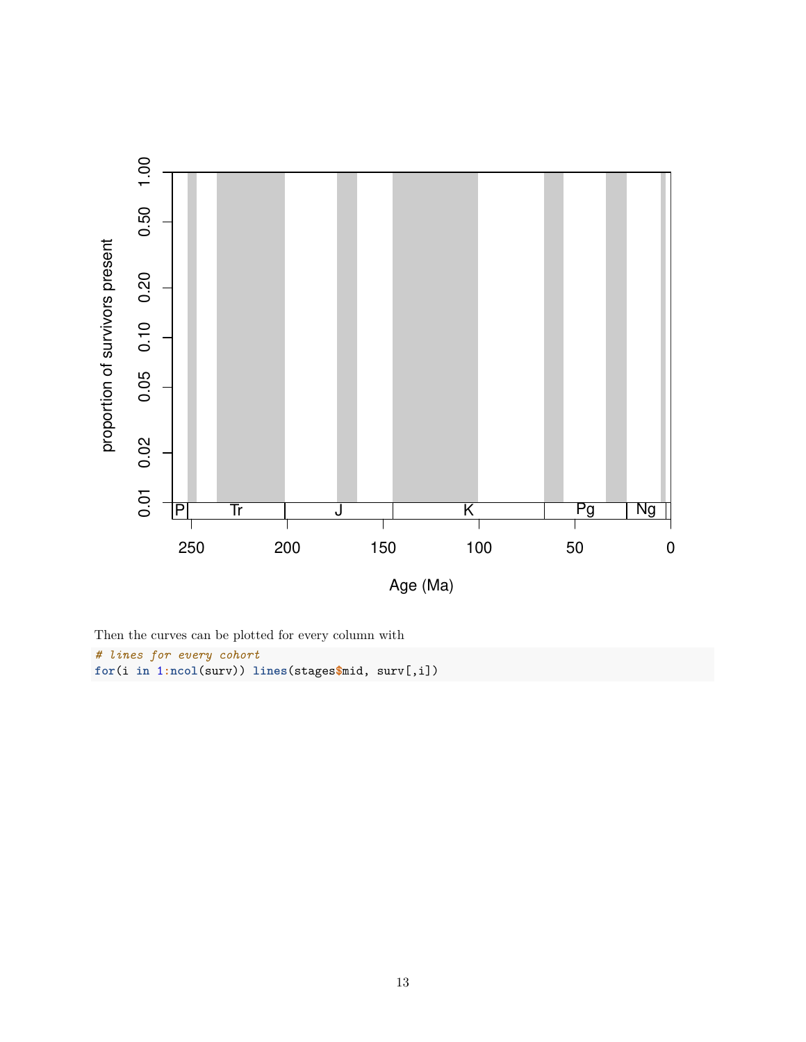Then the curves can be plotted for every column with

```
# lines for every cohort
for(i in 1:ncol(surv)) lines(stages$mid, surv[,i])
```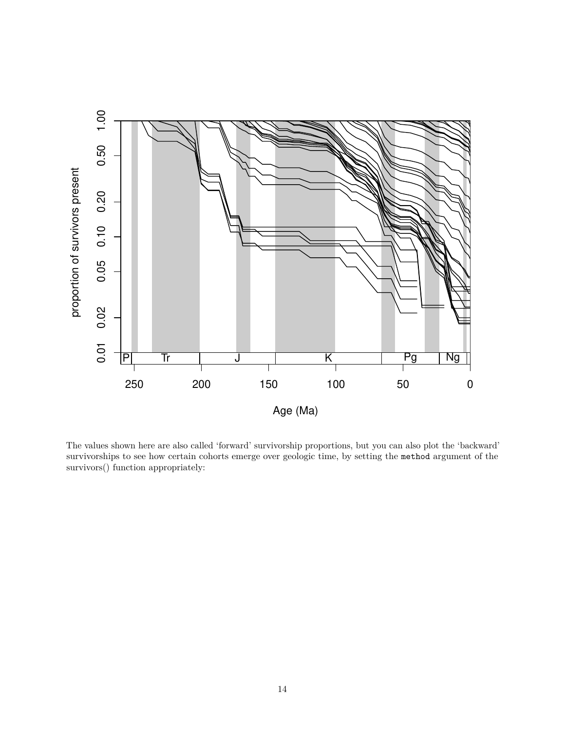The values shown here are also called 'forward' survivorship proportions, but you can also plot the 'backward' survivorships to see how certain cohorts emerge over geologic time, by setting the `method` argument of the survivors() function appropriately: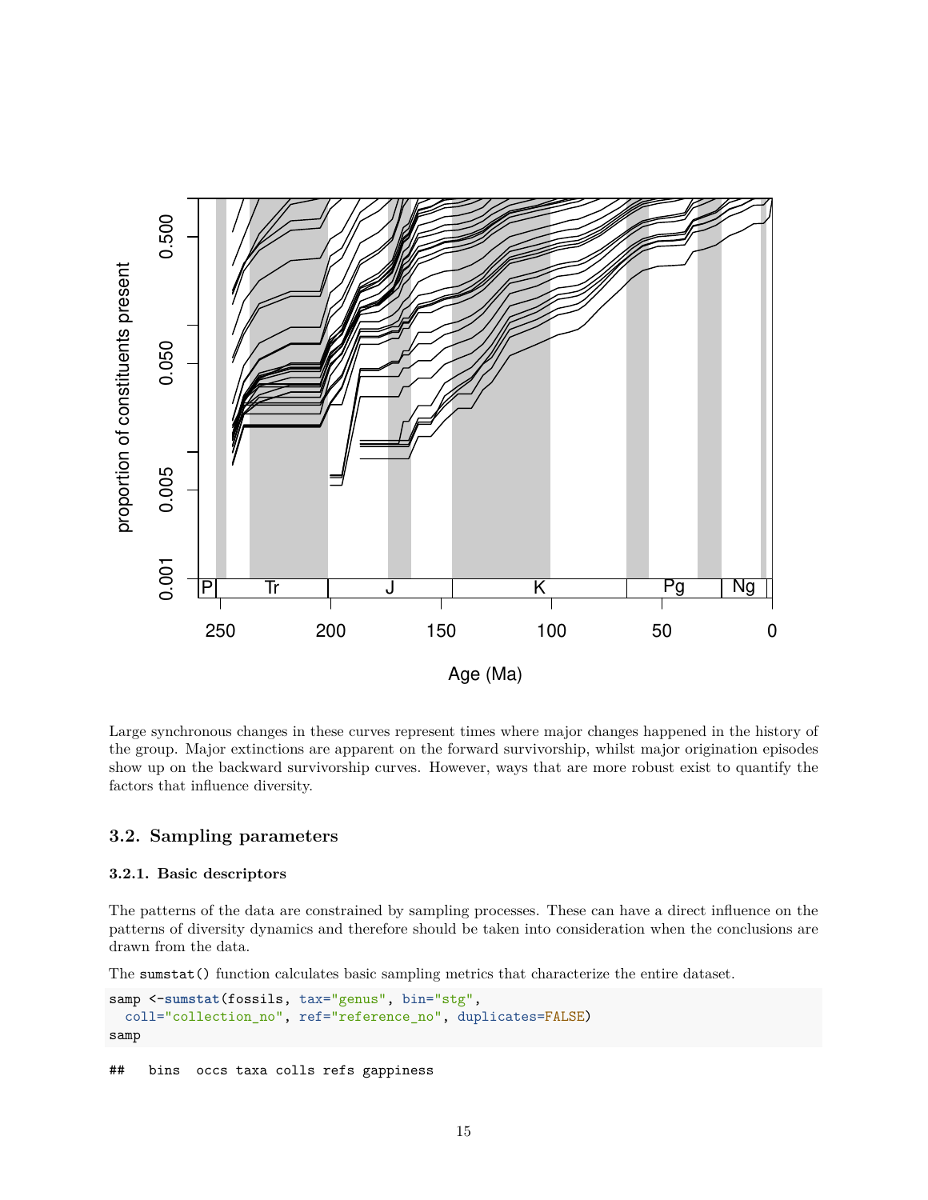Large synchronous changes in these curves represent times where major changes happened in the history of the group. Major extinctions are apparent on the forward survivorship, whilst major origination episodes show up on the backward survivorship curves. However, ways that are more robust exist to quantify the factors that influence diversity.

## 3.2. Sampling parameters

### 3.2.1. Basic descriptors

The patterns of the data are constrained by sampling processes. These can have a direct influence on the patterns of diversity dynamics and therefore should be taken into consideration when the conclusions are drawn from the data.

The `sumstat()` function calculates basic sampling metrics that characterize the entire dataset.

```
samp <-sumstat(fossils, tax="genus", bin="stg",
  coll="collection_no", ref="reference_no", duplicates=FALSE)
samp
```

```
##   bins  occs taxa colls refs gappiness
```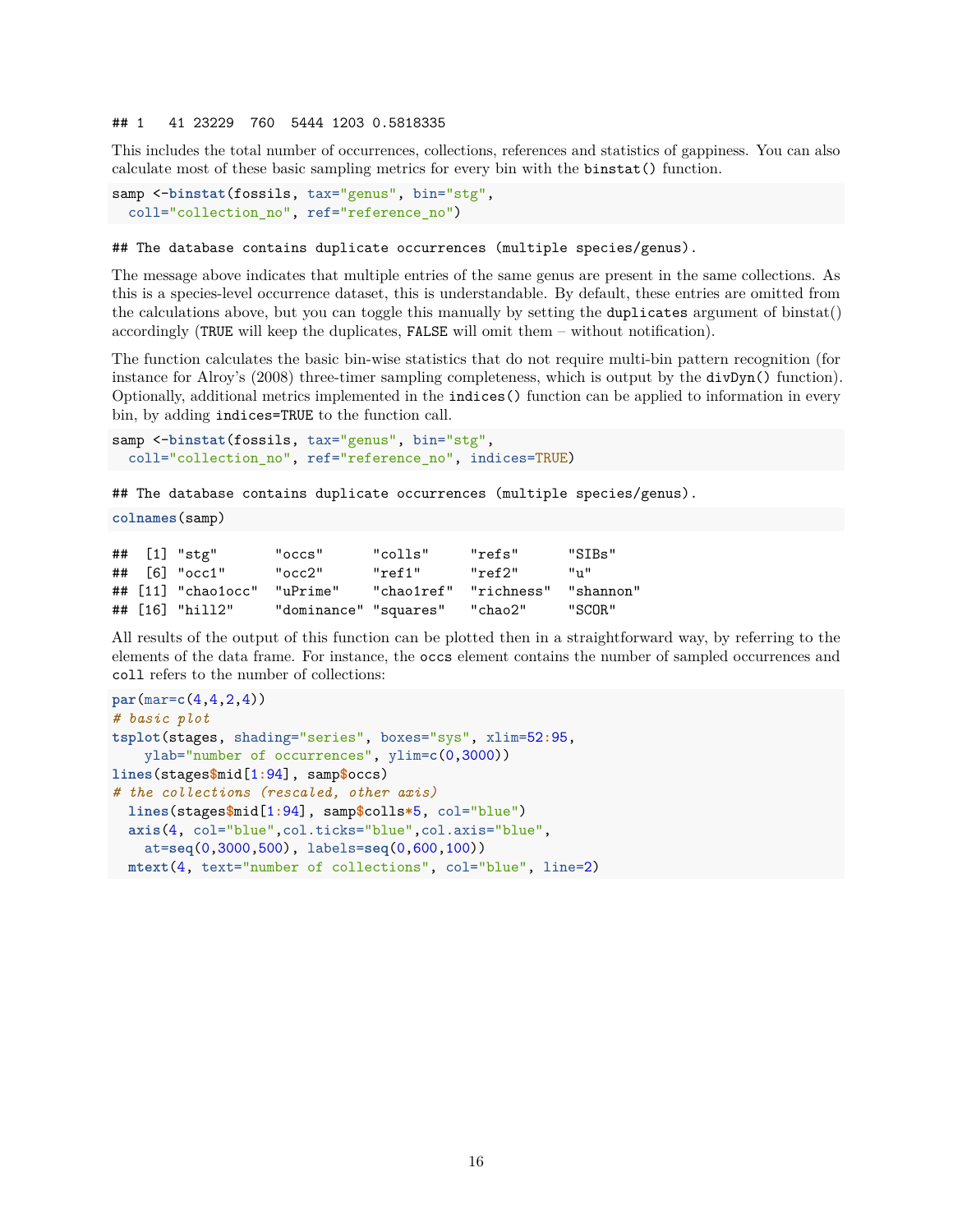```
## 1   41 23229  760  5444 1203 0.5818335
```

This includes the total number of occurrences, collections, references and statistics of gappiness. You can also calculate most of these basic sampling metrics for every bin with the `binstat()` function.

```
samp <-binstat(fossils, tax="genus", bin="stg",
  coll="collection_no", ref="reference_no")
```

```
## The database contains duplicate occurrences (multiple species/genus).
```

The message above indicates that multiple entries of the same genus are present in the same collections. As this is a species-level occurrence dataset, this is understandable. By default, these entries are omitted from the calculations above, but you can toggle this manually by setting the `duplicates` argument of binstat() accordingly (`TRUE` will keep the duplicates, `FALSE` will omit them – without notification).

The function calculates the basic bin-wise statistics that do not require multi-bin pattern recognition (for instance for Alroy's (2008) three-timer sampling completeness, which is output by the `divDyn()` function). Optionally, additional metrics implemented in the `indices()` function can be applied to information in every bin, by adding `indices=TRUE` to the function call.

```
samp <-binstat(fossils, tax="genus", bin="stg",
  coll="collection_no", ref="reference_no", indices=TRUE)
```

```
## The database contains duplicate occurrences (multiple species/genus).
```

```
colnames(samp)
```

```
##  [1] "stg"       "occs"      "colls"     "refs"      "SIBs"
##  [6] "occ1"      "occ2"      "ref1"      "ref2"      "u"
## [11] "chao1occ"  "uPrime"    "chao1ref"  "richness"  "shannon"
## [16] "hill2"     "dominance" "squares"   "chao2"     "SCOR"
```

All results of the output of this function can be plotted then in a straightforward way, by referring to the elements of the data frame. For instance, the `occs` element contains the number of sampled occurrences and `coll` refers to the number of collections:

```
par(mar=c(4,4,2,4))
# basic plot
tsplot(stages, shading="series", boxes="sys", xlim=52:95,
    ylab="number of occurrences", ylim=c(0,3000))
lines(stages$mid[1:94], samp$occs)
# the collections (rescaled, other axis)
  lines(stages$mid[1:94], samp$colls*5, col="blue")
  axis(4, col="blue",col.ticks="blue",col.axis="blue",
    at=seq(0,3000,500), labels=seq(0,600,100))
  mtext(4, text="number of collections", col="blue", line=2)
```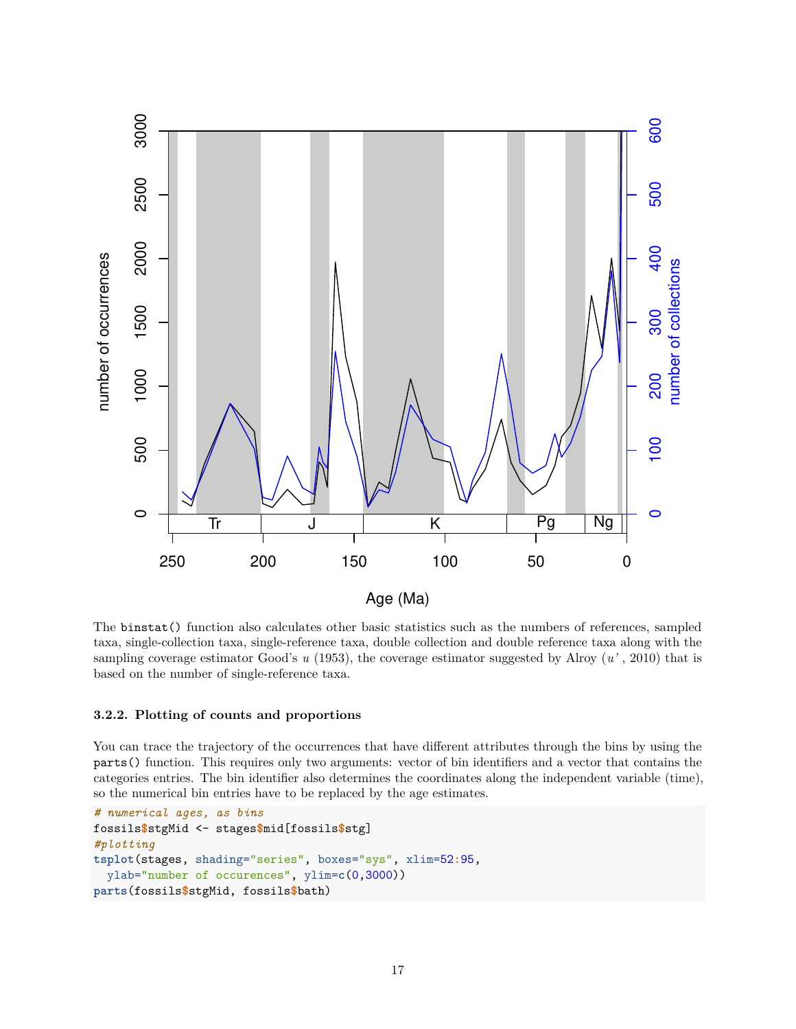The `binstat()` function also calculates other basic statistics such as the numbers of references, sampled taxa, single-collection taxa, single-reference taxa, double collection and double reference taxa along with the sampling coverage estimator Good's *u* (1953), the coverage estimator suggested by Alroy (*u'* , 2010) that is based on the number of single-reference taxa.

#### 3.2.2. Plotting of counts and proportions

You can trace the trajectory of the occurrences that have different attributes through the bins by using the `parts()` function. This requires only two arguments: vector of bin identifiers and a vector that contains the categories entries. The bin identifier also determines the coordinates along the independent variable (time), so the numerical bin entries have to be replaced by the age estimates.

```
# numerical ages, as bins
fossils$stgMid <- stages$mid[fossils$stg]
#plotting
tsplot(stages, shading="series", boxes="sys", xlim=52:95,
  ylab="number of occurences", ylim=c(0,3000))
parts(fossils$stgMid, fossils$bath)
```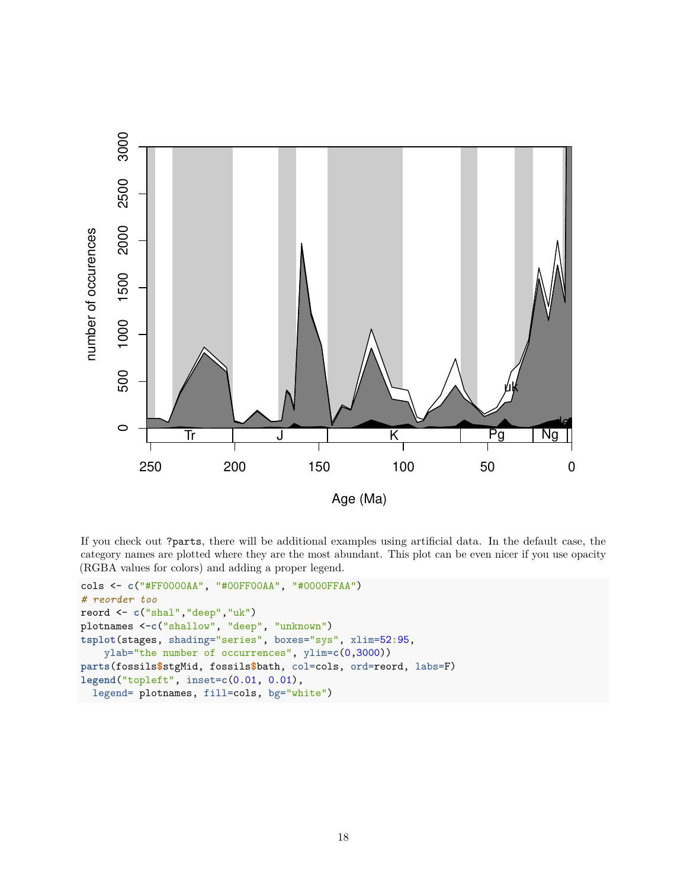If you check out `?parts`, there will be additional examples using artificial data. In the default case, the category names are plotted where they are the most abundant. This plot can be even nicer if you use opacity (RGBA values for colors) and adding a proper legend.

```
cols <- c("#FF0000AA", "#00FF00AA", "#0000FFAA")
# reorder too
reord <- c("shal","deep","uk")
plotnames <-c("shallow", "deep", "unknown")
tsplot(stages, shading="series", boxes="sys", xlim=52:95,
    ylab="the number of occurrences", ylim=c(0,3000))
parts(fossils$stgMid, fossils$bath, col=cols, ord=reord, labs=F)
legend("topleft", inset=c(0.01, 0.01),
  legend= plotnames, fill=cols, bg="white")
```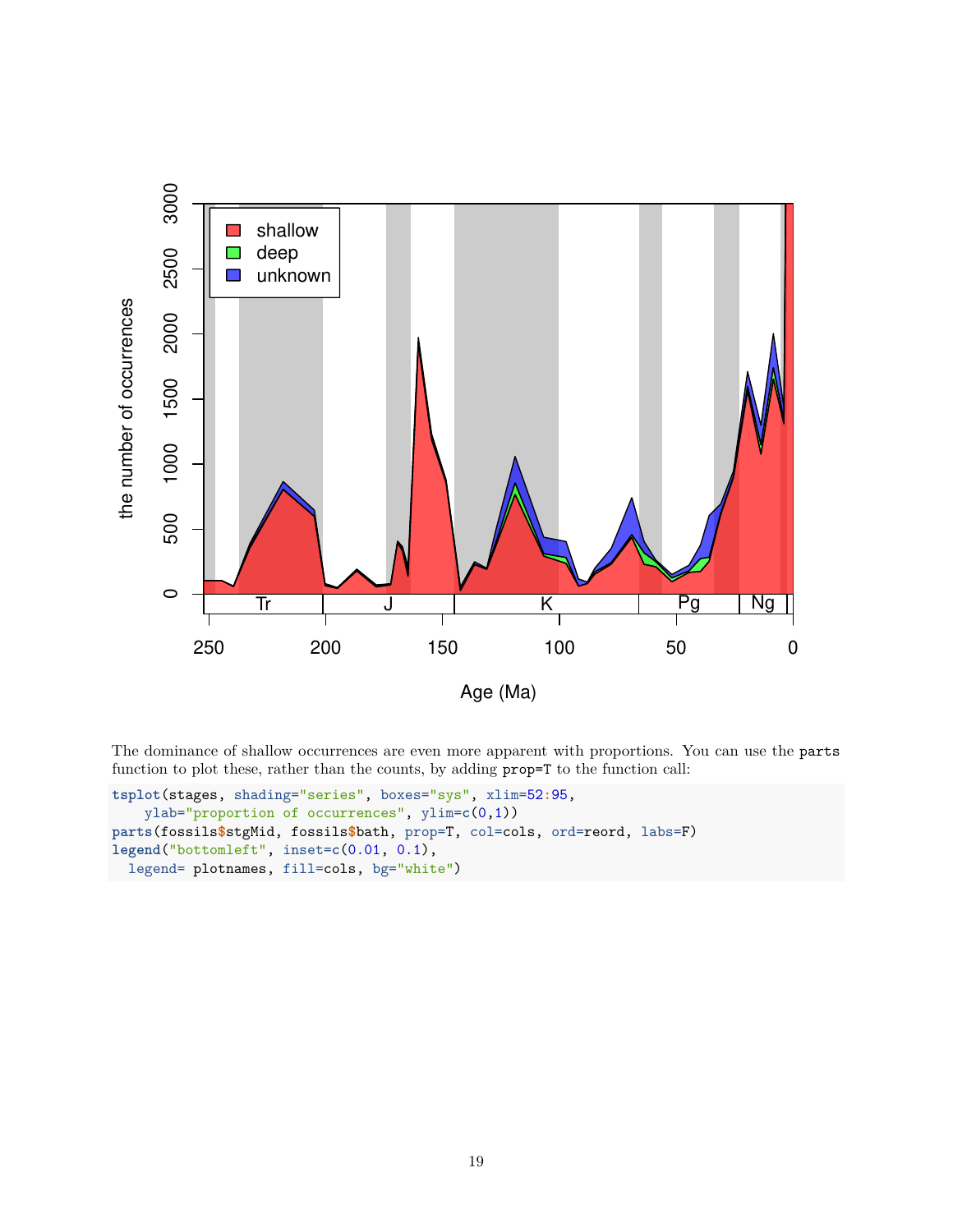The dominance of shallow occurrences are even more apparent with proportions. You can use the `parts` function to plot these, rather than the counts, by adding `prop=T` to the function call:

```
tsplot(stages, shading="series", boxes="sys", xlim=52:95,
    ylab="proportion of occurrences", ylim=c(0,1))
parts(fossils$stgMid, fossils$bath, prop=T, col=cols, ord=reord, labs=F)
legend("bottomleft", inset=c(0.01, 0.1),
  legend= plotnames, fill=cols, bg="white")
```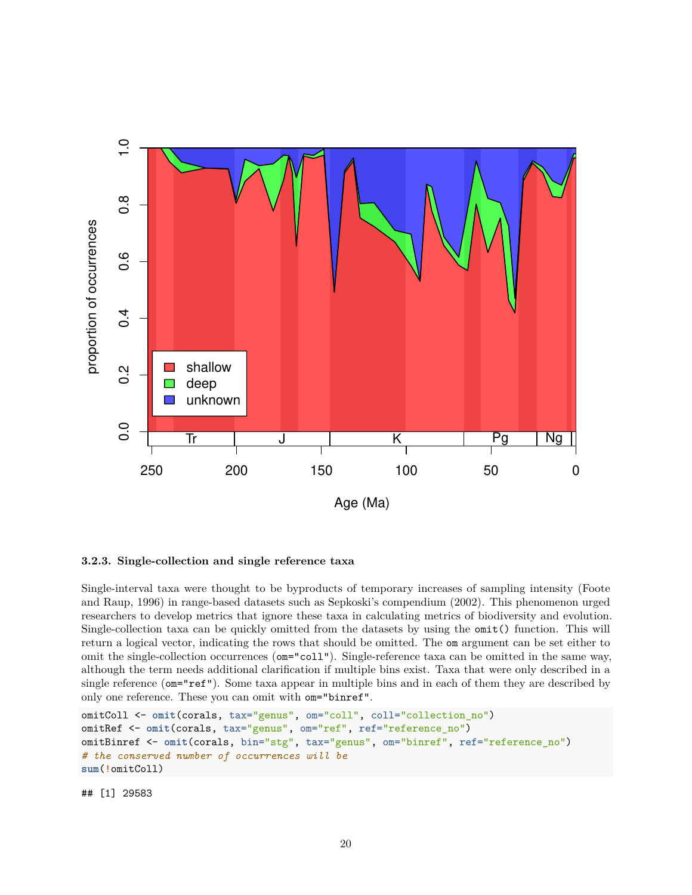### 3.2.3. Single-collection and single reference taxa

Single-interval taxa were thought to be byproducts of temporary increases of sampling intensity (Foote and Raup, 1996) in range-based datasets such as Sepkoski's compendium (2002). This phenomenon urged researchers to develop metrics that ignore these taxa in calculating metrics of biodiversity and evolution. Single-collection taxa can be quickly omitted from the datasets by using the `omit()` function. This will return a logical vector, indicating the rows that should be omitted. The `om` argument can be set either to omit the single-collection occurrences (`om="coll"`). Single-reference taxa can be omitted in the same way, although the term needs additional clarification if multiple bins exist. Taxa that were only described in a single reference (`om="ref"`). Some taxa appear in multiple bins and in each of them they are described by only one reference. These you can omit with `om="binref"`.

```
omitColl <- omit(corals, tax="genus", om="coll", coll="collection_no")
omitRef <- omit(corals, tax="genus", om="ref", ref="reference_no")
omitBinref <- omit(corals, bin="stg", tax="genus", om="binref", ref="reference_no")
# the conserved number of occurrences will be
sum(!omitColl)
```

```
## [1] 29583
```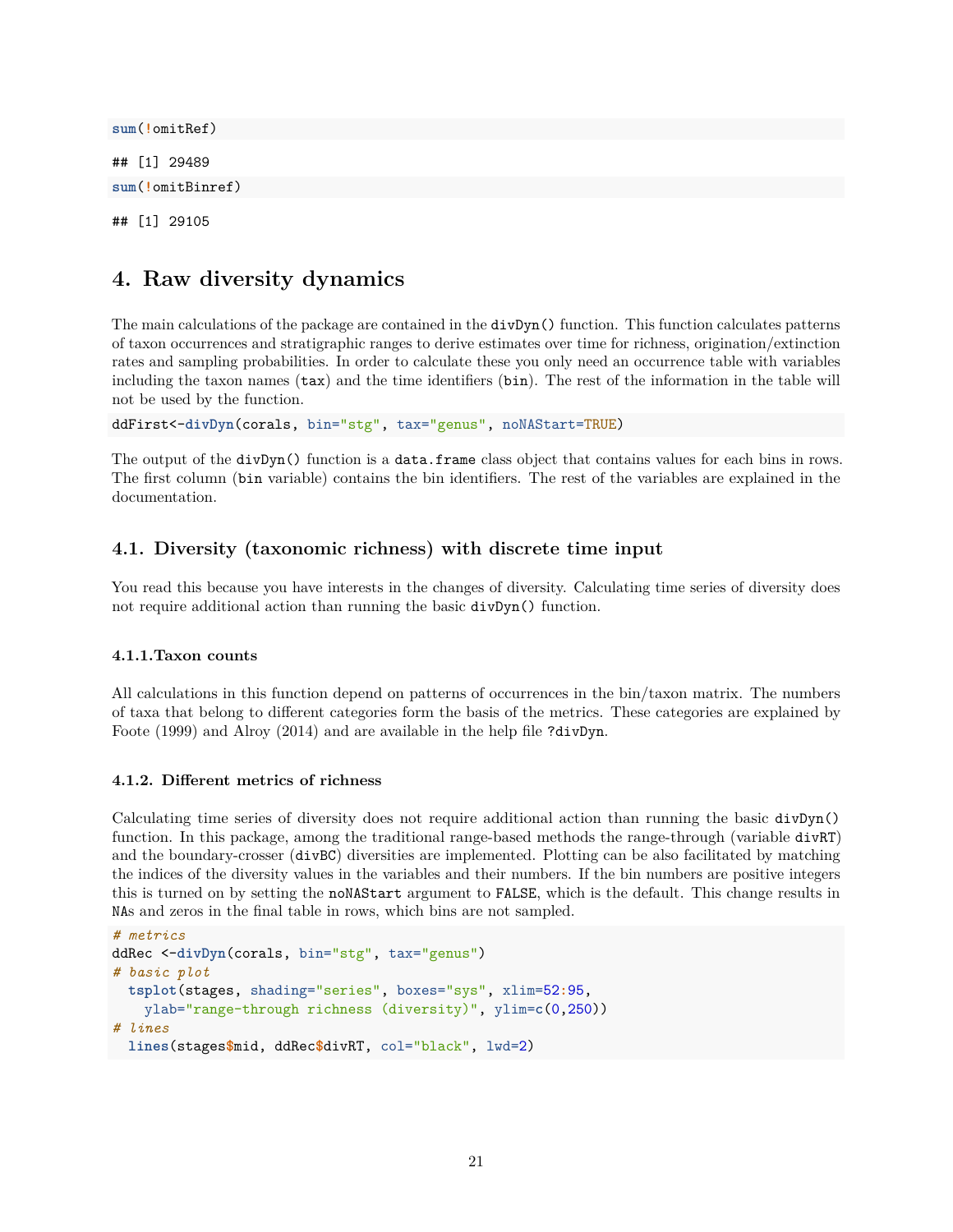```
sum(!omitRef)
```

```
## [1] 29489
```

```
sum(!omitBinref)
```

```
## [1] 29105
```

# 4. Raw diversity dynamics

The main calculations of the package are contained in the `divDyn()` function. This function calculates patterns of taxon occurrences and stratigraphic ranges to derive estimates over time for richness, origination/extinction rates and sampling probabilities. In order to calculate these you only need an occurrence table with variables including the taxon names (`tax`) and the time identifiers (`bin`). The rest of the information in the table will not be used by the function.

```
ddFirst<-divDyn(corals, bin="stg", tax="genus", noNAStart=TRUE)
```

The output of the `divDyn()` function is a `data.frame` class object that contains values for each bins in rows. The first column (`bin` variable) contains the bin identifiers. The rest of the variables are explained in the documentation.

## 4.1. Diversity (taxonomic richness) with discrete time input

You read this because you have interests in the changes of diversity. Calculating time series of diversity does not require additional action than running the basic `divDyn()` function.

### 4.1.1.Taxon counts

All calculations in this function depend on patterns of occurrences in the bin/taxon matrix. The numbers of taxa that belong to different categories form the basis of the metrics. These categories are explained by Foote (1999) and Alroy (2014) and are available in the help file `?divDyn`.

### 4.1.2. Different metrics of richness

Calculating time series of diversity does not require additional action than running the basic `divDyn()` function. In this package, among the traditional range-based methods the range-through (variable `divRT`) and the boundary-crosser (`divBC`) diversities are implemented. Plotting can be also facilitated by matching the indices of the diversity values in the variables and their numbers. If the bin numbers are positive integers this is turned on by setting the `noNAStart` argument to `FALSE`, which is the default. This change results in `NA`s and zeros in the final table in rows, which bins are not sampled.

```
# metrics
ddRec <-divDyn(corals, bin="stg", tax="genus")
# basic plot
  tsplot(stages, shading="series", boxes="sys", xlim=52:95,
    ylab="range-through richness (diversity)", ylim=c(0,250))
# lines
  lines(stages$mid, ddRec$divRT, col="black", lwd=2)
```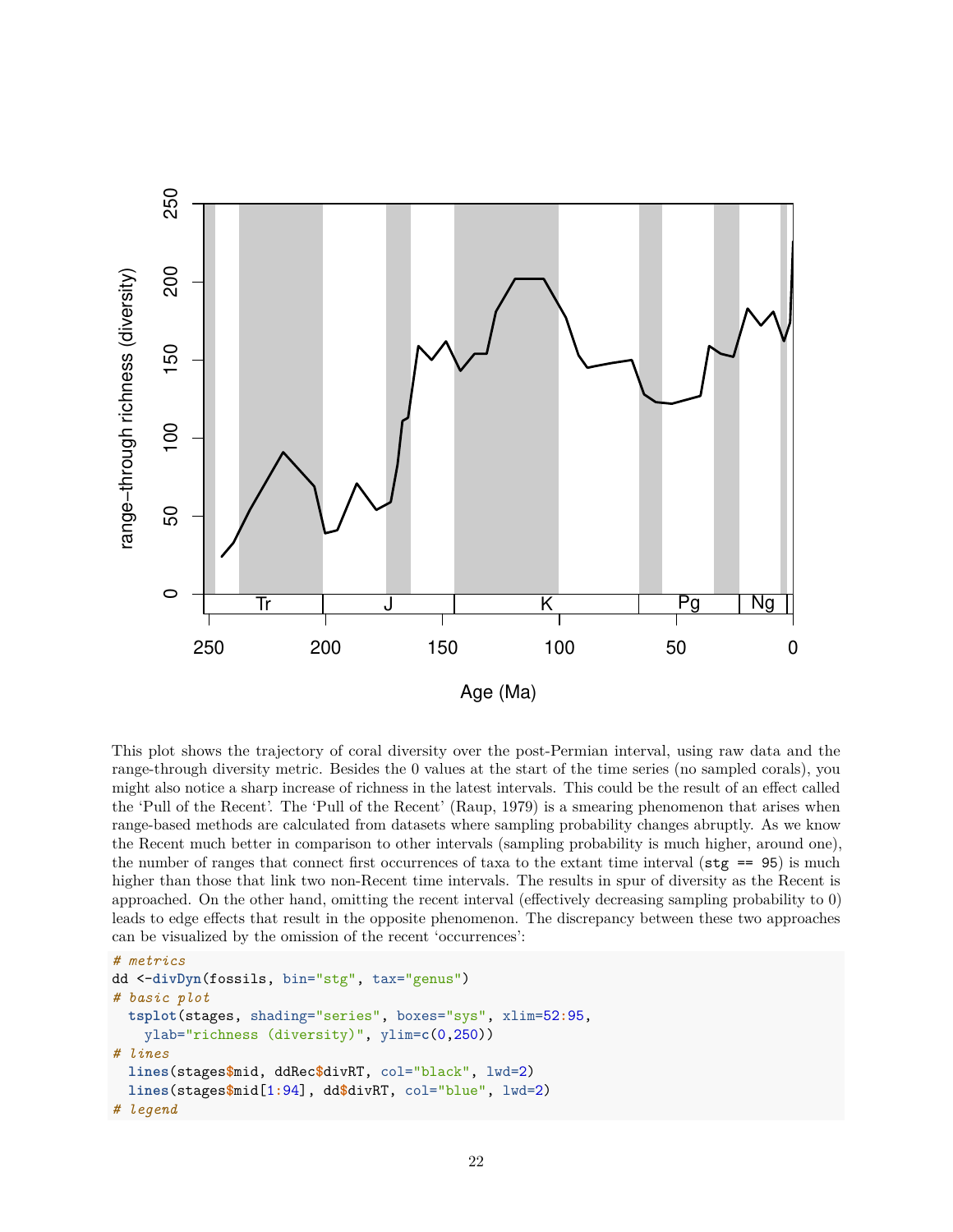This plot shows the trajectory of coral diversity over the post-Permian interval, using raw data and the range-through diversity metric. Besides the 0 values at the start of the time series (no sampled corals), you might also notice a sharp increase of richness in the latest intervals. This could be the result of an effect called the 'Pull of the Recent'. The 'Pull of the Recent' (Raup, 1979) is a smearing phenomenon that arises when range-based methods are calculated from datasets where sampling probability changes abruptly. As we know the Recent much better in comparison to other intervals (sampling probability is much higher, around one), the number of ranges that connect first occurrences of taxa to the extant time interval (`stg == 95`) is much higher than those that link two non-Recent time intervals. The results in spur of diversity as the Recent is approached. On the other hand, omitting the recent interval (effectively decreasing sampling probability to 0) leads to edge effects that result in the opposite phenomenon. The discrepancy between these two approaches can be visualized by the omission of the recent 'occurrences':

```
# metrics
dd <-divDyn(fossils, bin="stg", tax="genus")
# basic plot
  tsplot(stages, shading="series", boxes="sys", xlim=52:95,
    ylab="richness (diversity)", ylim=c(0,250))
# lines
  lines(stages$mid, ddRec$divRT, col="black", lwd=2)
  lines(stages$mid[1:94], dd$divRT, col="blue", lwd=2)
# legend
```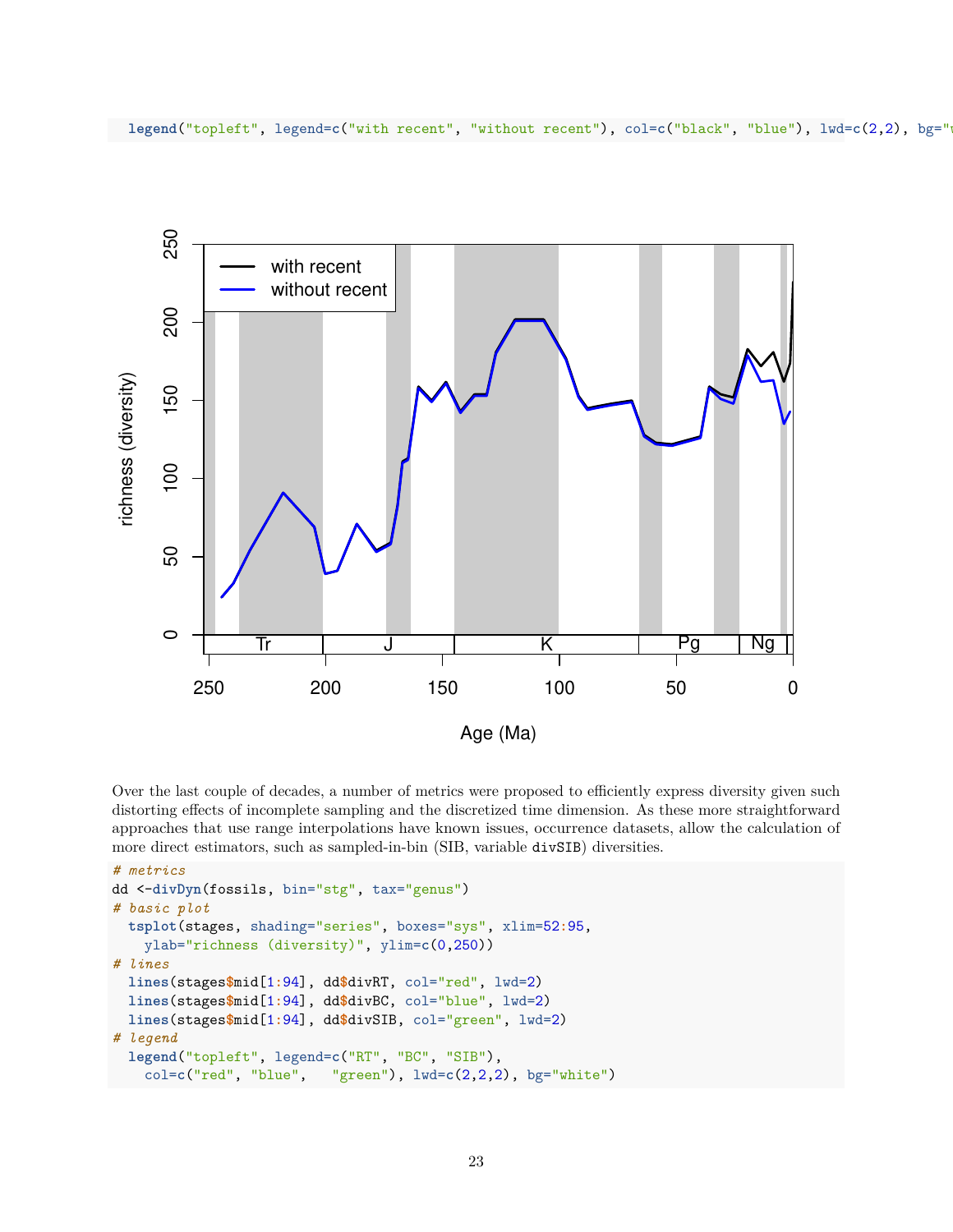```
legend("topleft", legend=c("with recent", "without recent"), col=c("black", "blue"), lwd=c(2,2), bg="w
```

Over the last couple of decades, a number of metrics were proposed to efficiently express diversity given such distorting effects of incomplete sampling and the discretized time dimension. As these more straightforward approaches that use range interpolations have known issues, occurrence datasets, allow the calculation of more direct estimators, such as sampled-in-bin (SIB, variable `divSIB`) diversities.

```
# metrics
dd <-divDyn(fossils, bin="stg", tax="genus")
# basic plot
  tsplot(stages, shading="series", boxes="sys", xlim=52:95,
    ylab="richness (diversity)", ylim=c(0,250))
# lines
  lines(stages$mid[1:94], dd$divRT, col="red", lwd=2)
  lines(stages$mid[1:94], dd$divBC, col="blue", lwd=2)
  lines(stages$mid[1:94], dd$divSIB, col="green", lwd=2)
# legend
  legend("topleft", legend=c("RT", "BC", "SIB"),
    col=c("red", "blue",   "green"), lwd=c(2,2,2), bg="white")
```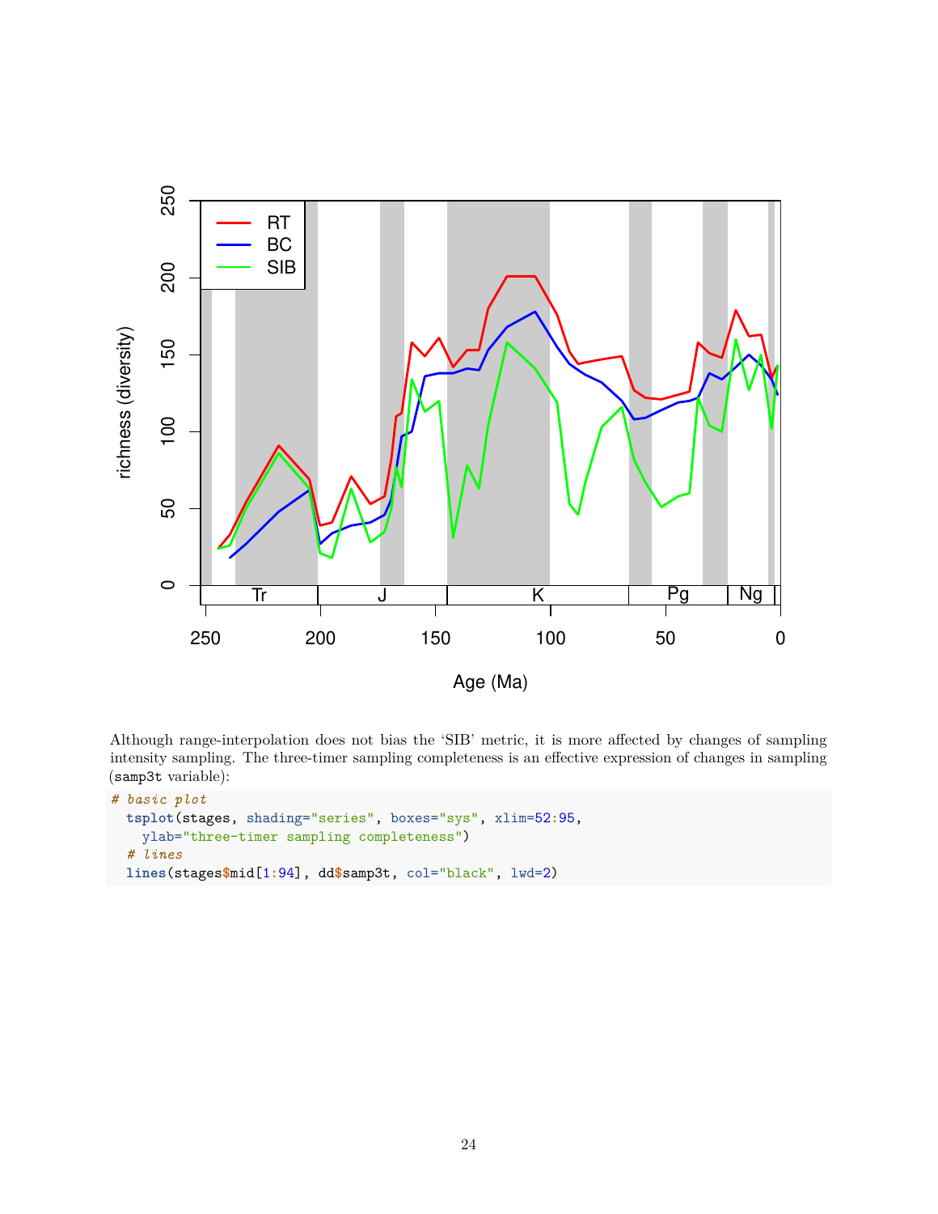Although range-interpolation does not bias the 'SIB' metric, it is more affected by changes of sampling intensity sampling. The three-timer sampling completeness is an effective expression of changes in sampling (samp3t variable):

```
# basic plot
  tsplot(stages, shading="series", boxes="sys", xlim=52:95,
    ylab="three-timer sampling completeness")
  # lines
  lines(stages$mid[1:94], dd$samp3t, col="black", lwd=2)
```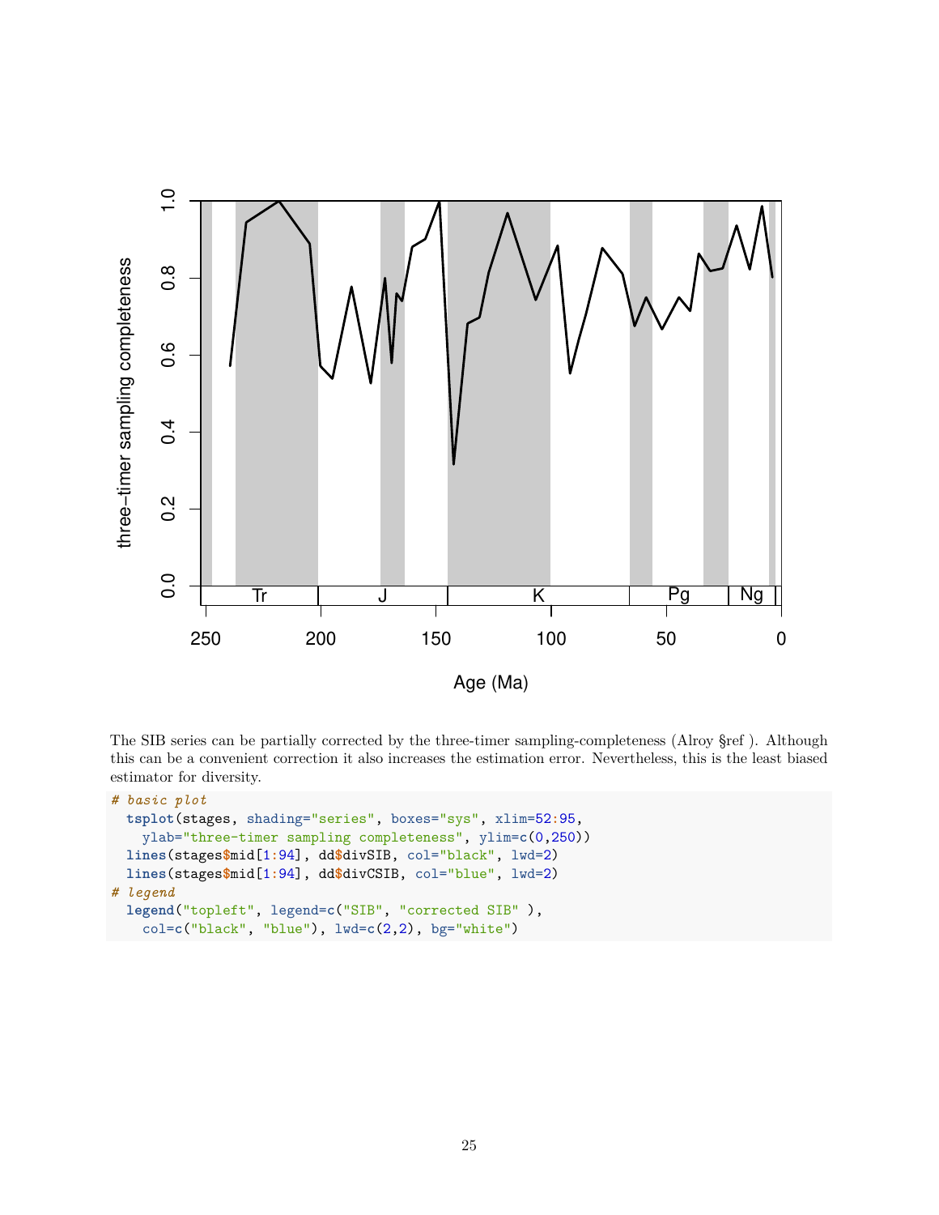The SIB series can be partially corrected by the three-timer sampling-completeness (Alroy §ref ). Although this can be a convenient correction it also increases the estimation error. Nevertheless, this is the least biased estimator for diversity.

```
# basic plot
  tsplot(stages, shading="series", boxes="sys", xlim=52:95,
    ylab="three-timer sampling completeness", ylim=c(0,250))
  lines(stages$mid[1:94], dd$divSIB, col="black", lwd=2)
  lines(stages$mid[1:94], dd$divCSIB, col="blue", lwd=2)
# legend
  legend("topleft", legend=c("SIB", "corrected SIB" ),
    col=c("black", "blue"), lwd=c(2,2), bg="white")
```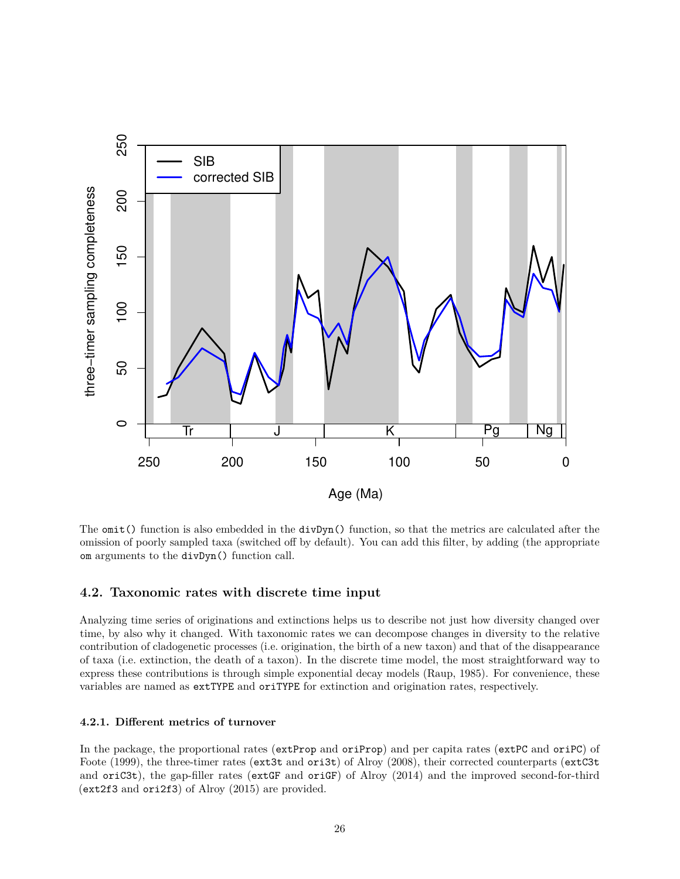The `omit()` function is also embedded in the `divDyn()` function, so that the metrics are calculated after the omission of poorly sampled taxa (switched off by default). You can add this filter, by adding (the appropriate `om` arguments to the `divDyn()` function call.

### 4.2. Taxonomic rates with discrete time input

Analyzing time series of originations and extinctions helps us to describe not just how diversity changed over time, by also why it changed. With taxonomic rates we can decompose changes in diversity to the relative contribution of cladogenetic processes (i.e. origination, the birth of a new taxon) and that of the disappearance of taxa (i.e. extinction, the death of a taxon). In the discrete time model, the most straightforward way to express these contributions is through simple exponential decay models (Raup, 1985). For convenience, these variables are named as `extTYPE` and `oriTYPE` for extinction and origination rates, respectively.

#### 4.2.1. Different metrics of turnover

In the package, the proportional rates (`extProp` and `oriProp`) and per capita rates (`extPC` and `oriPC`) of Foote (1999), the three-timer rates (`ext3t` and `ori3t`) of Alroy (2008), their corrected counterparts (`extC3t` and `oriC3t`), the gap-filler rates (`extGF` and `oriGF`) of Alroy (2014) and the improved second-for-third (`ext2f3` and `ori2f3`) of Alroy (2015) are provided.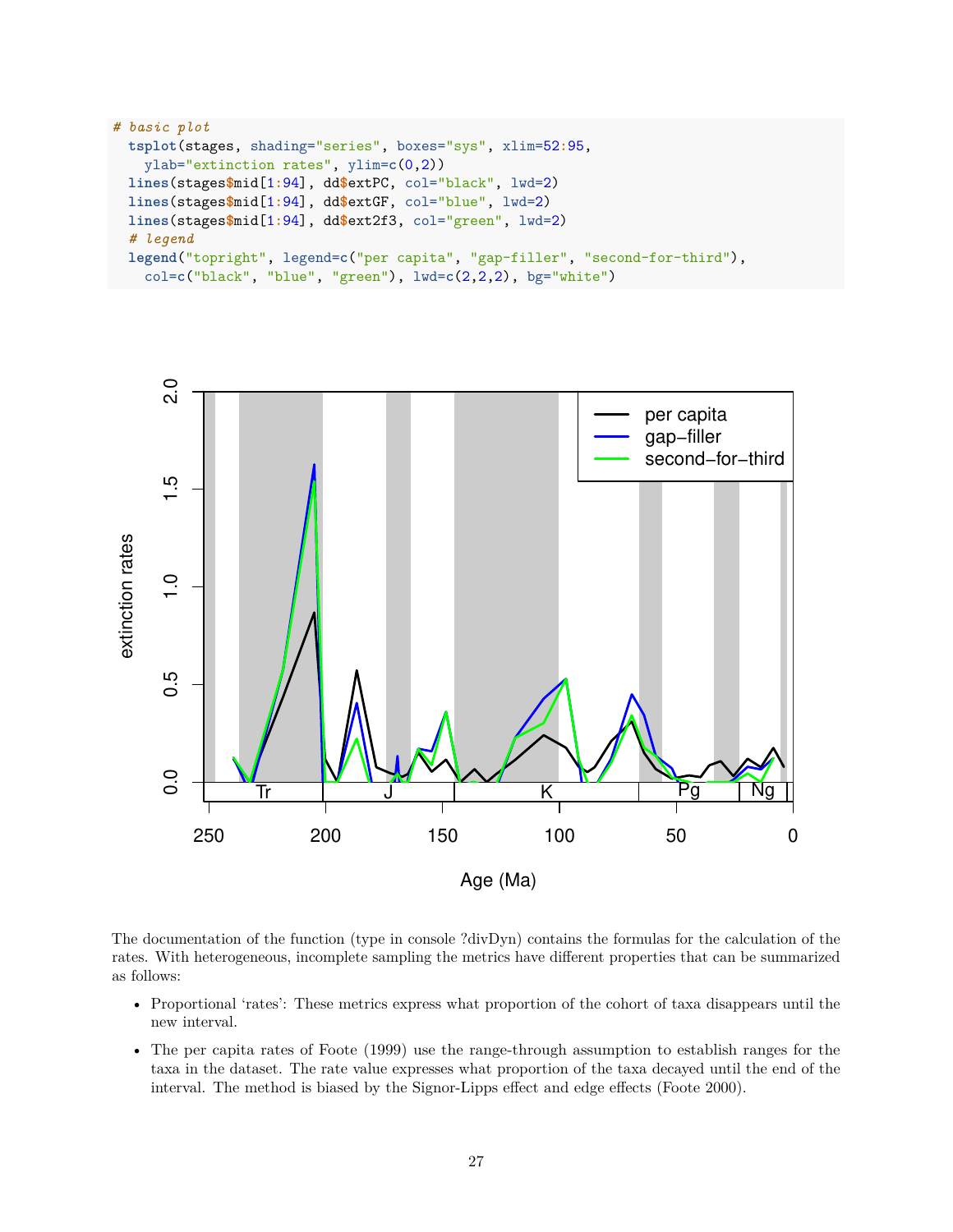```r
# basic plot
tsplot(stages, shading="series", boxes="sys", xlim=52:95,
  ylab="extinction rates", ylim=c(0,2))
lines(stages$mid[1:94], dd$extPC, col="black", lwd=2)
lines(stages$mid[1:94], dd$extGF, col="blue", lwd=2)
lines(stages$mid[1:94], dd$ext2f3, col="green", lwd=2)
# legend
legend("topright", legend=c("per capita", "gap-filler", "second-for-third"),
  col=c("black", "blue", "green"), lwd=c(2,2,2), bg="white")
```

The documentation of the function (type in console ?divDyn) contains the formulas for the calculation of the rates. With heterogeneous, incomplete sampling the metrics have different properties that can be summarized as follows:

- Proportional 'rates': These metrics express what proportion of the cohort of taxa disappears until the new interval.
- The per capita rates of Foote (1999) use the range-through assumption to establish ranges for the taxa in the dataset. The rate value expresses what proportion of the taxa decayed until the end of the interval. The method is biased by the Signor-Lipps effect and edge effects (Foote 2000).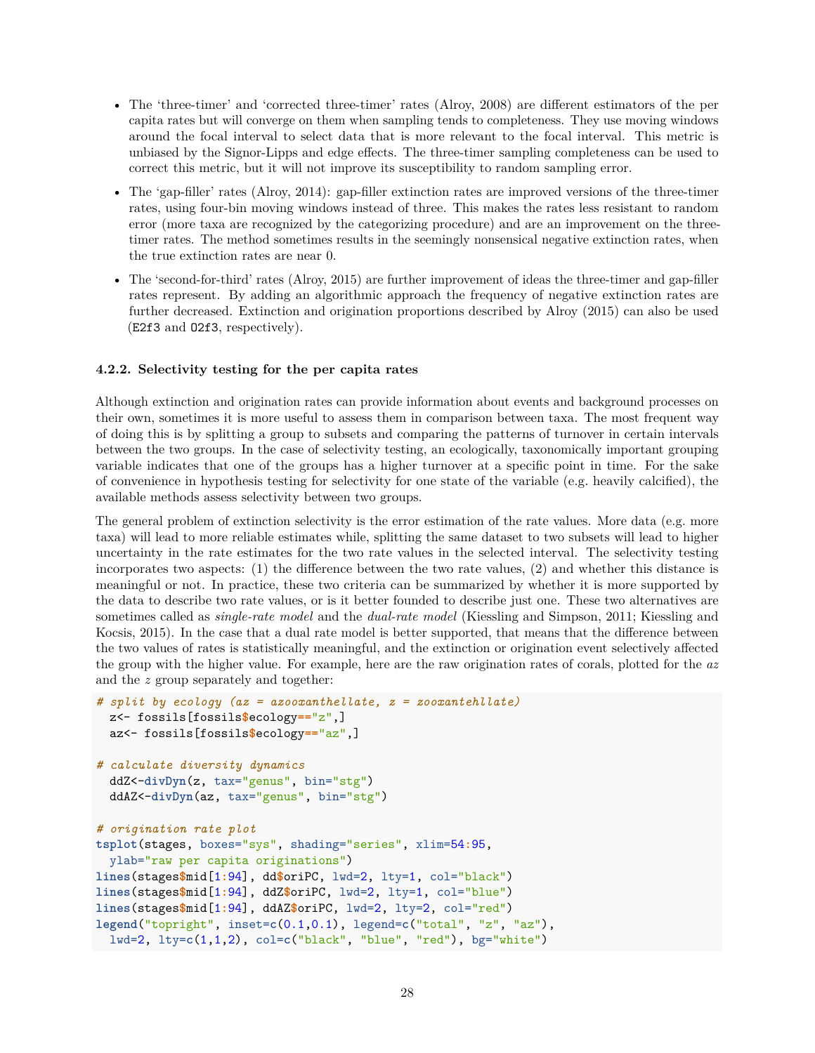- The 'three-timer' and 'corrected three-timer' rates (Alroy, 2008) are different estimators of the per capita rates but will converge on them when sampling tends to completeness. They use moving windows around the focal interval to select data that is more relevant to the focal interval. This metric is unbiased by the Signor-Lipps and edge effects. The three-timer sampling completeness can be used to correct this metric, but it will not improve its susceptibility to random sampling error.
- The 'gap-filler' rates (Alroy, 2014): gap-filler extinction rates are improved versions of the three-timer rates, using four-bin moving windows instead of three. This makes the rates less resistant to random error (more taxa are recognized by the categorizing procedure) and are an improvement on the three-timer rates. The method sometimes results in the seemingly nonsensical negative extinction rates, when the true extinction rates are near 0.
- The 'second-for-third' rates (Alroy, 2015) are further improvement of ideas the three-timer and gap-filler rates represent. By adding an algorithmic approach the frequency of negative extinction rates are further decreased. Extinction and origination proportions described by Alroy (2015) can also be used (`E2f3` and `O2f3`, respectively).

#### 4.2.2. Selectivity testing for the per capita rates

Although extinction and origination rates can provide information about events and background processes on their own, sometimes it is more useful to assess them in comparison between taxa. The most frequent way of doing this is by splitting a group to subsets and comparing the patterns of turnover in certain intervals between the two groups. In the case of selectivity testing, an ecologically, taxonomically important grouping variable indicates that one of the groups has a higher turnover at a specific point in time. For the sake of convenience in hypothesis testing for selectivity for one state of the variable (e.g. heavily calcified), the available methods assess selectivity between two groups.

The general problem of extinction selectivity is the error estimation of the rate values. More data (e.g. more taxa) will lead to more reliable estimates while, splitting the same dataset to two subsets will lead to higher uncertainty in the rate estimates for the two rate values in the selected interval. The selectivity testing incorporates two aspects: (1) the difference between the two rate values, (2) and whether this distance is meaningful or not. In practice, these two criteria can be summarized by whether it is more supported by the data to describe two rate values, or is it better founded to describe just one. These two alternatives are sometimes called as *single-rate model* and the *dual-rate model* (Kiessling and Simpson, 2011; Kiessling and Kocsis, 2015). In the case that a dual rate model is better supported, that means that the difference between the two values of rates is statistically meaningful, and the extinction or origination event selectively affected the group with the higher value. For example, here are the raw origination rates of corals, plotted for the *az* and the *z* group separately and together:

```
# split by ecology (az = azooxanthellate, z = zooxantehllate)
  z<- fossils[fossils$ecology=="z",]
  az<- fossils[fossils$ecology=="az",]

# calculate diversity dynamics
  ddZ<-divDyn(z, tax="genus", bin="stg")
  ddAZ<-divDyn(az, tax="genus", bin="stg")

# origination rate plot
tsplot(stages, boxes="sys", shading="series", xlim=54:95,
  ylab="raw per capita originations")
lines(stages$mid[1:94], dd$oriPC, lwd=2, lty=1, col="black")
lines(stages$mid[1:94], ddZ$oriPC, lwd=2, lty=1, col="blue")
lines(stages$mid[1:94], ddAZ$oriPC, lwd=2, lty=2, col="red")
legend("topright", inset=c(0.1,0.1), legend=c("total", "z", "az"),
  lwd=2, lty=c(1,1,2), col=c("black", "blue", "red"), bg="white")
```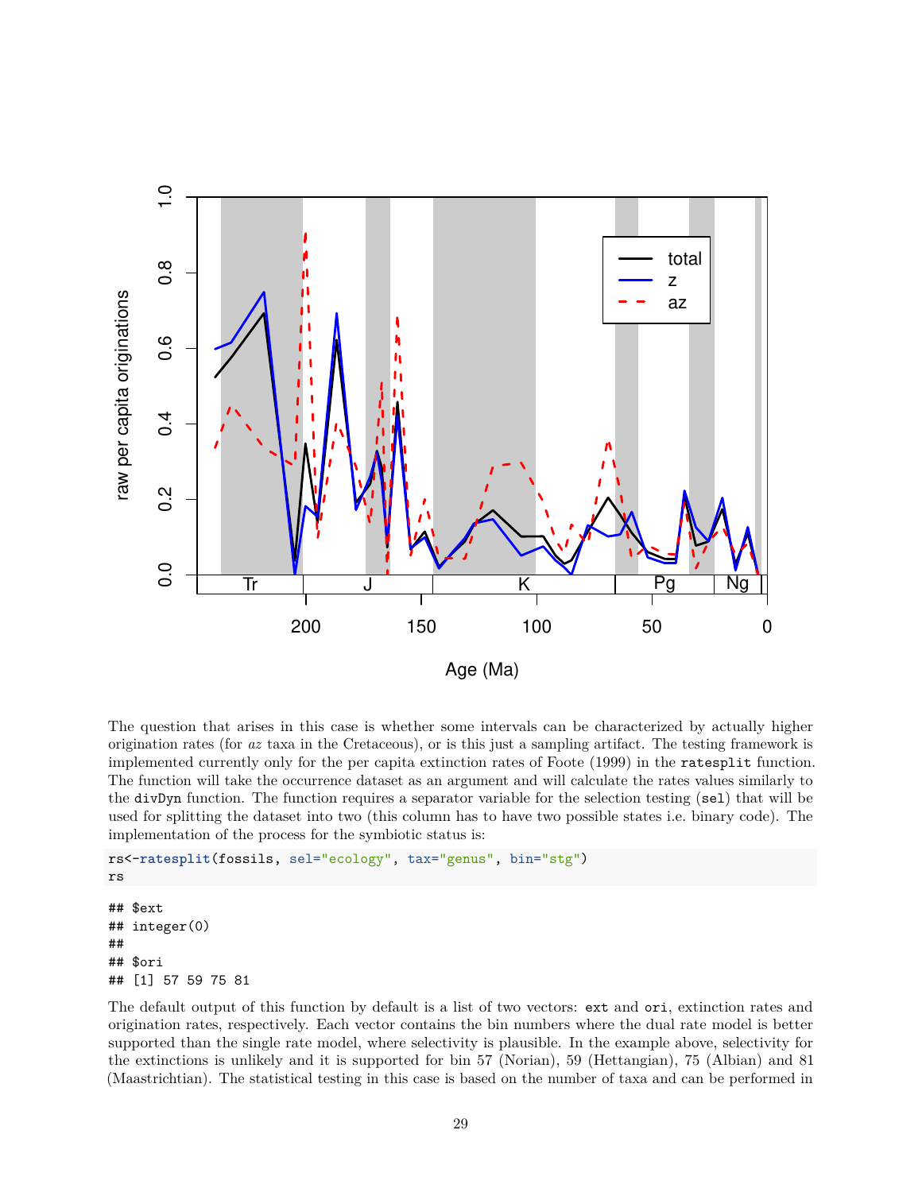The question that arises in this case is whether some intervals can be characterized by actually higher origination rates (for *az* taxa in the Cretaceous), or is this just a sampling artifact. The testing framework is implemented currently only for the per capita extinction rates of Foote (1999) in the `ratesplit` function. The function will take the occurrence dataset as an argument and will calculate the rates values similarly to the `divDyn` function. The function requires a separator variable for the selection testing (`sel`) that will be used for splitting the dataset into two (this column has to have two possible states i.e. binary code). The implementation of the process for the symbiotic status is:

```
rs<-ratesplit(fossils, sel="ecology", tax="genus", bin="stg")
rs
```

```
## $ext
## integer(0)
##
## $ori
## [1] 57 59 75 81
```

The default output of this function by default is a list of two vectors: `ext` and `ori`, extinction rates and origination rates, respectively. Each vector contains the bin numbers where the dual rate model is better supported than the single rate model, where selectivity is plausible. In the example above, selectivity for the extinctions is unlikely and it is supported for bin 57 (Norian), 59 (Hettangian), 75 (Albian) and 81 (Maastrichtian). The statistical testing in this case is based on the number of taxa and can be performed in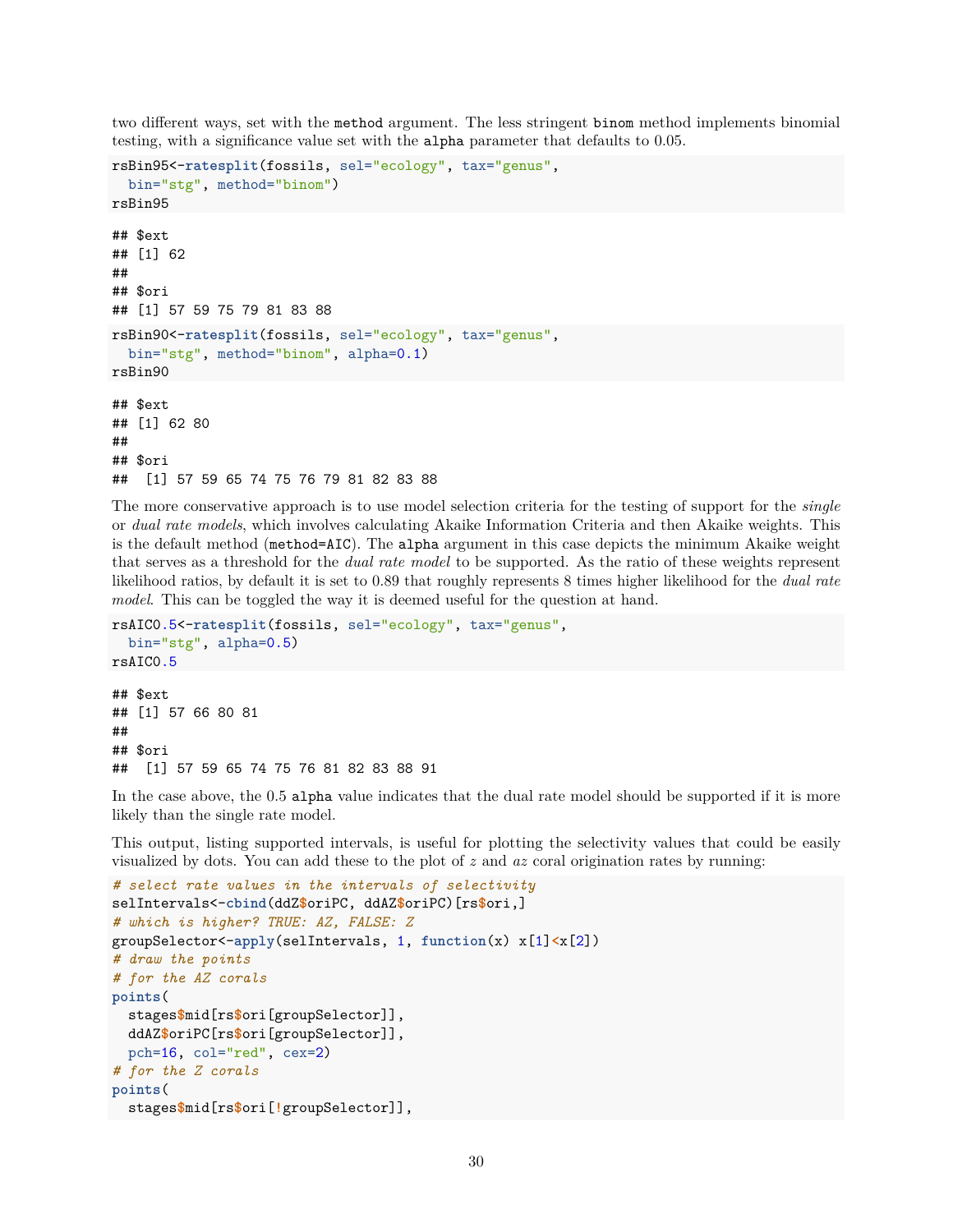two different ways, set with the `method` argument. The less stringent `binom` method implements binomial testing, with a significance value set with the `alpha` parameter that defaults to 0.05.

```
rsBin95<-ratesplit(fossils, sel="ecology", tax="genus",
  bin="stg", method="binom")
rsBin95
```

```
## $ext
## [1] 62
##
## $ori
## [1] 57 59 75 79 81 83 88
```

```
rsBin90<-ratesplit(fossils, sel="ecology", tax="genus",
  bin="stg", method="binom", alpha=0.1)
rsBin90
```

```
## $ext
## [1] 62 80
##
## $ori
##  [1] 57 59 65 74 75 76 79 81 82 83 88
```

The more conservative approach is to use model selection criteria for the testing of support for the *single* or *dual rate models*, which involves calculating Akaike Information Criteria and then Akaike weights. This is the default method (`method=AIC`). The `alpha` argument in this case depicts the minimum Akaike weight that serves as a threshold for the *dual rate model* to be supported. As the ratio of these weights represent likelihood ratios, by default it is set to 0.89 that roughly represents 8 times higher likelihood for the *dual rate model*. This can be toggled the way it is deemed useful for the question at hand.

```
rsAIC0.5<-ratesplit(fossils, sel="ecology", tax="genus",
  bin="stg", alpha=0.5)
rsAIC0.5
```

```
## $ext
## [1] 57 66 80 81
##
## $ori
##  [1] 57 59 65 74 75 76 81 82 83 88 91
```

In the case above, the 0.5 `alpha` value indicates that the dual rate model should be supported if it is more likely than the single rate model.

This output, listing supported intervals, is useful for plotting the selectivity values that could be easily visualized by dots. You can add these to the plot of *z* and *az* coral origination rates by running:

```
# select rate values in the intervals of selectivity
selIntervals<-cbind(ddZ$oriPC, ddAZ$oriPC)[rs$ori,]
# which is higher? TRUE: AZ, FALSE: Z
groupSelector<-apply(selIntervals, 1, function(x) x[1]<x[2])
# draw the points
# for the AZ corals
points(
  stages$mid[rs$ori[groupSelector]],
  ddAZ$oriPC[rs$ori[groupSelector]],
  pch=16, col="red", cex=2)
# for the Z corals
points(
  stages$mid[rs$ori[!groupSelector]],
```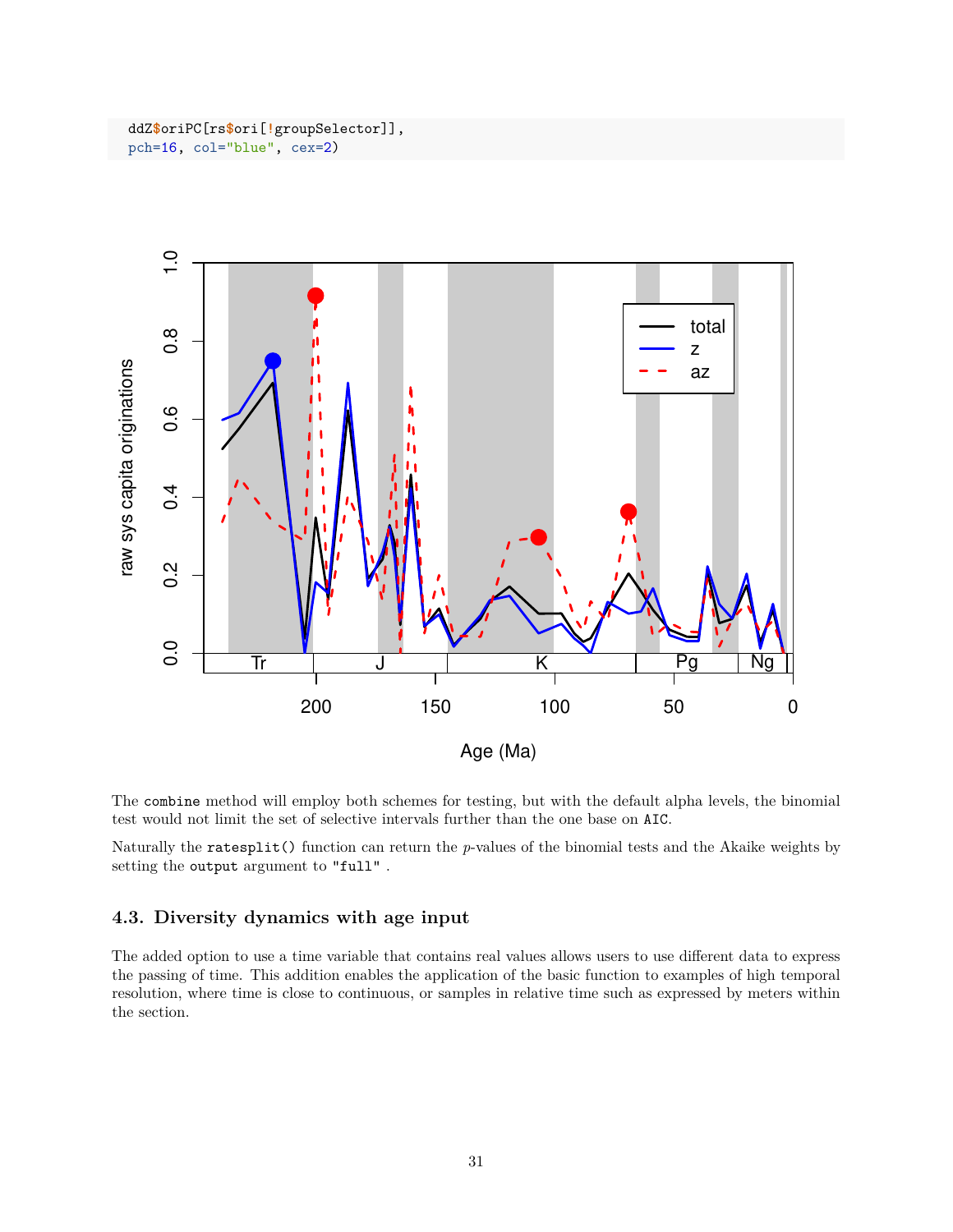```
    ddZ$oriPC[rs$ori[!groupSelector]],
    pch=16, col="blue", cex=2)
```

The `combine` method will employ both schemes for testing, but with the default alpha levels, the binomial test would not limit the set of selective intervals further than the one base on `AIC`.

Naturally the `ratesplit()` function can return the $p$-values of the binomial tests and the Akaike weights by setting the `output` argument to `"full"` .

### 4.3. Diversity dynamics with age input

The added option to use a time variable that contains real values allows users to use different data to express the passing of time. This addition enables the application of the basic function to examples of high temporal resolution, where time is close to continuous, or samples in relative time such as expressed by meters within the section.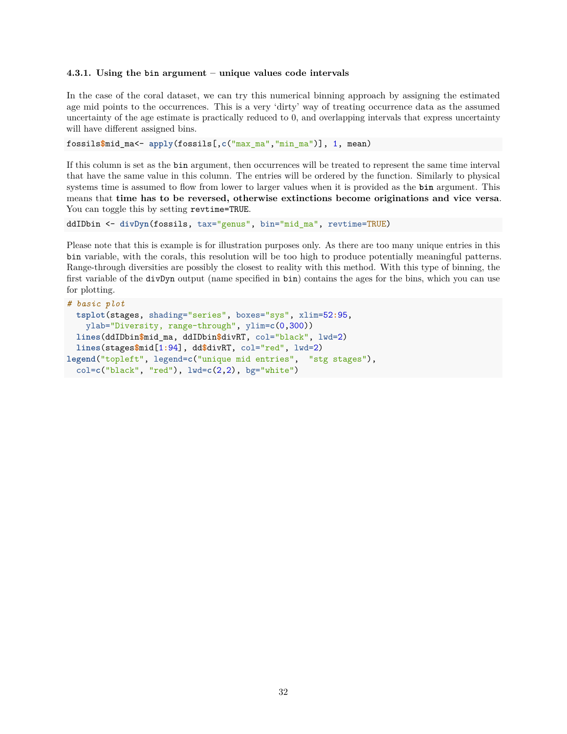#### 4.3.1. Using the `bin` argument – unique values code intervals

In the case of the coral dataset, we can try this numerical binning approach by assigning the estimated age mid points to the occurrences. This is a very 'dirty' way of treating occurrence data as the assumed uncertainty of the age estimate is practically reduced to 0, and overlapping intervals that express uncertainty will have different assigned bins.

```
fossils$mid_ma<- apply(fossils[,c("max_ma","min_ma")], 1, mean)
```

If this column is set as the `bin` argument, then occurrences will be treated to represent the same time interval that have the same value in this column. The entries will be ordered by the function. Similarly to physical systems time is assumed to flow from lower to larger values when it is provided as the **`bin`** argument. This means that **time has to be reversed, otherwise extinctions become originations and vice versa**. You can toggle this by setting `revtime=TRUE`.

```
ddIDbin <- divDyn(fossils, tax="genus", bin="mid_ma", revtime=TRUE)
```

Please note that this is example is for illustration purposes only. As there are too many unique entries in this `bin` variable, with the corals, this resolution will be too high to produce potentially meaningful patterns. Range-through diversities are possibly the closest to reality with this method. With this type of binning, the first variable of the `divDyn` output (name specified in `bin`) contains the ages for the bins, which you can use for plotting.

```
# basic plot
  tsplot(stages, shading="series", boxes="sys", xlim=52:95,
    ylab="Diversity, range-through", ylim=c(0,300))
  lines(ddIDbin$mid_ma, ddIDbin$divRT, col="black", lwd=2)
  lines(stages$mid[1:94], dd$divRT, col="red", lwd=2)
legend("topleft", legend=c("unique mid entries",  "stg stages"),
  col=c("black", "red"), lwd=c(2,2), bg="white")
```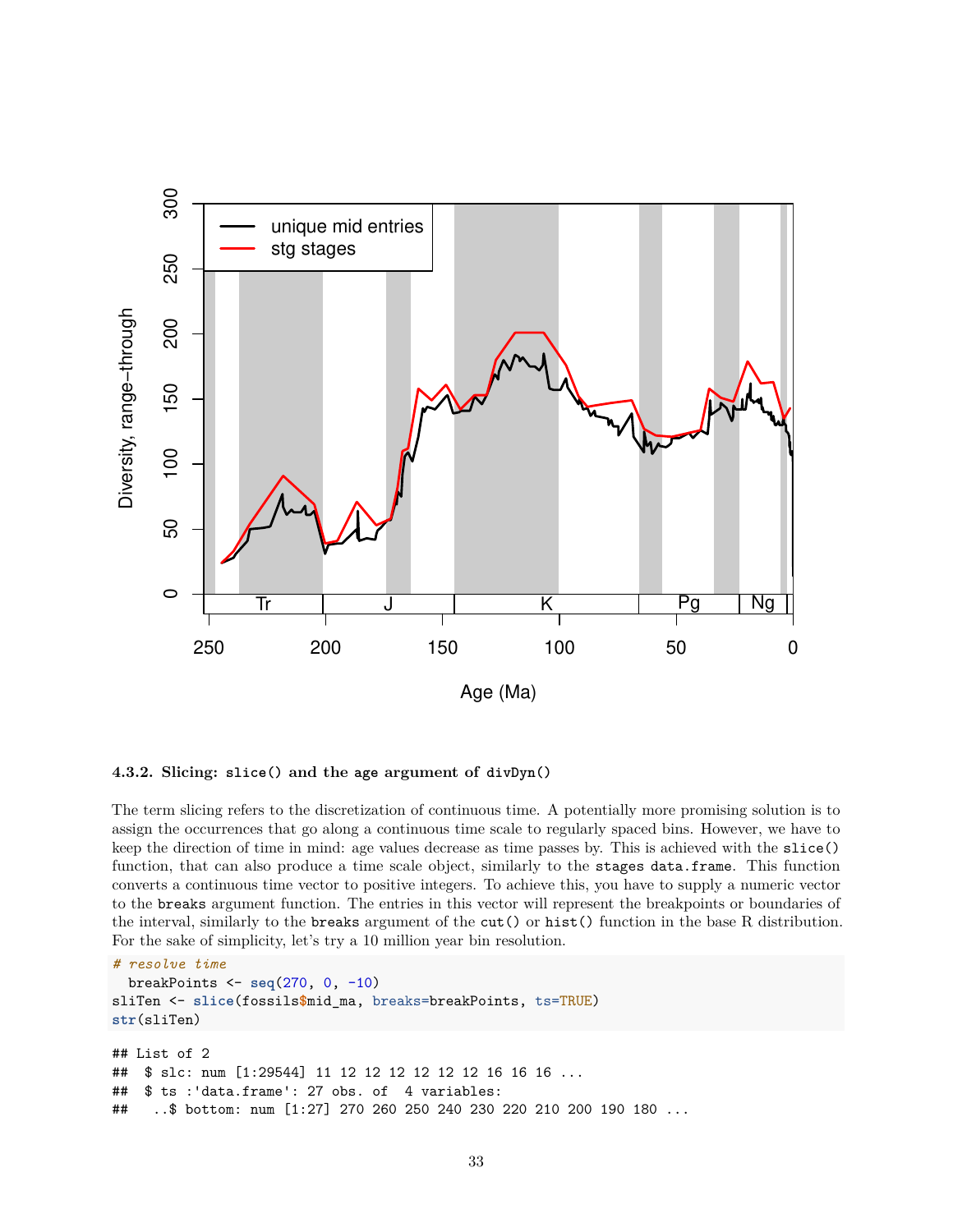#### 4.3.2. Slicing: `slice()` and the `age` argument of `divDyn()`

The term slicing refers to the discretization of continuous time. A potentially more promising solution is to assign the occurrences that go along a continuous time scale to regularly spaced bins. However, we have to keep the direction of time in mind: age values decrease as time passes by. This is achieved with the `slice()` function, that can also produce a time scale object, similarly to the `stages data.frame`. This function converts a continuous time vector to positive integers. To achieve this, you have to supply a numeric vector to the `breaks` argument function. The entries in this vector will represent the breakpoints or boundaries of the interval, similarly to the `breaks` argument of the `cut()` or `hist()` function in the base R distribution. For the sake of simplicity, let's try a 10 million year bin resolution.

```
# resolve time
  breakPoints <- seq(270, 0, -10)
sliTen <- slice(fossils$mid_ma, breaks=breakPoints, ts=TRUE)
str(sliTen)
```

```
## List of 2
##  $ slc: num [1:29544] 11 12 12 12 12 12 12 16 16 16 ...
##  $ ts :'data.frame': 27 obs. of  4 variables:
##   ..$ bottom: num [1:27] 270 260 250 240 230 220 210 200 190 180 ...
```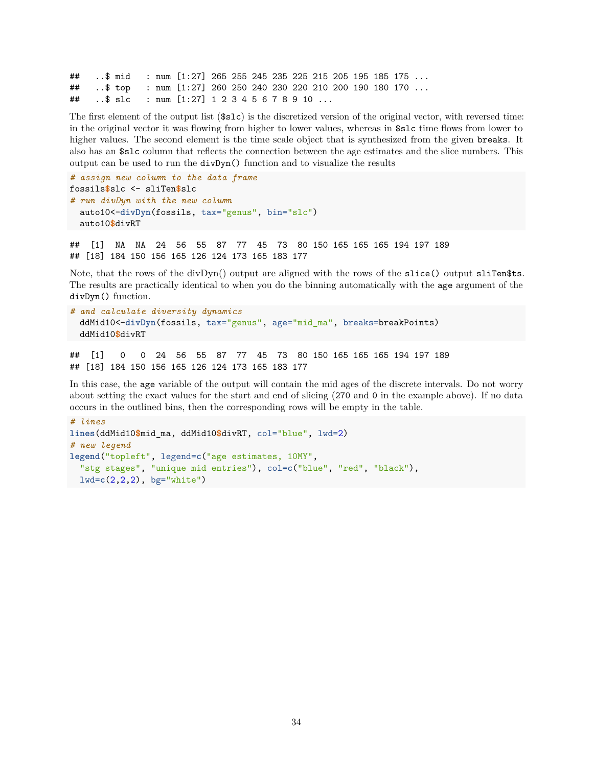```
##   ..$ mid   : num [1:27] 265 255 245 235 225 215 205 195 185 175 ...
##   ..$ top   : num [1:27] 260 250 240 230 220 210 200 190 180 170 ...
##   ..$ slc   : num [1:27] 1 2 3 4 5 6 7 8 9 10 ...
```

The first element of the output list (`$slc`) is the discretized version of the original vector, with reversed time: in the original vector it was flowing from higher to lower values, whereas in `$slc` time flows from lower to higher values. The second element is the time scale object that is synthesized from the given `breaks`. It also has an `$slc` column that reflects the connection between the age estimates and the slice numbers. This output can be used to run the `divDyn()` function and to visualize the results

```
# assign new column to the data frame
fossils$slc <- sliTen$slc
# run divDyn with the new column
  auto10<-divDyn(fossils, tax="genus", bin="slc")
  auto10$divRT
```

```
##  [1]  NA  NA  24  56  55  87  77  45  73  80 150 165 165 165 194 197 189
## [18] 184 150 156 165 126 124 173 165 183 177
```

Note, that the rows of the divDyn() output are aligned with the rows of the `slice()` output `sliTen$ts`. The results are practically identical to when you do the binning automatically with the `age` argument of the `divDyn()` function.

```
# and calculate diversity dynamics
  ddMid10<-divDyn(fossils, tax="genus", age="mid_ma", breaks=breakPoints)
  ddMid10$divRT
```

```
##  [1]   0   0  24  56  55  87  77  45  73  80 150 165 165 165 194 197 189
## [18] 184 150 156 165 126 124 173 165 183 177
```

In this case, the `age` variable of the output will contain the mid ages of the discrete intervals. Do not worry about setting the exact values for the start and end of slicing (`270` and `0` in the example above). If no data occurs in the outlined bins, then the corresponding rows will be empty in the table.

```
# lines
lines(ddMid10$mid_ma, ddMid10$divRT, col="blue", lwd=2)
# new legend
legend("topleft", legend=c("age estimates, 10MY",
  "stg stages", "unique mid entries"), col=c("blue", "red", "black"),
  lwd=c(2,2,2), bg="white")
```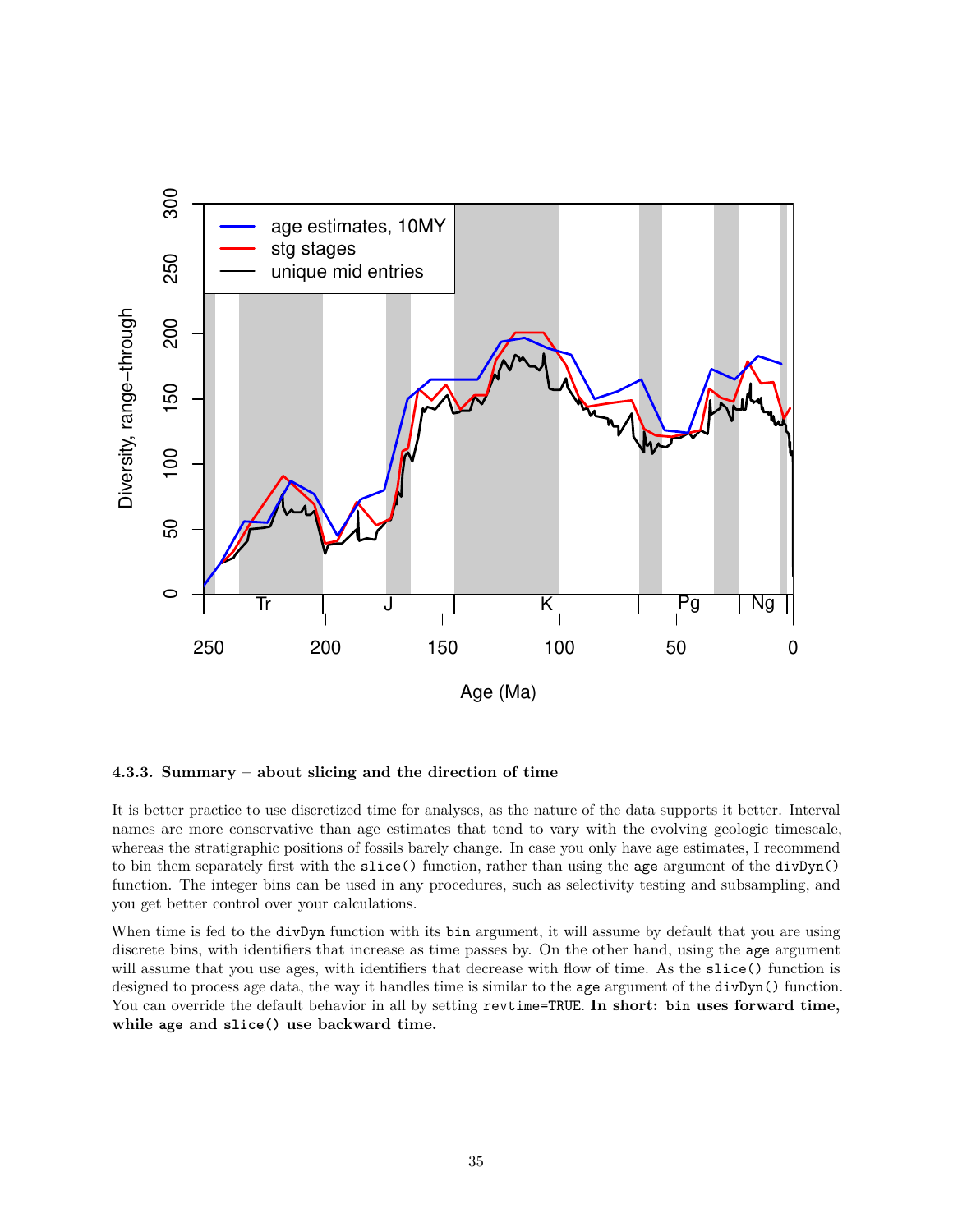#### 4.3.3. Summary – about slicing and the direction of time

It is better practice to use discretized time for analyses, as the nature of the data supports it better. Interval names are more conservative than age estimates that tend to vary with the evolving geologic timescale, whereas the stratigraphic positions of fossils barely change. In case you only have age estimates, I recommend to bin them separately first with the `slice()` function, rather than using the `age` argument of the `divDyn()` function. The integer bins can be used in any procedures, such as selectivity testing and subsampling, and you get better control over your calculations.

When time is fed to the `divDyn` function with its `bin` argument, it will assume by default that you are using discrete bins, with identifiers that increase as time passes by. On the other hand, using the `age` argument will assume that you use ages, with identifiers that decrease with flow of time. As the `slice()` function is designed to process age data, the way it handles time is similar to the `age` argument of the `divDyn()` function. You can override the default behavior in all by setting `revtime=TRUE`. **In short: `bin` uses forward time, while `age` and `slice()` use backward time.**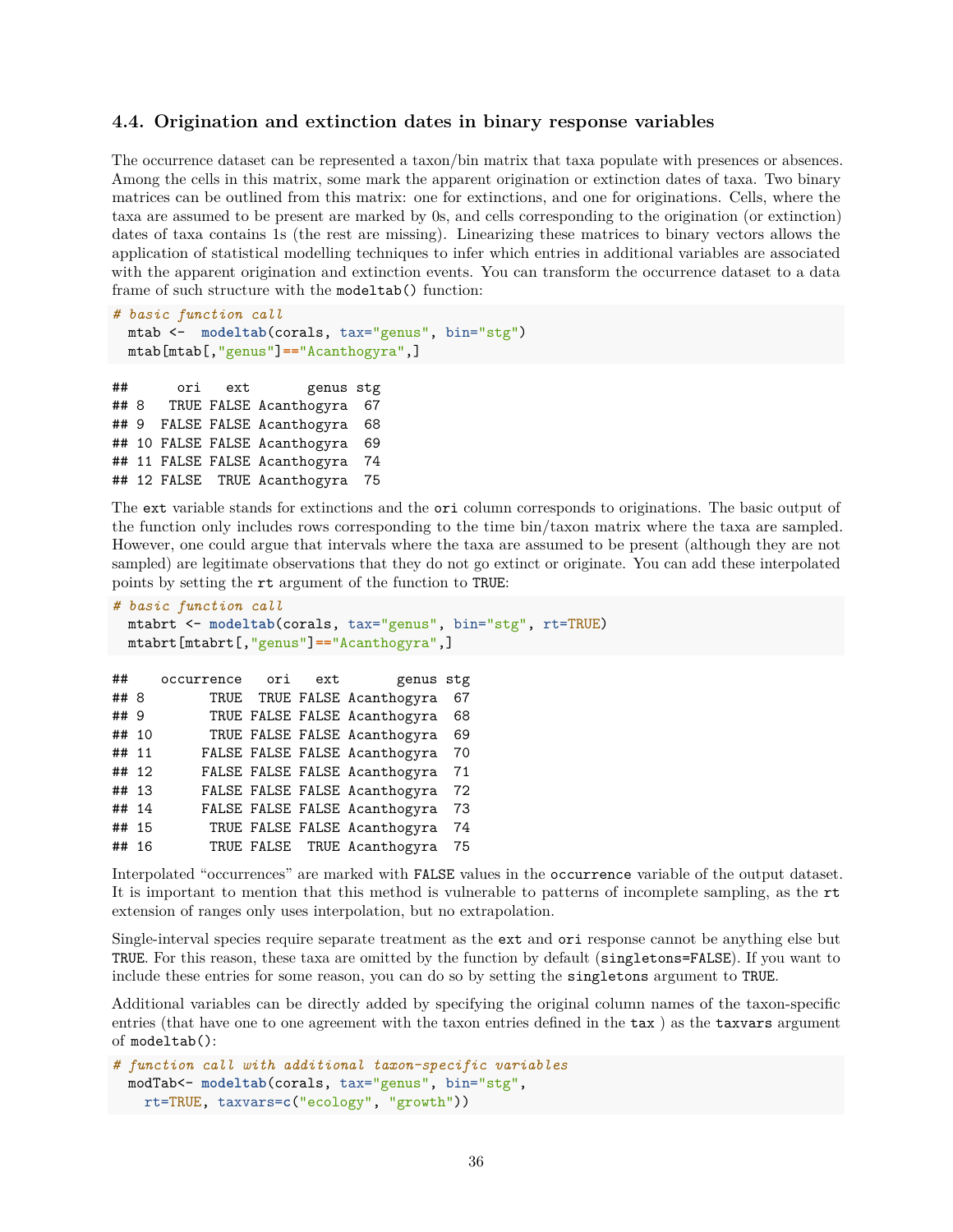### 4.4. Origination and extinction dates in binary response variables

The occurrence dataset can be represented a taxon/bin matrix that taxa populate with presences or absences. Among the cells in this matrix, some mark the apparent origination or extinction dates of taxa. Two binary matrices can be outlined from this matrix: one for extinctions, and one for originations. Cells, where the taxa are assumed to be present are marked by 0s, and cells corresponding to the origination (or extinction) dates of taxa contains 1s (the rest are missing). Linearizing these matrices to binary vectors allows the application of statistical modelling techniques to infer which entries in additional variables are associated with the apparent origination and extinction events. You can transform the occurrence dataset to a data frame of such structure with the `modeltab()` function:

```
# basic function call
  mtab <-  modeltab(corals, tax="genus", bin="stg")
  mtab[mtab[,"genus"]=="Acanthogyra",]
```

```
##      ori   ext       genus stg
## 8   TRUE FALSE Acanthogyra  67
## 9  FALSE FALSE Acanthogyra  68
## 10 FALSE FALSE Acanthogyra  69
## 11 FALSE FALSE Acanthogyra  74
## 12 FALSE  TRUE Acanthogyra  75
```

The `ext` variable stands for extinctions and the `ori` column corresponds to originations. The basic output of the function only includes rows corresponding to the time bin/taxon matrix where the taxa are sampled. However, one could argue that intervals where the taxa are assumed to be present (although they are not sampled) are legitimate observations that they do not go extinct or originate. You can add these interpolated points by setting the `rt` argument of the function to `TRUE`:

```
# basic function call
  mtabrt <- modeltab(corals, tax="genus", bin="stg", rt=TRUE)
  mtabrt[mtabrt[,"genus"]=="Acanthogyra",]
```

```
##    occurrence   ori   ext       genus stg
## 8        TRUE  TRUE FALSE Acanthogyra  67
## 9        TRUE FALSE FALSE Acanthogyra  68
## 10       TRUE FALSE FALSE Acanthogyra  69
## 11      FALSE FALSE FALSE Acanthogyra  70
## 12      FALSE FALSE FALSE Acanthogyra  71
## 13      FALSE FALSE FALSE Acanthogyra  72
## 14      FALSE FALSE FALSE Acanthogyra  73
## 15       TRUE FALSE FALSE Acanthogyra  74
## 16       TRUE FALSE  TRUE Acanthogyra  75
```

Interpolated "occurrences" are marked with `FALSE` values in the `occurrence` variable of the output dataset. It is important to mention that this method is vulnerable to patterns of incomplete sampling, as the `rt` extension of ranges only uses interpolation, but no extrapolation.

Single-interval species require separate treatment as the `ext` and `ori` response cannot be anything else but `TRUE`. For this reason, these taxa are omitted by the function by default (`singletons=FALSE`). If you want to include these entries for some reason, you can do so by setting the `singletons` argument to `TRUE`.

Additional variables can be directly added by specifying the original column names of the taxon-specific entries (that have one to one agreement with the taxon entries defined in the `tax` ) as the `taxvars` argument of `modeltab()`:

```
# function call with additional taxon-specific variables
  modTab<- modeltab(corals, tax="genus", bin="stg",
    rt=TRUE, taxvars=c("ecology", "growth"))
```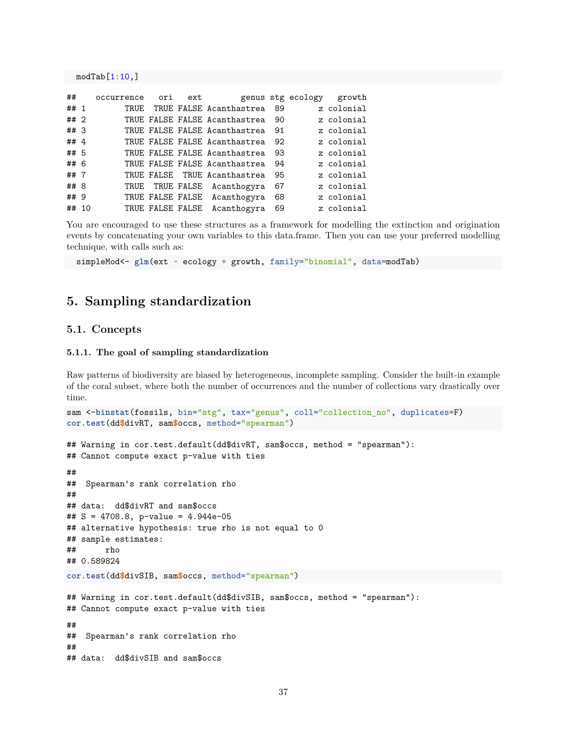```
modTab[1:10,]
```

```
##    occurrence   ori   ext        genus stg ecology   growth
## 1        TRUE  TRUE FALSE Acanthastrea  89       z colonial
## 2        TRUE FALSE FALSE Acanthastrea  90       z colonial
## 3        TRUE FALSE FALSE Acanthastrea  91       z colonial
## 4        TRUE FALSE FALSE Acanthastrea  92       z colonial
## 5        TRUE FALSE FALSE Acanthastrea  93       z colonial
## 6        TRUE FALSE FALSE Acanthastrea  94       z colonial
## 7        TRUE FALSE  TRUE Acanthastrea  95       z colonial
## 8        TRUE  TRUE FALSE  Acanthogyra  67       z colonial
## 9        TRUE FALSE FALSE  Acanthogyra  68       z colonial
## 10       TRUE FALSE FALSE  Acanthogyra  69       z colonial
```

You are encouraged to use these structures as a framework for modelling the extinction and origination events by concatenating your own variables to this data.frame. Then you can use your preferred modelling technique, with calls such as:

```
simpleMod<- glm(ext ~ ecology + growth, family="binomial", data=modTab)
```

# 5. Sampling standardization

## 5.1. Concepts

### 5.1.1. The goal of sampling standardization

Raw patterns of biodiversity are biased by heterogeneous, incomplete sampling. Consider the built-in example of the coral subset, where both the number of occurrences and the number of collections vary drastically over time.

```
sam <-binstat(fossils, bin="stg", tax="genus", coll="collection_no", duplicates=F)
cor.test(dd$divRT, sam$occs, method="spearman")
```

```
## Warning in cor.test.default(dd$divRT, sam$occs, method = "spearman"):
## Cannot compute exact p-value with ties

##
##  Spearman's rank correlation rho
##
## data:  dd$divRT and sam$occs
## S = 4708.8, p-value = 4.944e-05
## alternative hypothesis: true rho is not equal to 0
## sample estimates:
##      rho
## 0.589824
```

```
cor.test(dd$divSIB, sam$occs, method="spearman")
```

```
## Warning in cor.test.default(dd$divSIB, sam$occs, method = "spearman"):
## Cannot compute exact p-value with ties

##
##  Spearman's rank correlation rho
##
## data:  dd$divSIB and sam$occs
```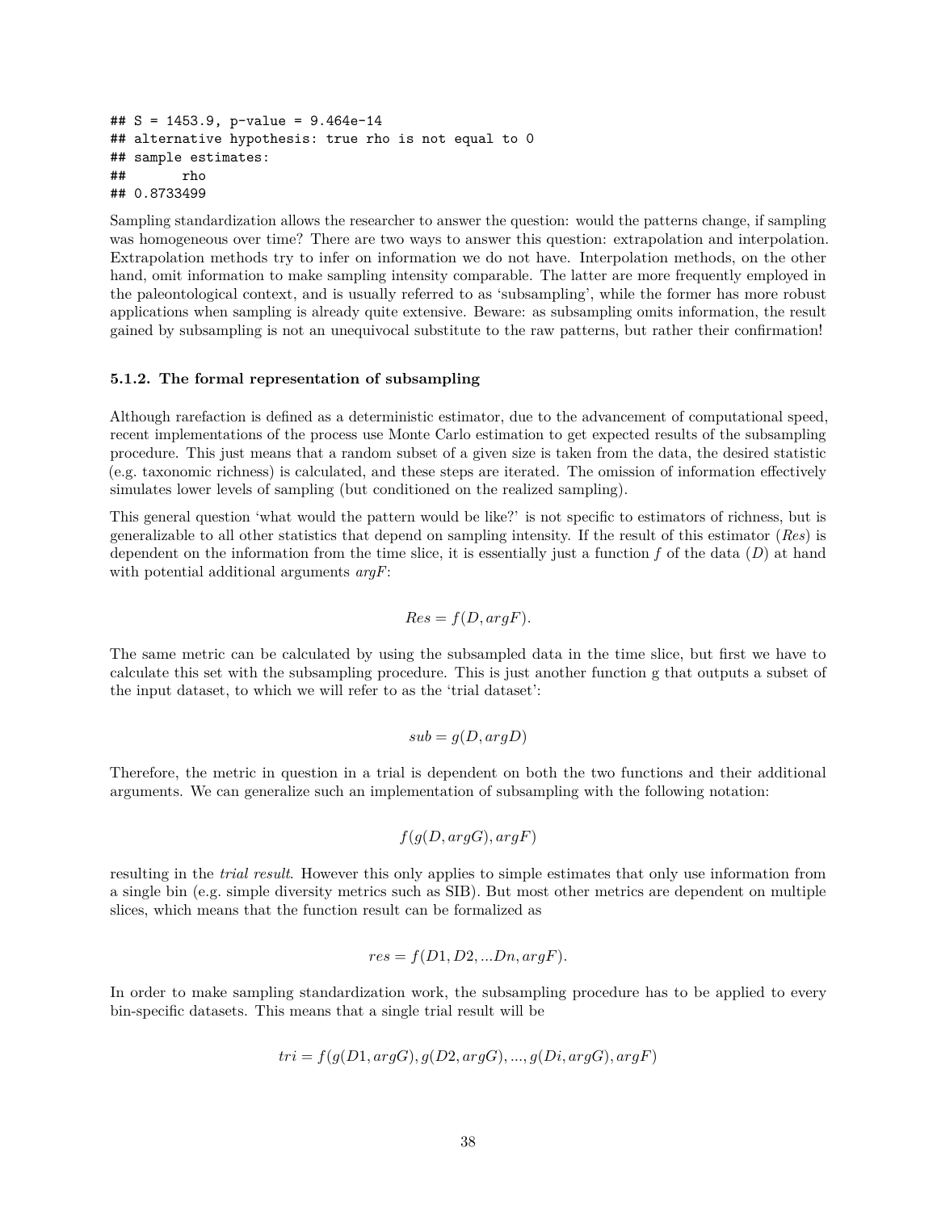```
## S = 1453.9, p-value = 9.464e-14
## alternative hypothesis: true rho is not equal to 0
## sample estimates:
##       rho
## 0.8733499
```

Sampling standardization allows the researcher to answer the question: would the patterns change, if sampling was homogeneous over time? There are two ways to answer this question: extrapolation and interpolation. Extrapolation methods try to infer on information we do not have. Interpolation methods, on the other hand, omit information to make sampling intensity comparable. The latter are more frequently employed in the paleontological context, and is usually referred to as 'subsampling', while the former has more robust applications when sampling is already quite extensive. Beware: as subsampling omits information, the result gained by subsampling is not an unequivocal substitute to the raw patterns, but rather their confirmation!

#### 5.1.2. The formal representation of subsampling

Although rarefaction is defined as a deterministic estimator, due to the advancement of computational speed, recent implementations of the process use Monte Carlo estimation to get expected results of the subsampling procedure. This just means that a random subset of a given size is taken from the data, the desired statistic (e.g. taxonomic richness) is calculated, and these steps are iterated. The omission of information effectively simulates lower levels of sampling (but conditioned on the realized sampling).

This general question 'what would the pattern would be like?' is not specific to estimators of richness, but is generalizable to all other statistics that depend on sampling intensity. If the result of this estimator (*Res*) is dependent on the information from the time slice, it is essentially just a function $f$ of the data ($D$) at hand with potential additional arguments *argF*:

$$Res = f(D, argF).$$

The same metric can be calculated by using the subsampled data in the time slice, but first we have to calculate this set with the subsampling procedure. This is just another function g that outputs a subset of the input dataset, to which we will refer to as the 'trial dataset':

$$sub = g(D, argD)$$

Therefore, the metric in question in a trial is dependent on both the two functions and their additional arguments. We can generalize such an implementation of subsampling with the following notation:

$$f(g(D, argG), argF)$$

resulting in the *trial result*. However this only applies to simple estimates that only use information from a single bin (e.g. simple diversity metrics such as SIB). But most other metrics are dependent on multiple slices, which means that the function result can be formalized as

$$res = f(D1, D2, ...Dn, argF).$$

In order to make sampling standardization work, the subsampling procedure has to be applied to every bin-specific datasets. This means that a single trial result will be

$$tri = f(g(D1, argG), g(D2, argG), ..., g(Di, argG), argF)$$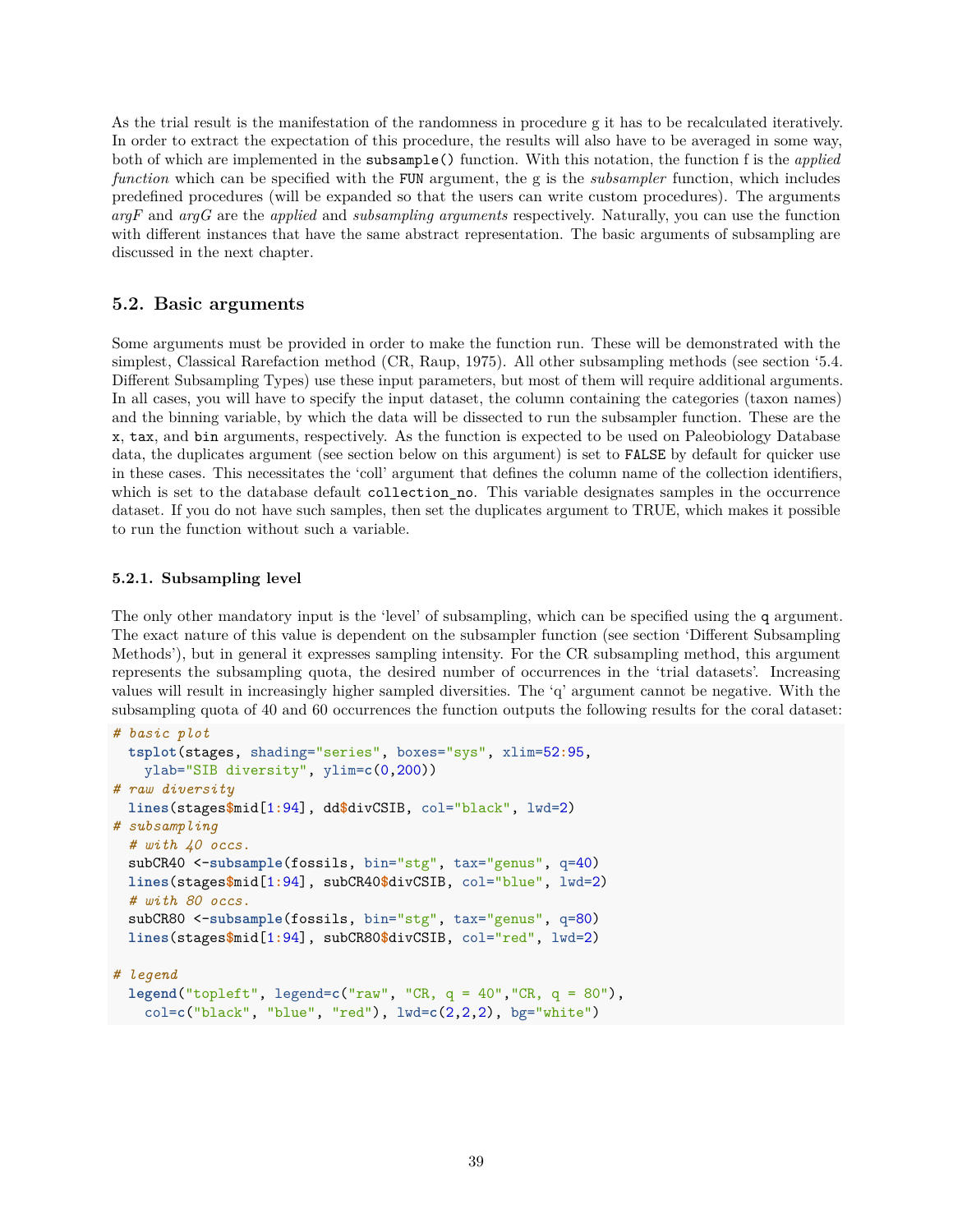As the trial result is the manifestation of the randomness in procedure g it has to be recalculated iteratively. In order to extract the expectation of this procedure, the results will also have to be averaged in some way, both of which are implemented in the `subsample()` function. With this notation, the function f is the *applied function* which can be specified with the `FUN` argument, the g is the *subsampler* function, which includes predefined procedures (will be expanded so that the users can write custom procedures). The arguments *argF* and *argG* are the *applied* and *subsampling arguments* respectively. Naturally, you can use the function with different instances that have the same abstract representation. The basic arguments of subsampling are discussed in the next chapter.

## 5.2. Basic arguments

Some arguments must be provided in order to make the function run. These will be demonstrated with the simplest, Classical Rarefaction method (CR, Raup, 1975). All other subsampling methods (see section '5.4. Different Subsampling Types) use these input parameters, but most of them will require additional arguments. In all cases, you will have to specify the input dataset, the column containing the categories (taxon names) and the binning variable, by which the data will be dissected to run the subsampler function. These are the `x`, `tax`, and `bin` arguments, respectively. As the function is expected to be used on Paleobiology Database data, the duplicates argument (see section below on this argument) is set to `FALSE` by default for quicker use in these cases. This necessitates the 'coll' argument that defines the column name of the collection identifiers, which is set to the database default `collection_no`. This variable designates samples in the occurrence dataset. If you do not have such samples, then set the duplicates argument to TRUE, which makes it possible to run the function without such a variable.

### 5.2.1. Subsampling level

The only other mandatory input is the 'level' of subsampling, which can be specified using the `q` argument. The exact nature of this value is dependent on the subsampler function (see section 'Different Subsampling Methods'), but in general it expresses sampling intensity. For the CR subsampling method, this argument represents the subsampling quota, the desired number of occurrences in the 'trial datasets'. Increasing values will result in increasingly higher sampled diversities. The 'q' argument cannot be negative. With the subsampling quota of 40 and 60 occurrences the function outputs the following results for the coral dataset:

```
# basic plot
  tsplot(stages, shading="series", boxes="sys", xlim=52:95,
    ylab="SIB diversity", ylim=c(0,200))
# raw diversity
  lines(stages$mid[1:94], dd$divCSIB, col="black", lwd=2)
# subsampling
  # with 40 occs.
  subCR40 <-subsample(fossils, bin="stg", tax="genus", q=40)
  lines(stages$mid[1:94], subCR40$divCSIB, col="blue", lwd=2)
  # with 80 occs.
  subCR80 <-subsample(fossils, bin="stg", tax="genus", q=80)
  lines(stages$mid[1:94], subCR80$divCSIB, col="red", lwd=2)

# legend
  legend("topleft", legend=c("raw", "CR, q = 40","CR, q = 80"),
    col=c("black", "blue", "red"), lwd=c(2,2,2), bg="white")
```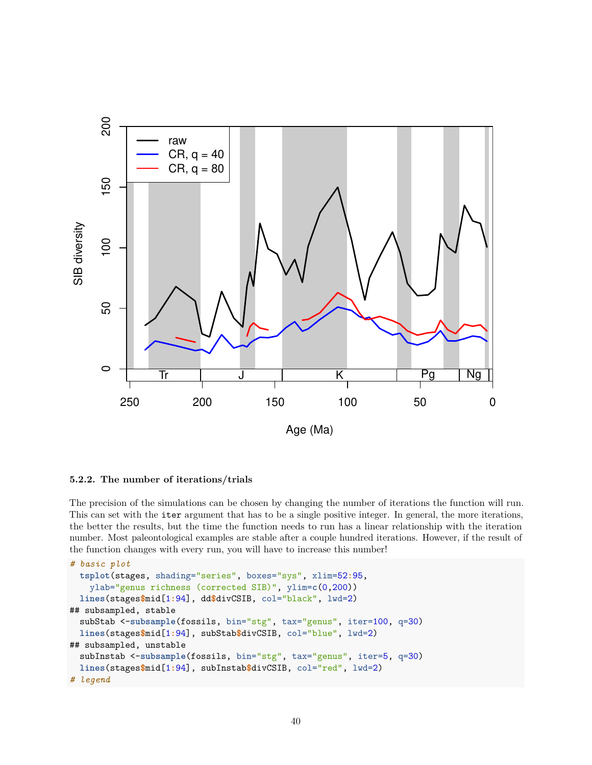### 5.2.2. The number of iterations/trials

The precision of the simulations can be chosen by changing the number of iterations the function will run. This can set with the `iter` argument that has to be a single positive integer. In general, the more iterations, the better the results, but the time the function needs to run has a linear relationship with the iteration number. Most paleontological examples are stable after a couple hundred iterations. However, if the result of the function changes with every run, you will have to increase this number!

```
# basic plot
  tsplot(stages, shading="series", boxes="sys", xlim=52:95,
    ylab="genus richness (corrected SIB)", ylim=c(0,200))
  lines(stages$mid[1:94], dd$divCSIB, col="black", lwd=2)
## subsampled, stable
  subStab <-subsample(fossils, bin="stg", tax="genus", iter=100, q=30)
  lines(stages$mid[1:94], subStab$divCSIB, col="blue", lwd=2)
## subsampled, unstable
  subInstab <-subsample(fossils, bin="stg", tax="genus", iter=5, q=30)
  lines(stages$mid[1:94], subInstab$divCSIB, col="red", lwd=2)
# legend
```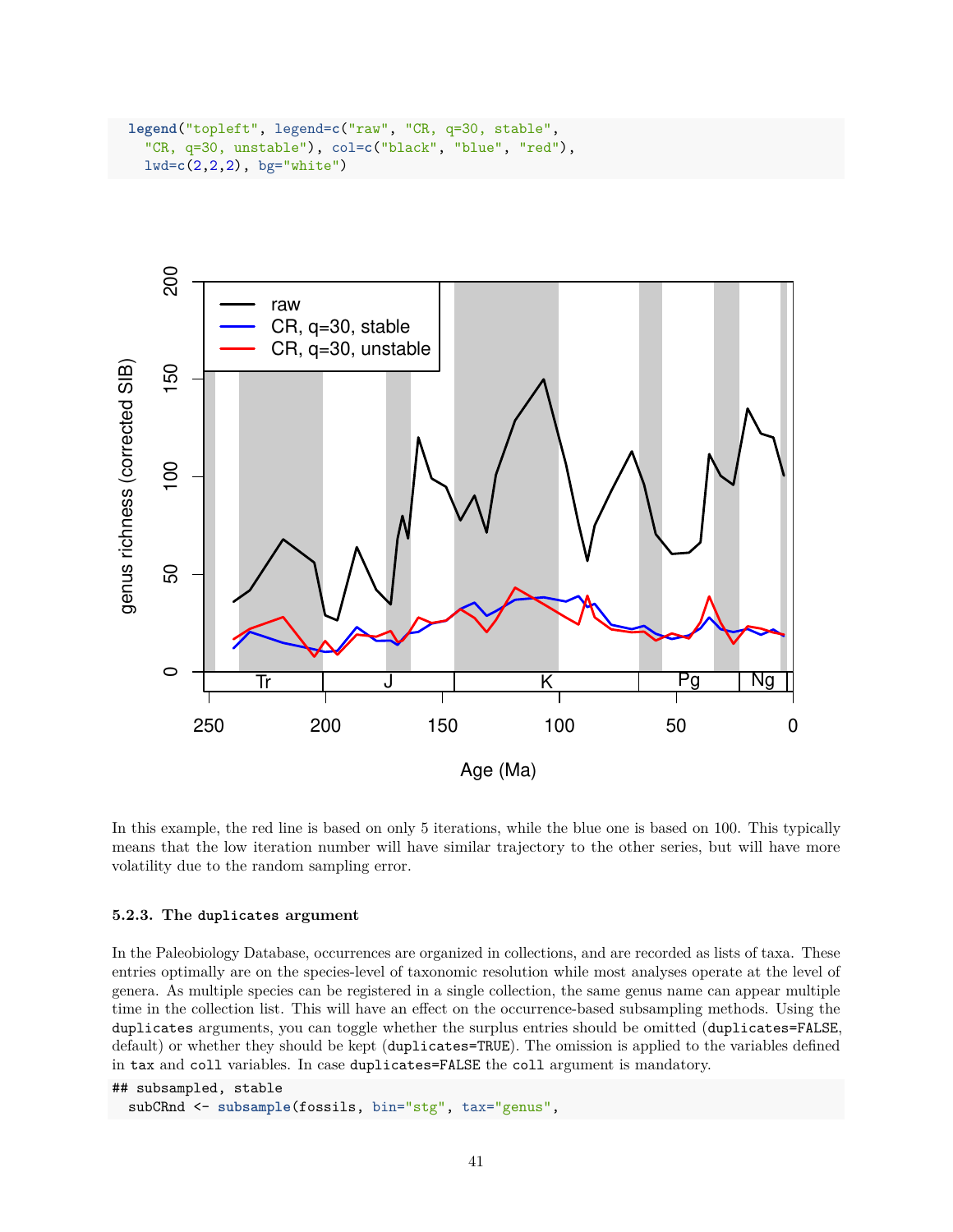```
legend("topleft", legend=c("raw", "CR, q=30, stable",
  "CR, q=30, unstable"), col=c("black", "blue", "red"),
  lwd=c(2,2,2), bg="white")
```

In this example, the red line is based on only 5 iterations, while the blue one is based on 100. This typically means that the low iteration number will have similar trajectory to the other series, but will have more volatility due to the random sampling error.

#### 5.2.3. The `duplicates` argument

In the Paleobiology Database, occurrences are organized in collections, and are recorded as lists of taxa. These entries optimally are on the species-level of taxonomic resolution while most analyses operate at the level of genera. As multiple species can be registered in a single collection, the same genus name can appear multiple time in the collection list. This will have an effect on the occurrence-based subsampling methods. Using the `duplicates` arguments, you can toggle whether the surplus entries should be omitted (`duplicates=FALSE`, default) or whether they should be kept (`duplicates=TRUE`). The omission is applied to the variables defined in `tax` and `coll` variables. In case `duplicates=FALSE` the `coll` argument is mandatory.

```
## subsampled, stable
subCRnd <- subsample(fossils, bin="stg", tax="genus",
```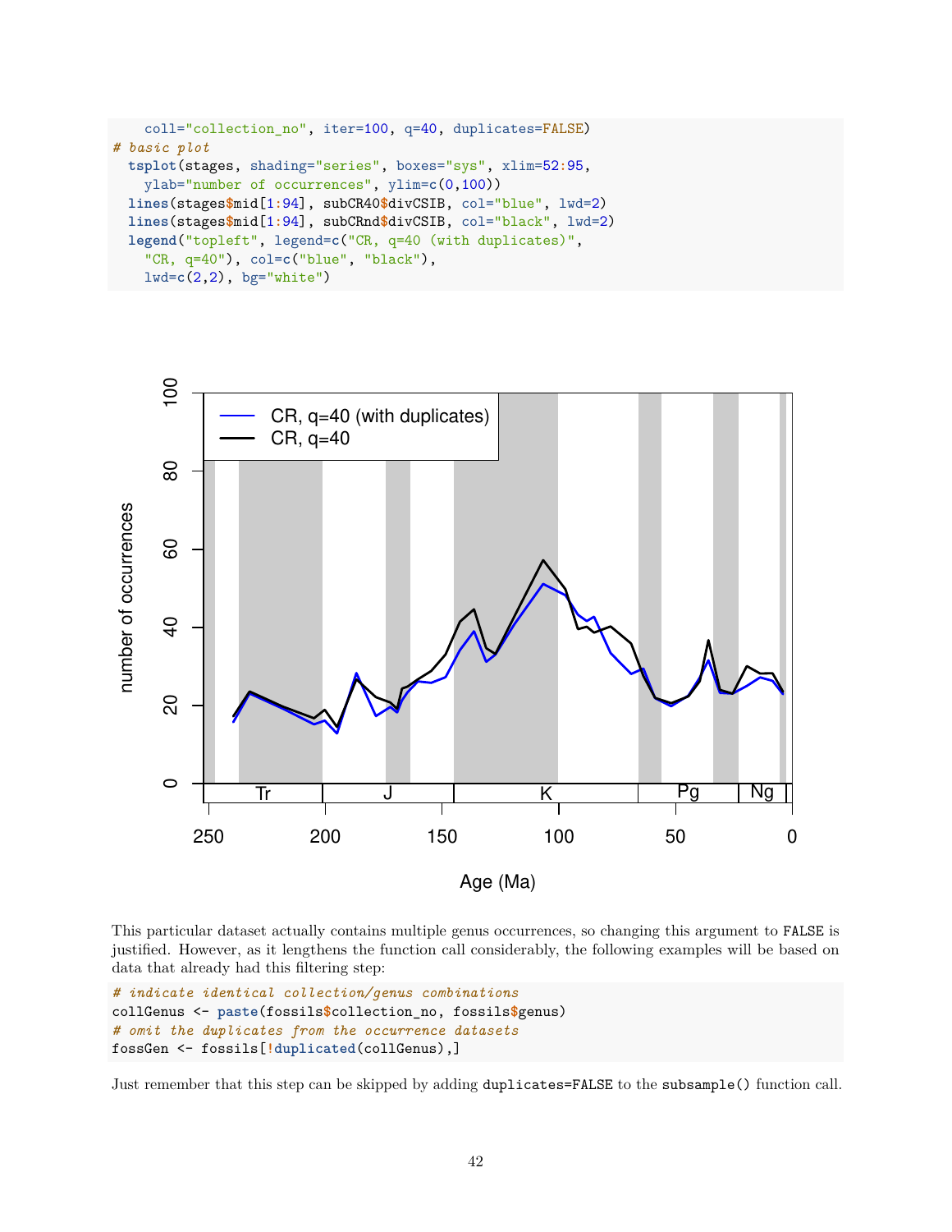```
    coll="collection_no", iter=100, q=40, duplicates=FALSE)
# basic plot
  tsplot(stages, shading="series", boxes="sys", xlim=52:95,
    ylab="number of occurrences", ylim=c(0,100))
  lines(stages$mid[1:94], subCR40$divCSIB, col="blue", lwd=2)
  lines(stages$mid[1:94], subCRnd$divCSIB, col="black", lwd=2)
  legend("topleft", legend=c("CR, q=40 (with duplicates)",
    "CR, q=40"), col=c("blue", "black"),
    lwd=c(2,2), bg="white")
```

This particular dataset actually contains multiple genus occurrences, so changing this argument to FALSE is justified. However, as it lengthens the function call considerably, the following examples will be based on data that already had this filtering step:

```
# indicate identical collection/genus combinations
collGenus <- paste(fossils$collection_no, fossils$genus)
# omit the duplicates from the occurrence datasets
fossGen <- fossils[!duplicated(collGenus),]
```

Just remember that this step can be skipped by adding `duplicates=FALSE` to the `subsample()` function call.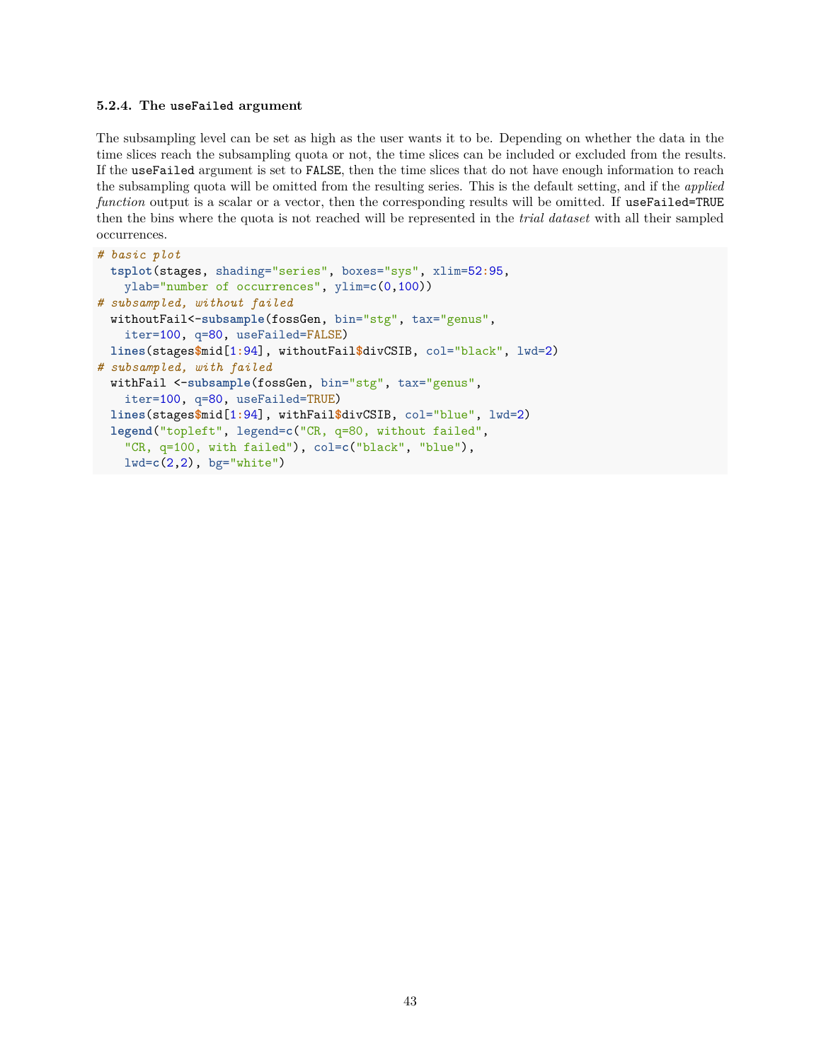#### 5.2.4. The `useFailed` argument

The subsampling level can be set as high as the user wants it to be. Depending on whether the data in the time slices reach the subsampling quota or not, the time slices can be included or excluded from the results. If the `useFailed` argument is set to `FALSE`, then the time slices that do not have enough information to reach the subsampling quota will be omitted from the resulting series. This is the default setting, and if the *applied function* output is a scalar or a vector, then the corresponding results will be omitted. If `useFailed=TRUE` then the bins where the quota is not reached will be represented in the *trial dataset* with all their sampled occurrences.

```
# basic plot
  tsplot(stages, shading="series", boxes="sys", xlim=52:95,
    ylab="number of occurrences", ylim=c(0,100))
# subsampled, without failed
  withoutFail<-subsample(fossGen, bin="stg", tax="genus",
    iter=100, q=80, useFailed=FALSE)
  lines(stages$mid[1:94], withoutFail$divCSIB, col="black", lwd=2)
# subsampled, with failed
  withFail <-subsample(fossGen, bin="stg", tax="genus",
    iter=100, q=80, useFailed=TRUE)
  lines(stages$mid[1:94], withFail$divCSIB, col="blue", lwd=2)
  legend("topleft", legend=c("CR, q=80, without failed",
    "CR, q=100, with failed"), col=c("black", "blue"),
    lwd=c(2,2), bg="white")
```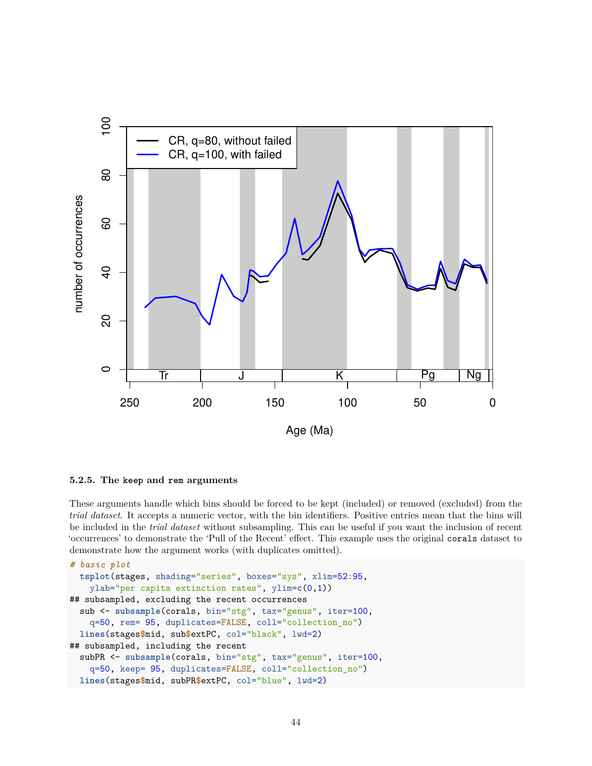#### 5.2.5. The `keep` and `rem` arguments

These arguments handle which bins should be forced to be kept (included) or removed (excluded) from the *trial dataset*. It accepts a numeric vector, with the bin identifiers. Positive entries mean that the bins will be included in the *trial dataset* without subsampling. This can be useful if you want the inclusion of recent 'occurrences' to demonstrate the 'Pull of the Recent' effect. This example uses the original `corals` dataset to demonstrate how the argument works (with duplicates omitted).

```
# basic plot
  tsplot(stages, shading="series", boxes="sys", xlim=52:95,
    ylab="per capita extinction rates", ylim=c(0,1))
## subsampled, excluding the recent occurrences
  sub <- subsample(corals, bin="stg", tax="genus", iter=100,
    q=50, rem= 95, duplicates=FALSE, coll="collection_no")
  lines(stages$mid, sub$extPC, col="black", lwd=2)
## subsampled, including the recent
  subPR <- subsample(corals, bin="stg", tax="genus", iter=100,
    q=50, keep= 95, duplicates=FALSE, coll="collection_no")
  lines(stages$mid, subPR$extPC, col="blue", lwd=2)
```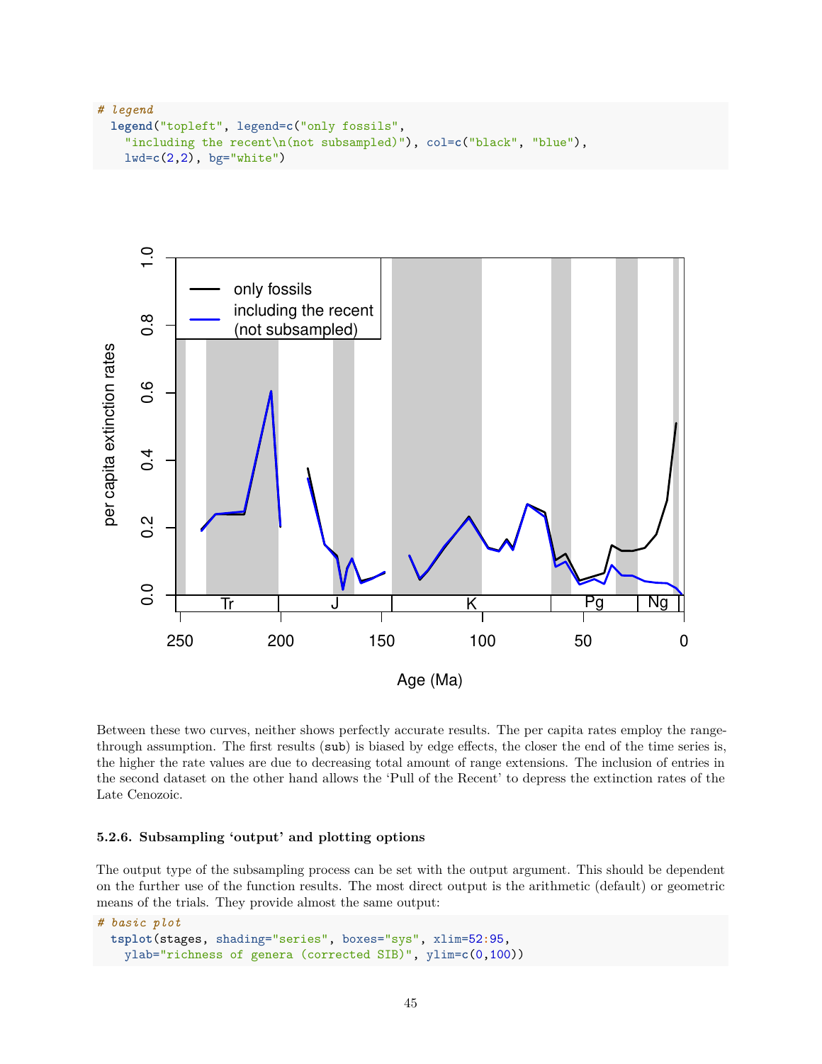```r
# legend
  legend("topleft", legend=c("only fossils",
    "including the recent\n(not subsampled)"), col=c("black", "blue"),
    lwd=c(2,2), bg="white")
```

Between these two curves, neither shows perfectly accurate results. The per capita rates employ the range-through assumption. The first results (`sub`) is biased by edge effects, the closer the end of the time series is, the higher the rate values are due to decreasing total amount of range extensions. The inclusion of entries in the second dataset on the other hand allows the 'Pull of the Recent' to depress the extinction rates of the Late Cenozoic.

#### 5.2.6. Subsampling 'output' and plotting options

The output type of the subsampling process can be set with the output argument. This should be dependent on the further use of the function results. The most direct output is the arithmetic (default) or geometric means of the trials. They provide almost the same output:

```r
# basic plot
  tsplot(stages, shading="series", boxes="sys", xlim=52:95,
    ylab="richness of genera (corrected SIB)", ylim=c(0,100))
```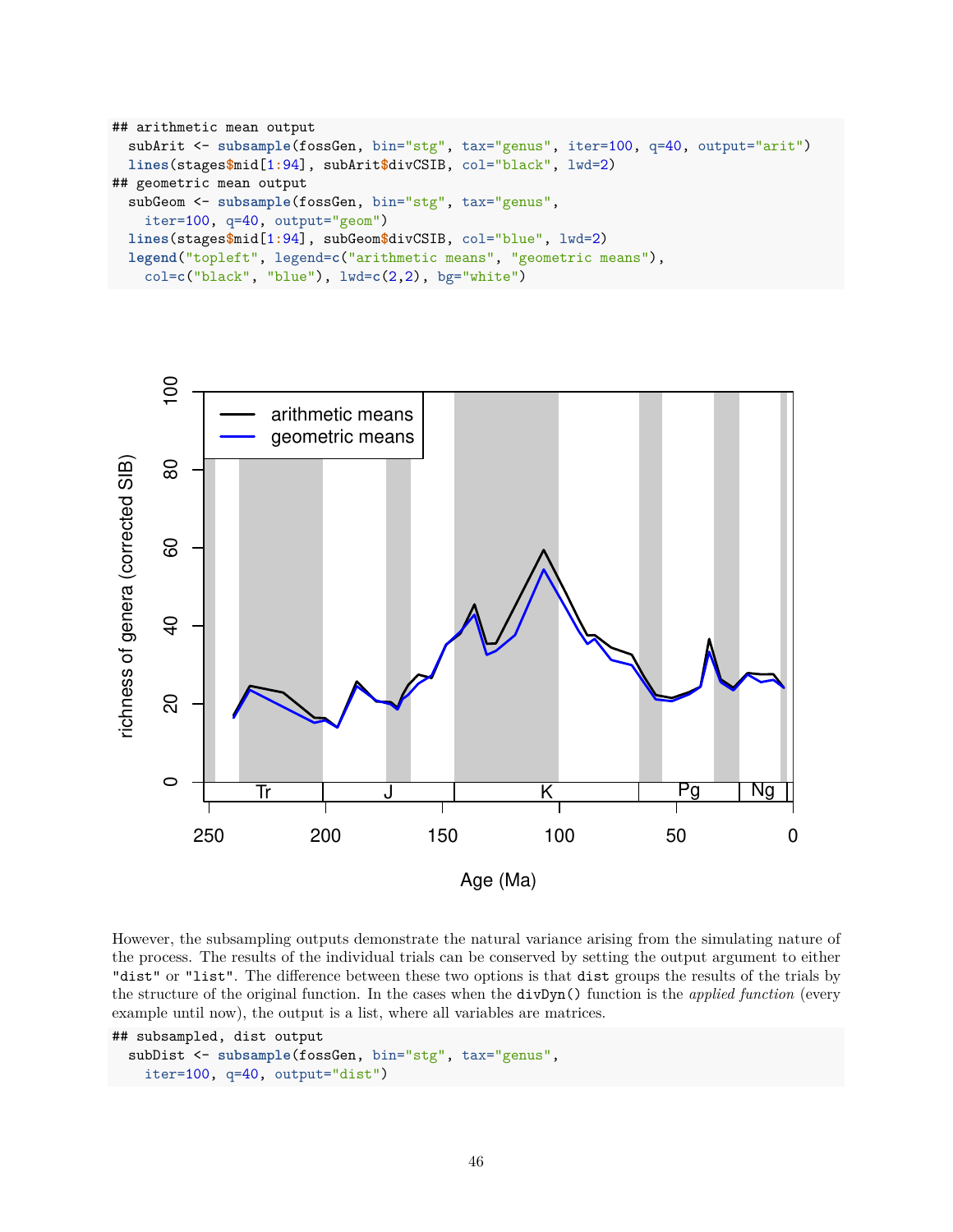```
## arithmetic mean output
  subArit <- subsample(fossGen, bin="stg", tax="genus", iter=100, q=40, output="arit")
  lines(stages$mid[1:94], subArit$divCSIB, col="black", lwd=2)
## geometric mean output
  subGeom <- subsample(fossGen, bin="stg", tax="genus",
    iter=100, q=40, output="geom")
  lines(stages$mid[1:94], subGeom$divCSIB, col="blue", lwd=2)
  legend("topleft", legend=c("arithmetic means", "geometric means"),
    col=c("black", "blue"), lwd=c(2,2), bg="white")
```

However, the subsampling outputs demonstrate the natural variance arising from the simulating nature of the process. The results of the individual trials can be conserved by setting the output argument to either "dist" or "list". The difference between these two options is that dist groups the results of the trials by the structure of the original function. In the cases when the divDyn() function is the *applied function* (every example until now), the output is a list, where all variables are matrices.

```
## subsampled, dist output
  subDist <- subsample(fossGen, bin="stg", tax="genus",
    iter=100, q=40, output="dist")
```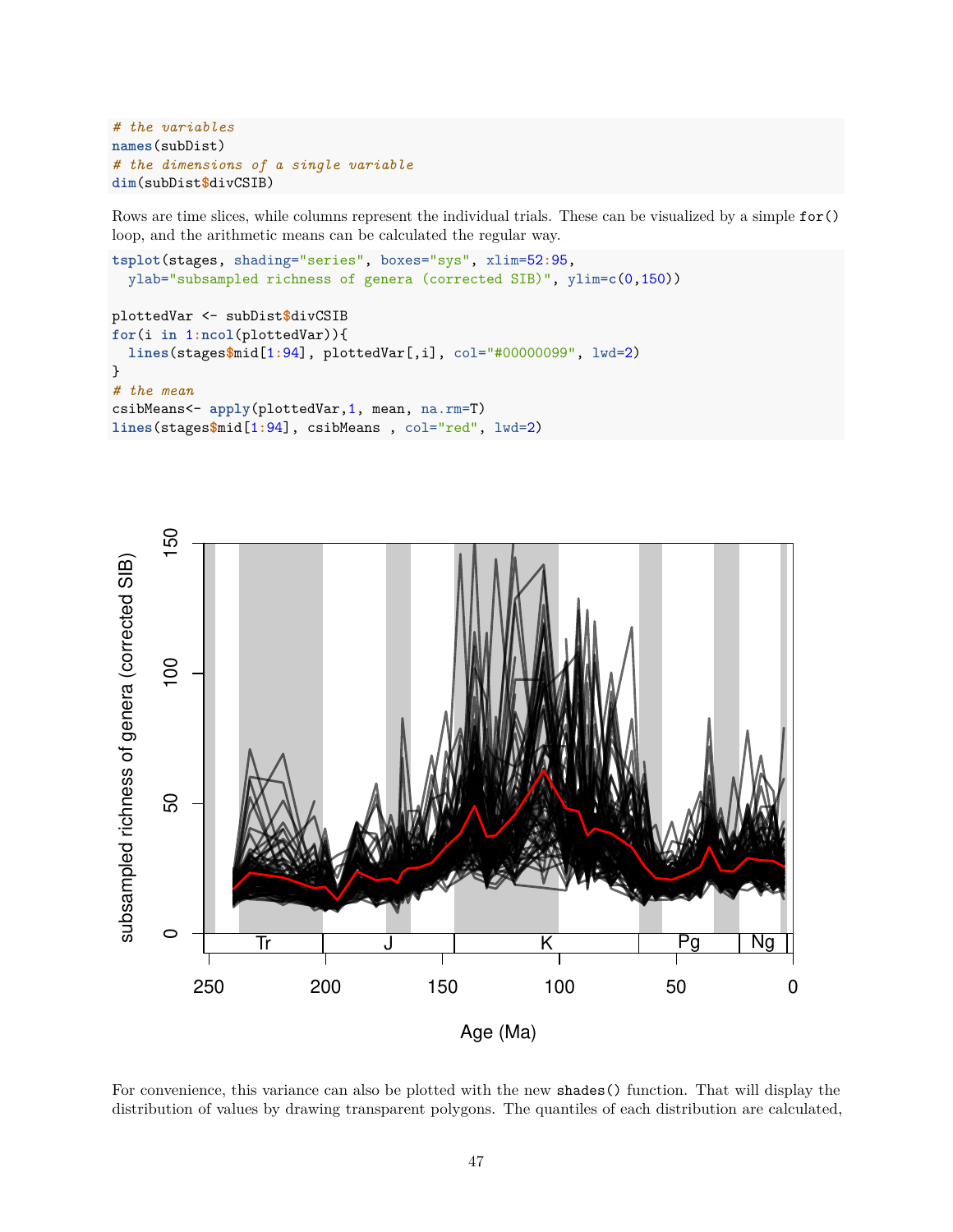```r
# the variables
names(subDist)
# the dimensions of a single variable
dim(subDist$divCSIB)
```

Rows are time slices, while columns represent the individual trials. These can be visualized by a simple `for()` loop, and the arithmetic means can be calculated the regular way.

```r
tsplot(stages, shading="series", boxes="sys", xlim=52:95,
  ylab="subsampled richness of genera (corrected SIB)", ylim=c(0,150))

plottedVar <- subDist$divCSIB
for(i in 1:ncol(plottedVar)){
  lines(stages$mid[1:94], plottedVar[,i], col="#00000099", lwd=2)
}
# the mean
csibMeans<- apply(plottedVar,1, mean, na.rm=T)
lines(stages$mid[1:94], csibMeans , col="red", lwd=2)
```

For convenience, this variance can also be plotted with the new `shades()` function. That will display the distribution of values by drawing transparent polygons. The quantiles of each distribution are calculated,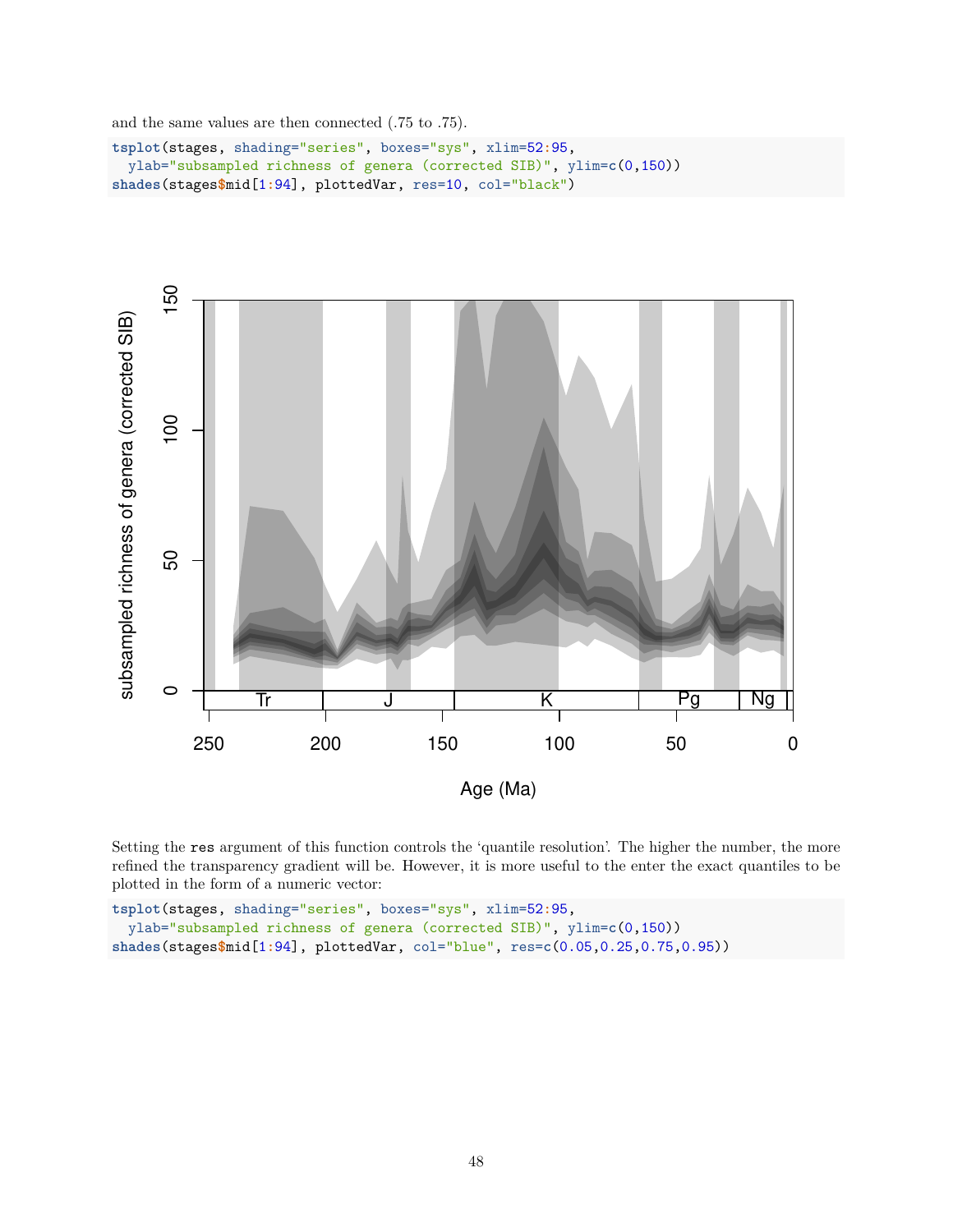and the same values are then connected (.75 to .75).

```
tsplot(stages, shading="series", boxes="sys", xlim=52:95,
  ylab="subsampled richness of genera (corrected SIB)", ylim=c(0,150))
shades(stages$mid[1:94], plottedVar, res=10, col="black")
```

Setting the `res` argument of this function controls the 'quantile resolution'. The higher the number, the more refined the transparency gradient will be. However, it is more useful to the enter the exact quantiles to be plotted in the form of a numeric vector:

```
tsplot(stages, shading="series", boxes="sys", xlim=52:95,
  ylab="subsampled richness of genera (corrected SIB)", ylim=c(0,150))
shades(stages$mid[1:94], plottedVar, col="blue", res=c(0.05,0.25,0.75,0.95))
```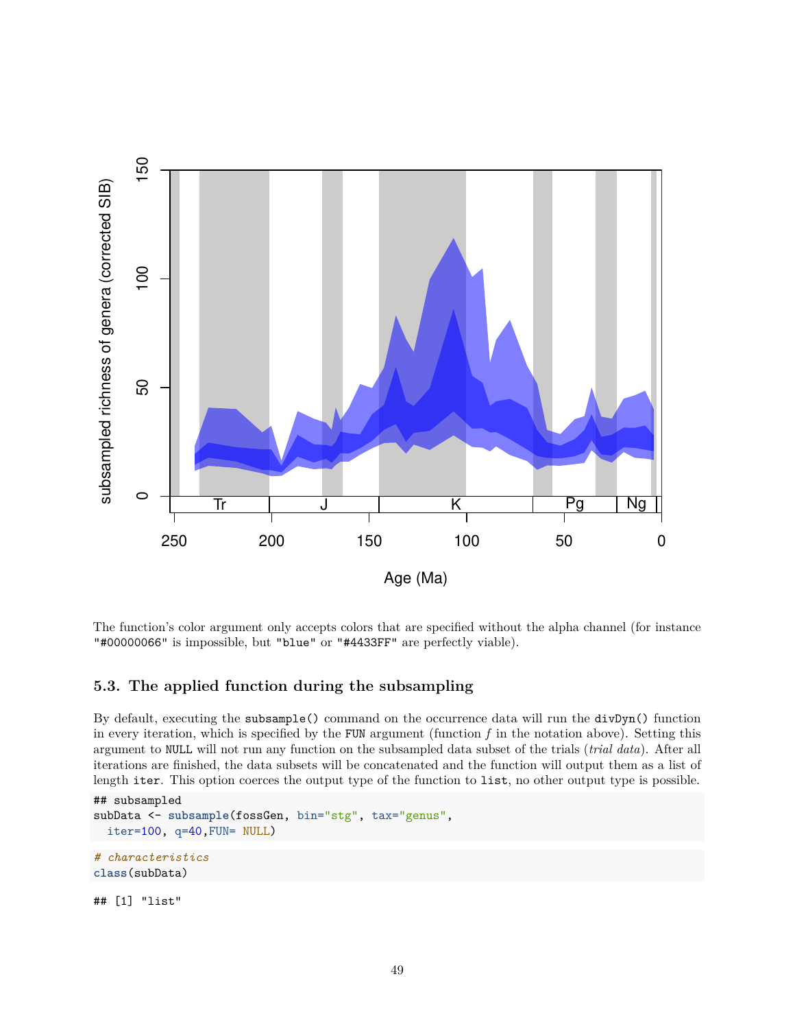The function's color argument only accepts colors that are specified without the alpha channel (for instance "#00000066" is impossible, but "blue" or "#4433FF" are perfectly viable).

### 5.3. The applied function during the subsampling

By default, executing the `subsample()` command on the occurrence data will run the `divDyn()` function in every iteration, which is specified by the `FUN` argument (function $f$ in the notation above). Setting this argument to `NULL` will not run any function on the subsampled data subset of the trials (*trial data*). After all iterations are finished, the data subsets will be concatenated and the function will output them as a list of length `iter`. This option coerces the output type of the function to `list`, no other output type is possible.

```
## subsampled
subData <- subsample(fossGen, bin="stg", tax="genus",
  iter=100, q=40,FUN= NULL)
```

```
# characteristics
class(subData)
```

```
## [1] "list"
```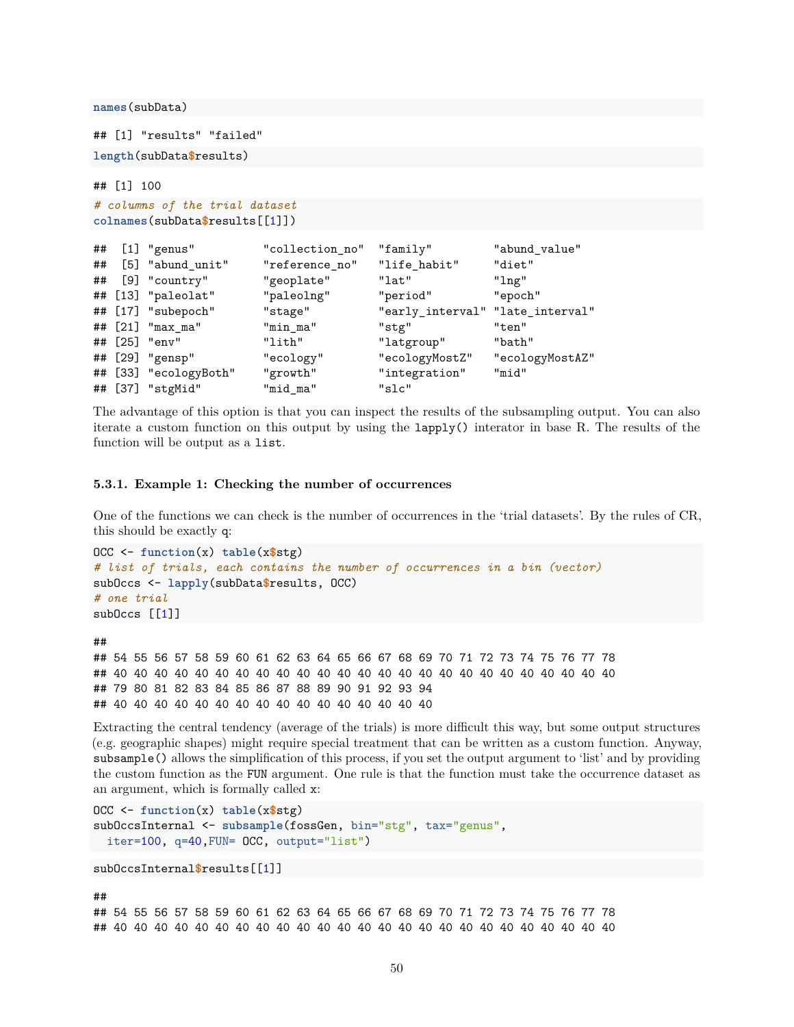```r
names(subData)
```

```
## [1] "results" "failed"
```

```r
length(subData$results)
```

```
## [1] 100
```

```r
# columns of the trial dataset
colnames(subData$results[[1]])
```

```
##  [1] "genus"          "collection_no"  "family"         "abund_value"
##  [5] "abund_unit"     "reference_no"   "life_habit"     "diet"
##  [9] "country"        "geoplate"       "lat"            "lng"
## [13] "paleolat"       "paleolng"       "period"         "epoch"
## [17] "subepoch"       "stage"          "early_interval" "late_interval"
## [21] "max_ma"         "min_ma"         "stg"            "ten"
## [25] "env"            "lith"           "latgroup"       "bath"
## [29] "gensp"          "ecology"        "ecologyMostZ"   "ecologyMostAZ"
## [33] "ecologyBoth"    "growth"         "integration"    "mid"
## [37] "stgMid"         "mid_ma"         "slc"
```

The advantage of this option is that you can inspect the results of the subsampling output. You can also iterate a custom function on this output by using the `lapply()` interator in base R. The results of the function will be output as a `list`.

#### 5.3.1. Example 1: Checking the number of occurrences

One of the functions we can check is the number of occurrences in the 'trial datasets'. By the rules of CR, this should be exactly **q**:

```r
OCC <- function(x) table(x$stg)
# list of trials, each contains the number of occurrences in a bin (vector)
subOccs <- lapply(subData$results, OCC)
# one trial
subOccs [[1]]
```

```
##
## 54 55 56 57 58 59 60 61 62 63 64 65 66 67 68 69 70 71 72 73 74 75 76 77 78
## 40 40 40 40 40 40 40 40 40 40 40 40 40 40 40 40 40 40 40 40 40 40 40 40 40
## 79 80 81 82 83 84 85 86 87 88 89 90 91 92 93 94
## 40 40 40 40 40 40 40 40 40 40 40 40 40 40 40 40
```

Extracting the central tendency (average of the trials) is more difficult this way, but some output structures (e.g. geographic shapes) might require special treatment that can be written as a custom function. Anyway, `subsample()` allows the simplification of this process, if you set the output argument to 'list' and by providing the custom function as the `FUN` argument. One rule is that the function must take the occurrence dataset as an argument, which is formally called `x`:

```r
OCC <- function(x) table(x$stg)
subOccsInternal <- subsample(fossGen, bin="stg", tax="genus",
  iter=100, q=40,FUN= OCC, output="list")
```

```r
subOccsInternal$results[[1]]
```

```
##
## 54 55 56 57 58 59 60 61 62 63 64 65 66 67 68 69 70 71 72 73 74 75 76 77 78
## 40 40 40 40 40 40 40 40 40 40 40 40 40 40 40 40 40 40 40 40 40 40 40 40 40
```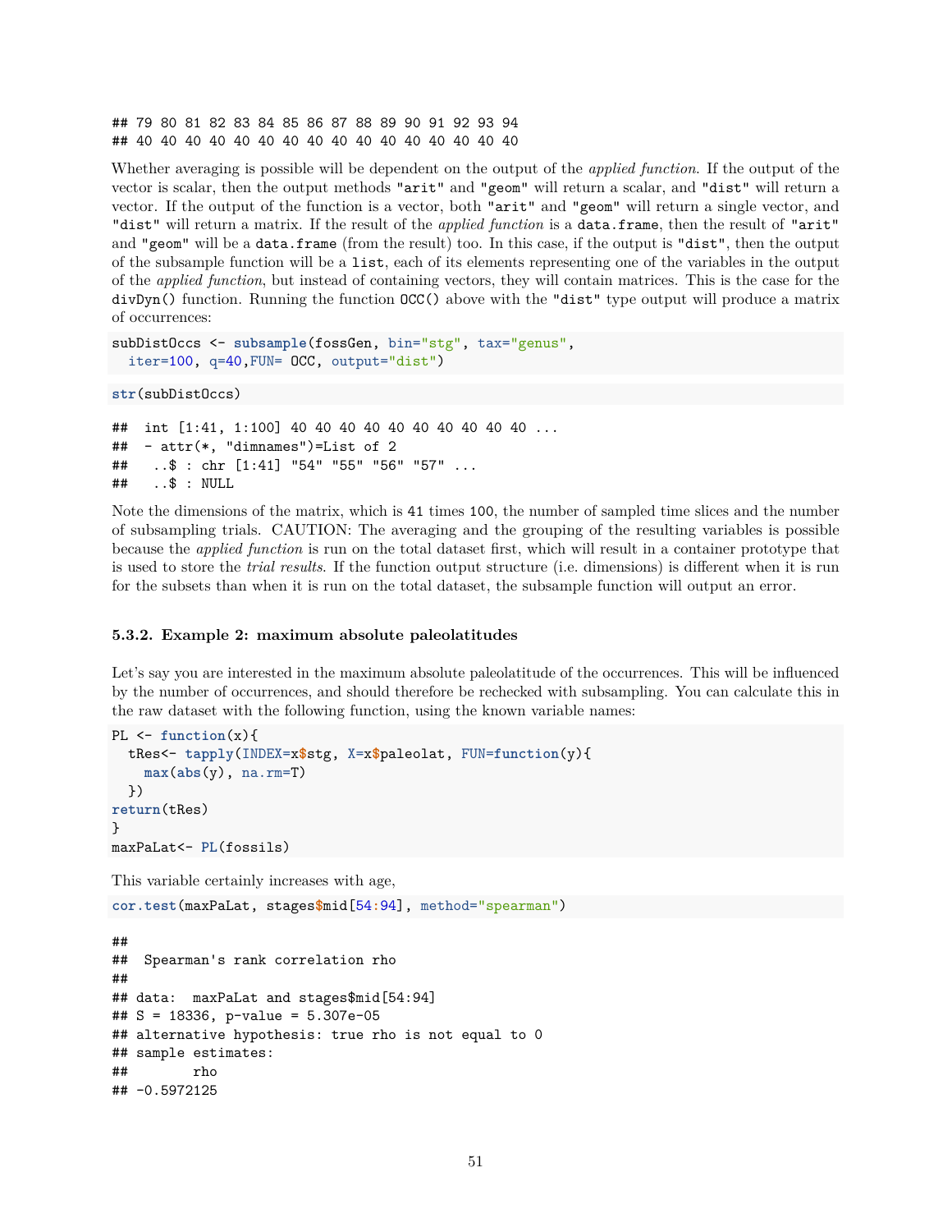```
## 79 80 81 82 83 84 85 86 87 88 89 90 91 92 93 94
## 40 40 40 40 40 40 40 40 40 40 40 40 40 40 40 40
```

Whether averaging is possible will be dependent on the output of the *applied function*. If the output of the vector is scalar, then the output methods `"arit"` and `"geom"` will return a scalar, and `"dist"` will return a vector. If the output of the function is a vector, both `"arit"` and `"geom"` will return a single vector, and `"dist"` will return a matrix. If the result of the *applied function* is a `data.frame`, then the result of `"arit"` and `"geom"` will be a `data.frame` (from the result) too. In this case, if the output is `"dist"`, then the output of the subsample function will be a `list`, each of its elements representing one of the variables in the output of the *applied function*, but instead of containing vectors, they will contain matrices. This is the case for the `divDyn()` function. Running the function `OCC()` above with the `"dist"` type output will produce a matrix of occurrences:

```
subDistOccs <- subsample(fossGen, bin="stg", tax="genus",
  iter=100, q=40,FUN= OCC, output="dist")
```

```
str(subDistOccs)
```

```
##  int [1:41, 1:100] 40 40 40 40 40 40 40 40 40 40 ...
##  - attr(*, "dimnames")=List of 2
##   ..$ : chr [1:41] "54" "55" "56" "57" ...
##   ..$ : NULL
```

Note the dimensions of the matrix, which is `41` times `100`, the number of sampled time slices and the number of subsampling trials. CAUTION: The averaging and the grouping of the resulting variables is possible because the *applied function* is run on the total dataset first, which will result in a container prototype that is used to store the *trial results*. If the function output structure (i.e. dimensions) is different when it is run for the subsets than when it is run on the total dataset, the subsample function will output an error.

#### 5.3.2. Example 2: maximum absolute paleolatitudes

Let's say you are interested in the maximum absolute paleolatitude of the occurrences. This will be influenced by the number of occurrences, and should therefore be rechecked with subsampling. You can calculate this in the raw dataset with the following function, using the known variable names:

```
PL <- function(x){
  tRes<- tapply(INDEX=x$stg, X=x$paleolat, FUN=function(y){
    max(abs(y), na.rm=T)
  })
return(tRes)
}
maxPaLat<- PL(fossils)
```

This variable certainly increases with age,

```
cor.test(maxPaLat, stages$mid[54:94], method="spearman")
```

```
##
##  Spearman's rank correlation rho
##
## data:  maxPaLat and stages$mid[54:94]
## S = 18336, p-value = 5.307e-05
## alternative hypothesis: true rho is not equal to 0
## sample estimates:
##        rho
## -0.5972125
```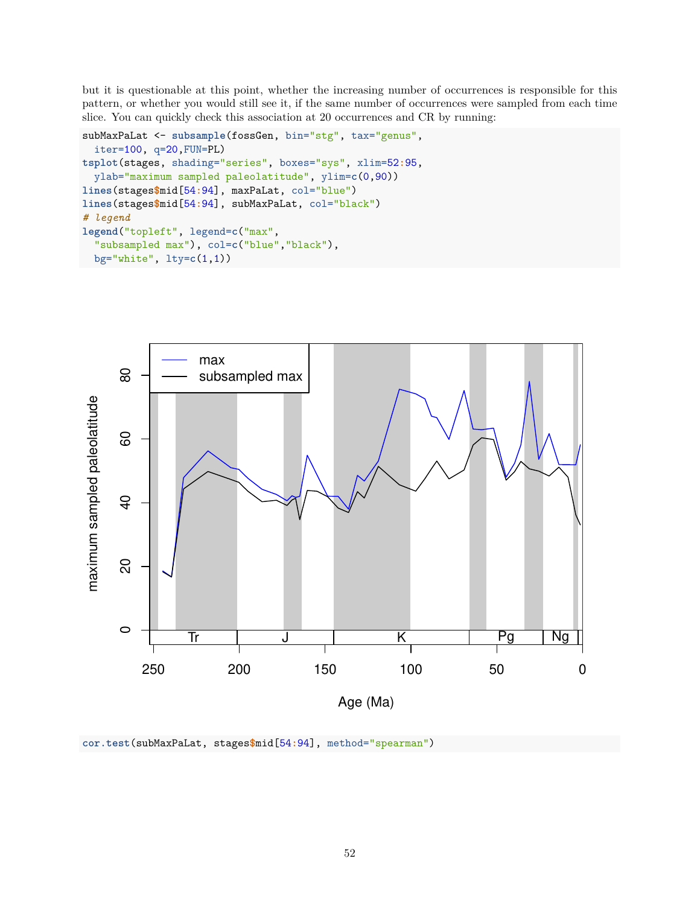but it is questionable at this point, whether the increasing number of occurrences is responsible for this pattern, or whether you would still see it, if the same number of occurrences were sampled from each time slice. You can quickly check this association at 20 occurrences and CR by running:

```
subMaxPaLat <- subsample(fossGen, bin="stg", tax="genus",
  iter=100, q=20,FUN=PL)
tsplot(stages, shading="series", boxes="sys", xlim=52:95,
  ylab="maximum sampled paleolatitude", ylim=c(0,90))
lines(stages$mid[54:94], maxPaLat, col="blue")
lines(stages$mid[54:94], subMaxPaLat, col="black")
# legend
legend("topleft", legend=c("max",
  "subsampled max"), col=c("blue","black"),
  bg="white", lty=c(1,1))
```

```
cor.test(subMaxPaLat, stages$mid[54:94], method="spearman")
```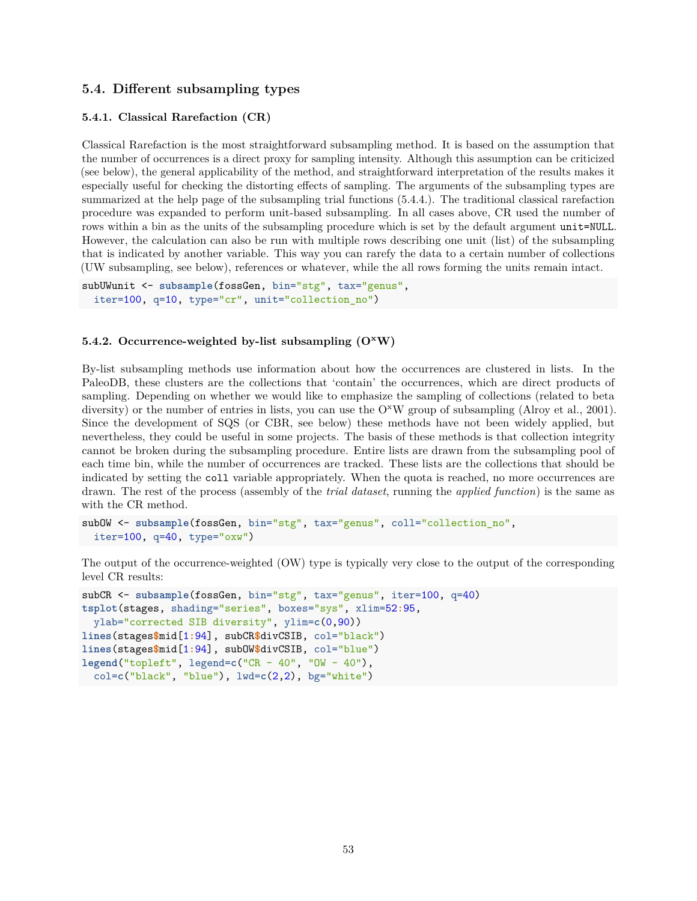## 5.4. Different subsampling types

### 5.4.1. Classical Rarefaction (CR)

Classical Rarefaction is the most straightforward subsampling method. It is based on the assumption that the number of occurrences is a direct proxy for sampling intensity. Although this assumption can be criticized (see below), the general applicability of the method, and straightforward interpretation of the results makes it especially useful for checking the distorting effects of sampling. The arguments of the subsampling types are summarized at the help page of the subsampling trial functions (5.4.4.). The traditional classical rarefaction procedure was expanded to perform unit-based subsampling. In all cases above, CR used the number of rows within a bin as the units of the subsampling procedure which is set by the default argument `unit=NULL`. However, the calculation can also be run with multiple rows describing one unit (list) of the subsampling that is indicated by another variable. This way you can rarefy the data to a certain number of collections (UW subsampling, see below), references or whatever, while the all rows forming the units remain intact.

```
subUWunit <- subsample(fossGen, bin="stg", tax="genus",
  iter=100, q=10, type="cr", unit="collection_no")
```

### 5.4.2. Occurrence-weighted by-list subsampling ($O^xW$)

By-list subsampling methods use information about how the occurrences are clustered in lists. In the PaleoDB, these clusters are the collections that 'contain' the occurrences, which are direct products of sampling. Depending on whether we would like to emphasize the sampling of collections (related to beta diversity) or the number of entries in lists, you can use the $O^xW$ group of subsampling (Alroy et al., 2001). Since the development of SQS (or CBR, see below) these methods have not been widely applied, but nevertheless, they could be useful in some projects. The basis of these methods is that collection integrity cannot be broken during the subsampling procedure. Entire lists are drawn from the subsampling pool of each time bin, while the number of occurrences are tracked. These lists are the collections that should be indicated by setting the `coll` variable appropriately. When the quota is reached, no more occurrences are drawn. The rest of the process (assembly of the *trial dataset*, running the *applied function*) is the same as with the CR method.

```
subOW <- subsample(fossGen, bin="stg", tax="genus", coll="collection_no",
  iter=100, q=40, type="oxw")
```

The output of the occurrence-weighted (OW) type is typically very close to the output of the corresponding level CR results:

```
subCR <- subsample(fossGen, bin="stg", tax="genus", iter=100, q=40)
tsplot(stages, shading="series", boxes="sys", xlim=52:95,
  ylab="corrected SIB diversity", ylim=c(0,90))
lines(stages$mid[1:94], subCR$divCSIB, col="black")
lines(stages$mid[1:94], subOW$divCSIB, col="blue")
legend("topleft", legend=c("CR - 40", "OW - 40"),
  col=c("black", "blue"), lwd=c(2,2), bg="white")
```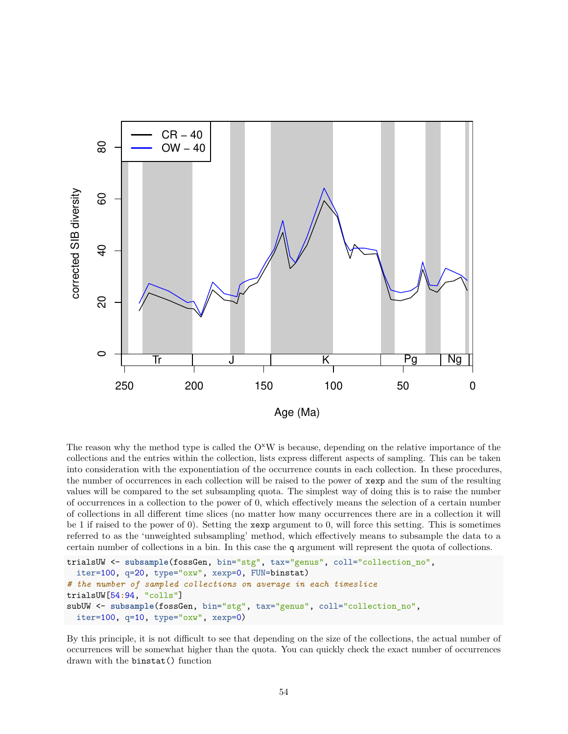The reason why the method type is called the O$^x$W is because, depending on the relative importance of the collections and the entries within the collection, lists express different aspects of sampling. This can be taken into consideration with the exponentiation of the occurrence counts in each collection. In these procedures, the number of occurrences in each collection will be raised to the power of `xexp` and the sum of the resulting values will be compared to the set subsampling quota. The simplest way of doing this is to raise the number of occurrences in a collection to the power of 0, which effectively means the selection of a certain number of collections in all different time slices (no matter how many occurrences there are in a collection it will be 1 if raised to the power of 0). Setting the `xexp` argument to 0, will force this setting. This is sometimes referred to as the 'unweighted subsampling' method, which effectively means to subsample the data to a certain number of collections in a bin. In this case the `q` argument will represent the quota of collections.

```
trialsUW <- subsample(fossGen, bin="stg", tax="genus", coll="collection_no",
  iter=100, q=20, type="oxw", xexp=0, FUN=binstat)
# the number of sampled collections on average in each timeslice
trialsUW[54:94, "colls"]
subUW <- subsample(fossGen, bin="stg", tax="genus", coll="collection_no",
  iter=100, q=10, type="oxw", xexp=0)
```

By this principle, it is not difficult to see that depending on the size of the collections, the actual number of occurrences will be somewhat higher than the quota. You can quickly check the exact number of occurrences drawn with the `binstat()` function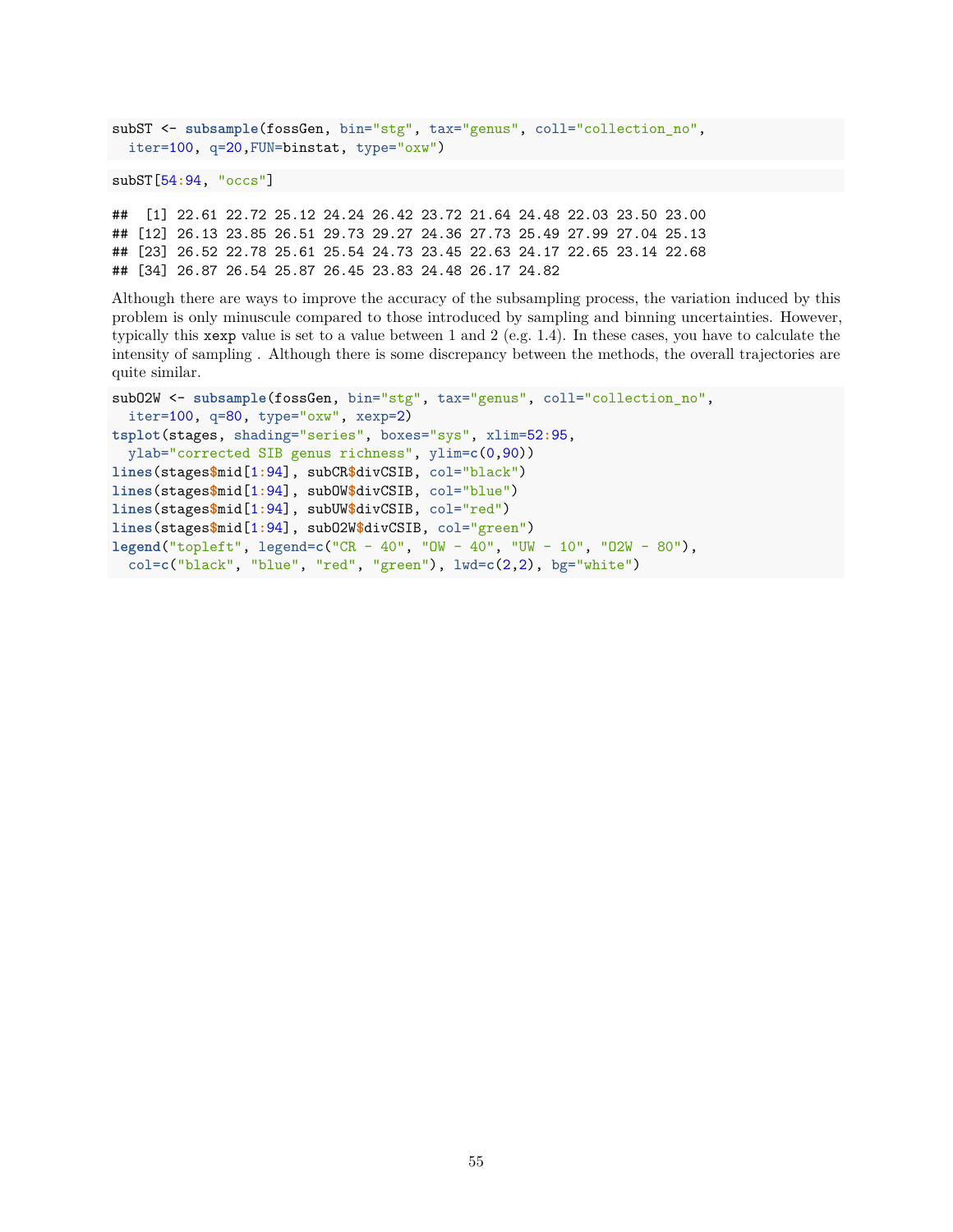```
subST <- subsample(fossGen, bin="stg", tax="genus", coll="collection_no",
  iter=100, q=20,FUN=binstat, type="oxw")
```

```
subST[54:94, "occs"]
```

```
##  [1] 22.61 22.72 25.12 24.24 26.42 23.72 21.64 24.48 22.03 23.50 23.00
## [12] 26.13 23.85 26.51 29.73 29.27 24.36 27.73 25.49 27.99 27.04 25.13
## [23] 26.52 22.78 25.61 25.54 24.73 23.45 22.63 24.17 22.65 23.14 22.68
## [34] 26.87 26.54 25.87 26.45 23.83 24.48 26.17 24.82
```

Although there are ways to improve the accuracy of the subsampling process, the variation induced by this problem is only minuscule compared to those introduced by sampling and binning uncertainties. However, typically this `xexp` value is set to a value between 1 and 2 (e.g. 1.4). In these cases, you have to calculate the intensity of sampling . Although there is some discrepancy between the methods, the overall trajectories are quite similar.

```
subO2W <- subsample(fossGen, bin="stg", tax="genus", coll="collection_no",
  iter=100, q=80, type="oxw", xexp=2)
tsplot(stages, shading="series", boxes="sys", xlim=52:95,
  ylab="corrected SIB genus richness", ylim=c(0,90))
lines(stages$mid[1:94], subCR$divCSIB, col="black")
lines(stages$mid[1:94], subOW$divCSIB, col="blue")
lines(stages$mid[1:94], subUW$divCSIB, col="red")
lines(stages$mid[1:94], subO2W$divCSIB, col="green")
legend("topleft", legend=c("CR - 40", "OW - 40", "UW - 10", "O2W - 80"),
  col=c("black", "blue", "red", "green"), lwd=c(2,2), bg="white")
```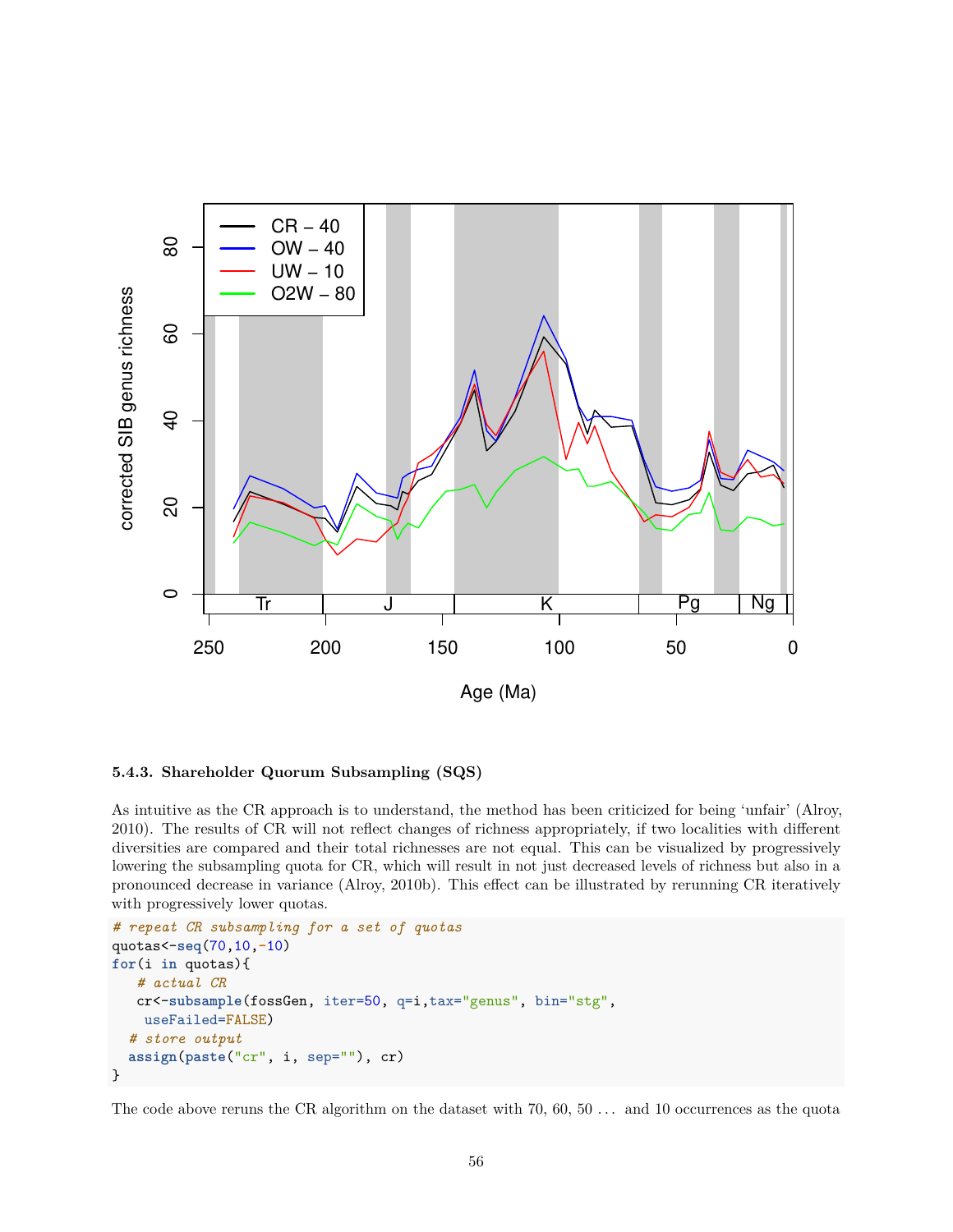#### 5.4.3. Shareholder Quorum Subsampling (SQS)

As intuitive as the CR approach is to understand, the method has been criticized for being 'unfair' (Alroy, 2010). The results of CR will not reflect changes of richness appropriately, if two localities with different diversities are compared and their total richnesses are not equal. This can be visualized by progressively lowering the subsampling quota for CR, which will result in not just decreased levels of richness but also in a pronounced decrease in variance (Alroy, 2010b). This effect can be illustrated by rerunning CR iteratively with progressively lower quotas.

```
# repeat CR subsampling for a set of quotas
quotas<-seq(70,10,-10)
for(i in quotas){
   # actual CR
   cr<-subsample(fossGen, iter=50, q=i,tax="genus", bin="stg",
    useFailed=FALSE)
  # store output
  assign(paste("cr", i, sep=""), cr)
}
```

The code above reruns the CR algorithm on the dataset with 70, 60, 50 . . . and 10 occurrences as the quota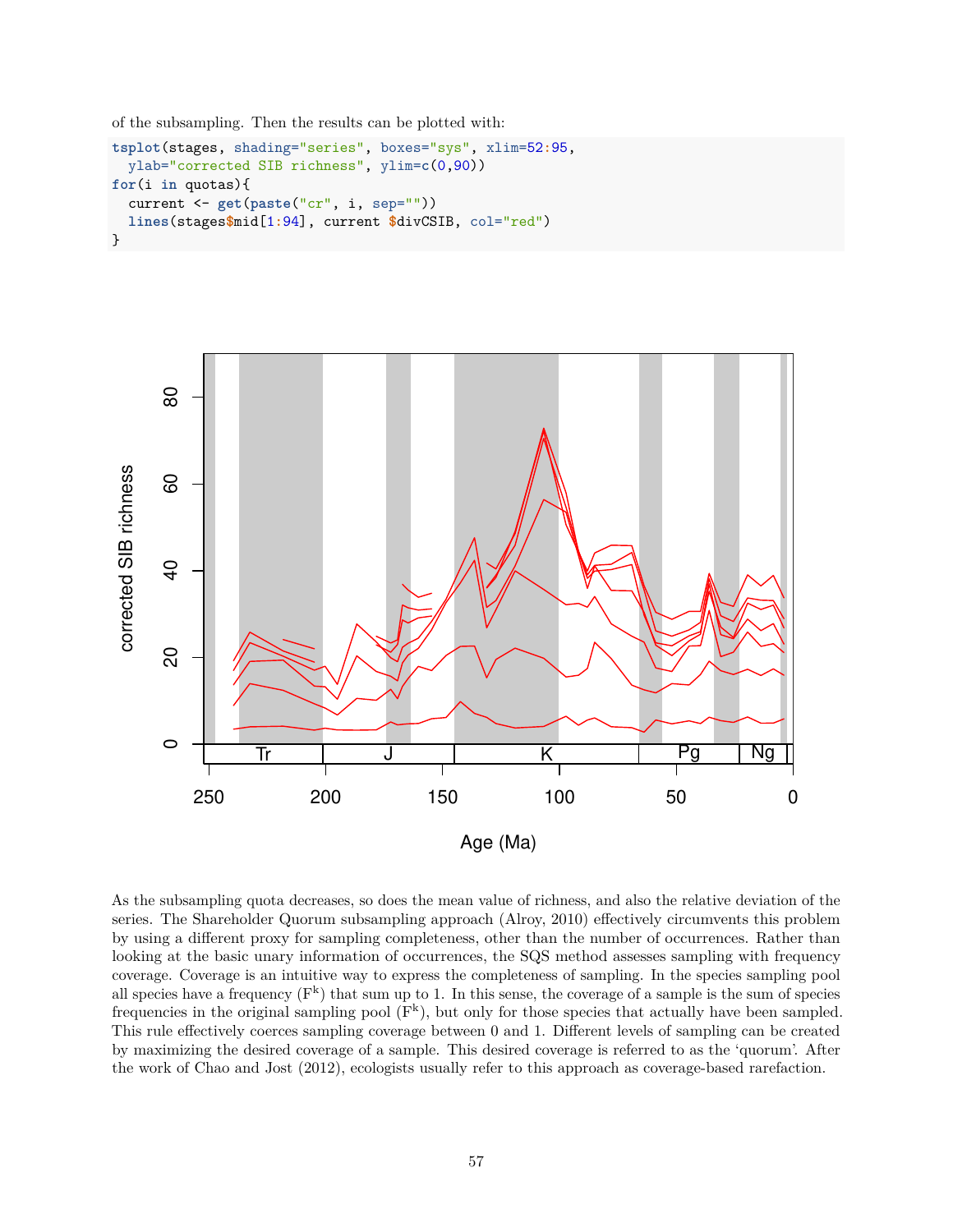of the subsampling. Then the results can be plotted with:

```
tsplot(stages, shading="series", boxes="sys", xlim=52:95,
  ylab="corrected SIB richness", ylim=c(0,90))
for(i in quotas){
  current <- get(paste("cr", i, sep=""))
  lines(stages$mid[1:94], current $divCSIB, col="red")
}
```

As the subsampling quota decreases, so does the mean value of richness, and also the relative deviation of the series. The Shareholder Quorum subsampling approach (Alroy, 2010) effectively circumvents this problem by using a different proxy for sampling completeness, other than the number of occurrences. Rather than looking at the basic unary information of occurrences, the SQS method assesses sampling with frequency coverage. Coverage is an intuitive way to express the completeness of sampling. In the species sampling pool all species have a frequency ($F^k$) that sum up to 1. In this sense, the coverage of a sample is the sum of species frequencies in the original sampling pool ($F^k$), but only for those species that actually have been sampled. This rule effectively coerces sampling coverage between 0 and 1. Different levels of sampling can be created by maximizing the desired coverage of a sample. This desired coverage is referred to as the 'quorum'. After the work of Chao and Jost (2012), ecologists usually refer to this approach as coverage-based rarefaction.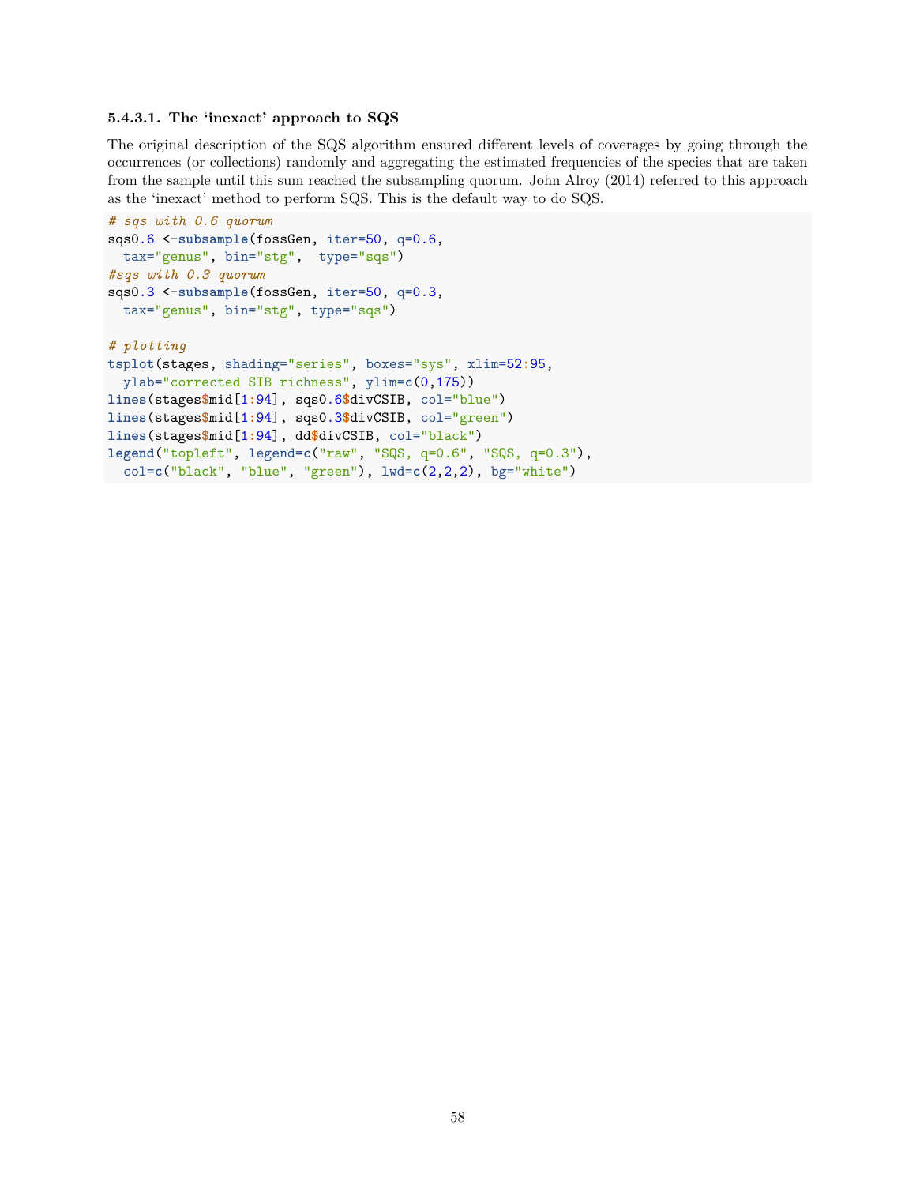#### 5.4.3.1. The 'inexact' approach to SQS

The original description of the SQS algorithm ensured different levels of coverages by going through the occurrences (or collections) randomly and aggregating the estimated frequencies of the species that are taken from the sample until this sum reached the subsampling quorum. John Alroy (2014) referred to this approach as the 'inexact' method to perform SQS. This is the default way to do SQS.

```
# sqs with 0.6 quorum
sqs0.6 <-subsample(fossGen, iter=50, q=0.6,
  tax="genus", bin="stg",  type="sqs")
#sqs with 0.3 quorum
sqs0.3 <-subsample(fossGen, iter=50, q=0.3,
  tax="genus", bin="stg", type="sqs")

# plotting
tsplot(stages, shading="series", boxes="sys", xlim=52:95,
  ylab="corrected SIB richness", ylim=c(0,175))
lines(stages$mid[1:94], sqs0.6$divCSIB, col="blue")
lines(stages$mid[1:94], sqs0.3$divCSIB, col="green")
lines(stages$mid[1:94], dd$divCSIB, col="black")
legend("topleft", legend=c("raw", "SQS, q=0.6", "SQS, q=0.3"),
  col=c("black", "blue", "green"), lwd=c(2,2,2), bg="white")
```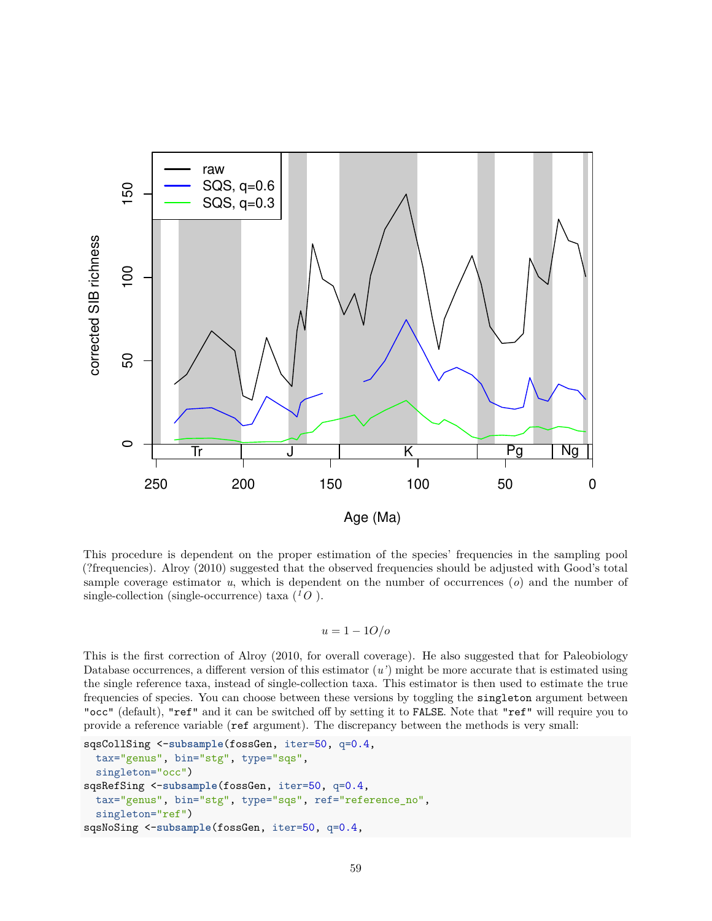This procedure is dependent on the proper estimation of the species' frequencies in the sampling pool (?frequencies). Alroy (2010) suggested that the observed frequencies should be adjusted with Good's total sample coverage estimator $u$, which is dependent on the number of occurrences ($o$) and the number of single-collection (single-occurrence) taxa ($^1O$ ).

$$u = 1 - 1O/o$$

This is the first correction of Alroy (2010, for overall coverage). He also suggested that for Paleobiology Database occurrences, a different version of this estimator ($u'$) might be more accurate that is estimated using the single reference taxa, instead of single-collection taxa. This estimator is then used to estimate the true frequencies of species. You can choose between these versions by toggling the `singleton` argument between `"occ"` (default), `"ref"` and it can be switched off by setting it to `FALSE`. Note that `"ref"` will require you to provide a reference variable (`ref` argument). The discrepancy between the methods is very small:

```
sqsCollSing <-subsample(fossGen, iter=50, q=0.4,
  tax="genus", bin="stg", type="sqs",
  singleton="occ")
sqsRefSing <-subsample(fossGen, iter=50, q=0.4,
  tax="genus", bin="stg", type="sqs", ref="reference_no",
  singleton="ref")
sqsNoSing <-subsample(fossGen, iter=50, q=0.4,
```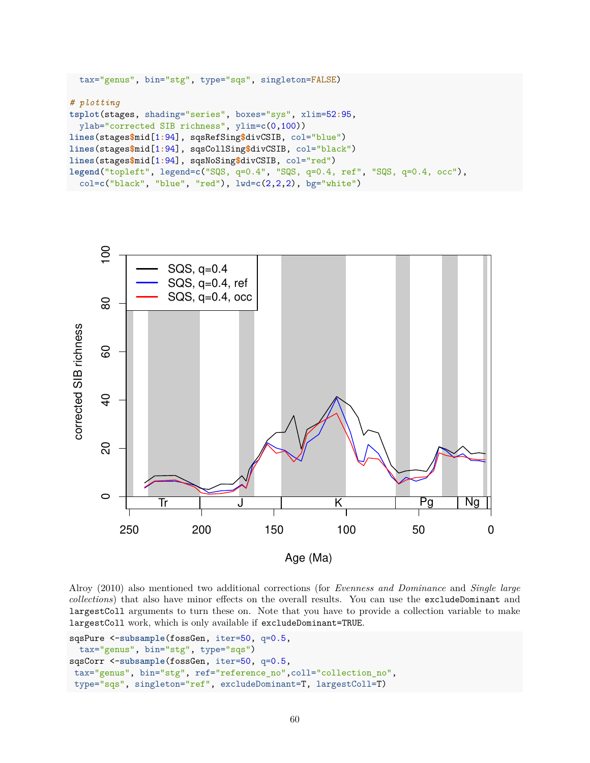```
  tax="genus", bin="stg", type="sqs", singleton=FALSE)

# plotting
tsplot(stages, shading="series", boxes="sys", xlim=52:95,
  ylab="corrected SIB richness", ylim=c(0,100))
lines(stages$mid[1:94], sqsRefSing$divCSIB, col="blue")
lines(stages$mid[1:94], sqsCollSing$divCSIB, col="black")
lines(stages$mid[1:94], sqsNoSing$divCSIB, col="red")
legend("topleft", legend=c("SQS, q=0.4", "SQS, q=0.4, ref", "SQS, q=0.4, occ"),
  col=c("black", "blue", "red"), lwd=c(2,2,2), bg="white")
```

Alroy (2010) also mentioned two additional corrections (for *Evenness and Dominance* and *Single large collections*) that also have minor effects on the overall results. You can use the `excludeDominant` and `largestColl` arguments to turn these on. Note that you have to provide a collection variable to make `largestColl` work, which is only available if `excludeDominant=TRUE`.

```
sqsPure <-subsample(fossGen, iter=50, q=0.5,
  tax="genus", bin="stg", type="sqs")
sqsCorr <-subsample(fossGen, iter=50, q=0.5,
 tax="genus", bin="stg", ref="reference_no",coll="collection_no",
 type="sqs", singleton="ref", excludeDominant=T, largestColl=T)
```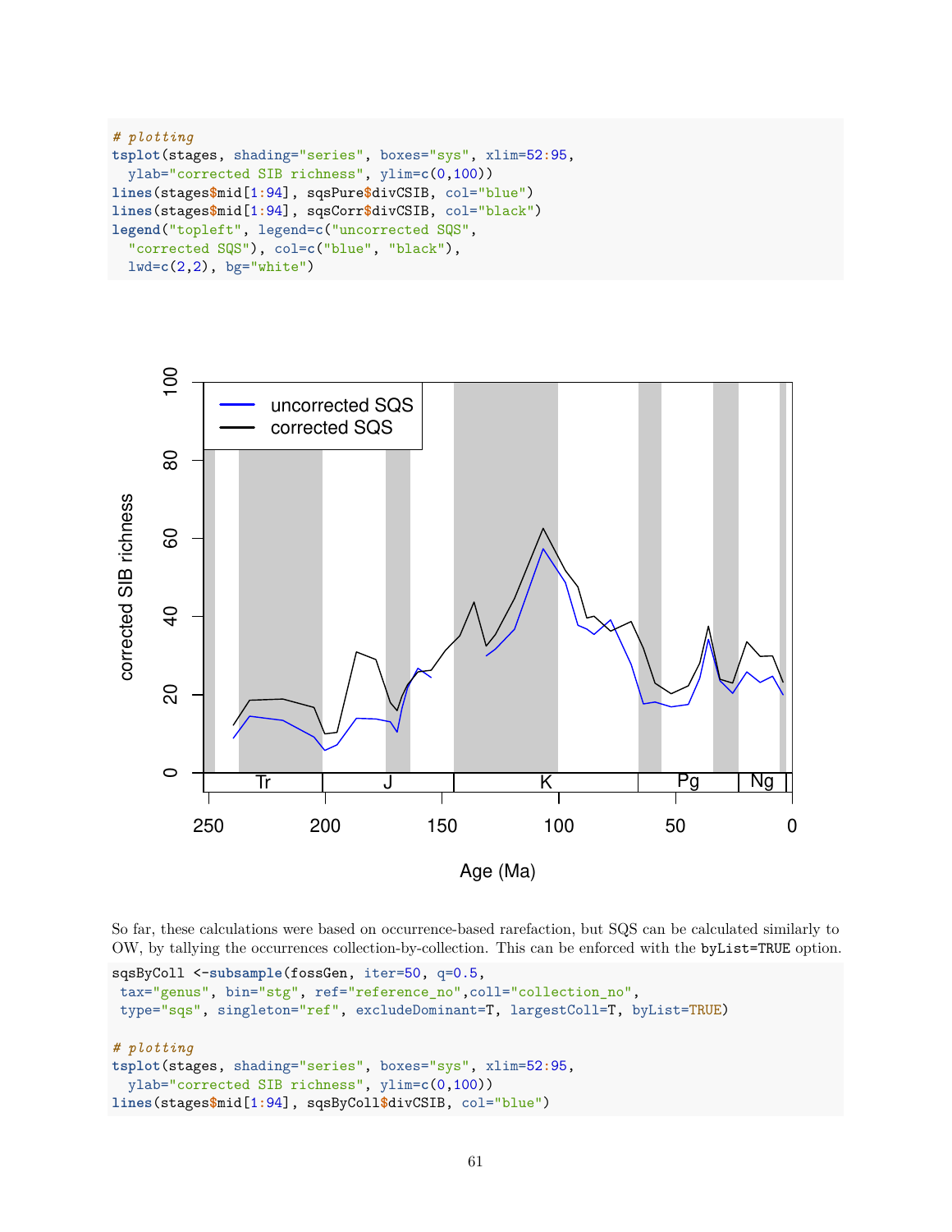```
# plotting
tsplot(stages, shading="series", boxes="sys", xlim=52:95,
  ylab="corrected SIB richness", ylim=c(0,100))
lines(stages$mid[1:94], sqsPure$divCSIB, col="blue")
lines(stages$mid[1:94], sqsCorr$divCSIB, col="black")
legend("topleft", legend=c("uncorrected SQS",
  "corrected SQS"), col=c("blue", "black"),
  lwd=c(2,2), bg="white")
```

So far, these calculations were based on occurrence-based rarefaction, but SQS can be calculated similarly to OW, by tallying the occurrences collection-by-collection. This can be enforced with the `byList=TRUE` option.

```
sqsByColl <-subsample(fossGen, iter=50, q=0.5,
 tax="genus", bin="stg", ref="reference_no",coll="collection_no",
 type="sqs", singleton="ref", excludeDominant=T, largestColl=T, byList=TRUE)

# plotting
tsplot(stages, shading="series", boxes="sys", xlim=52:95,
  ylab="corrected SIB richness", ylim=c(0,100))
lines(stages$mid[1:94], sqsByColl$divCSIB, col="blue")
```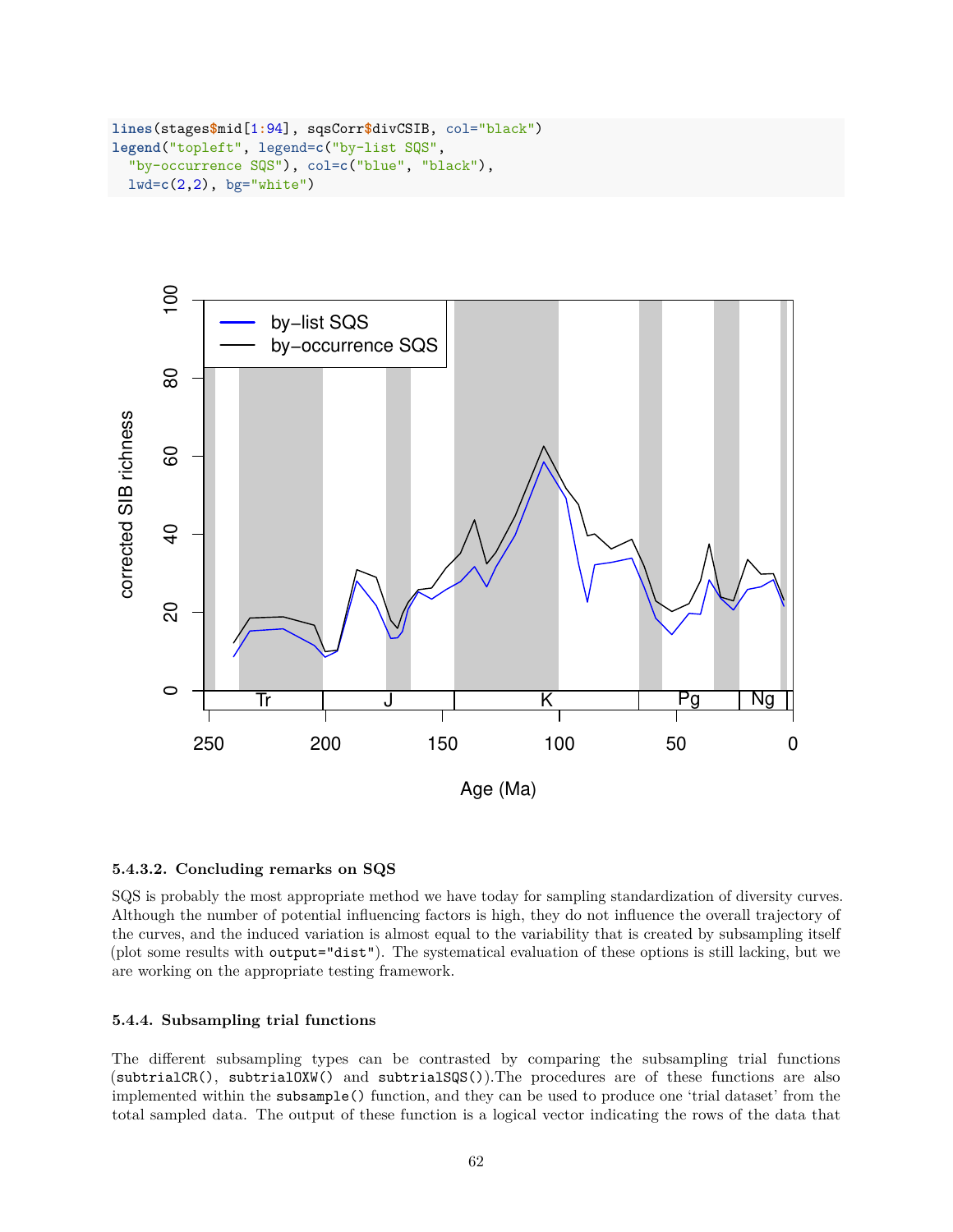```
lines(stages$mid[1:94], sqsCorr$divCSIB, col="black")
legend("topleft", legend=c("by-list SQS",
  "by-occurrence SQS"), col=c("blue", "black"),
  lwd=c(2,2), bg="white")
```

#### 5.4.3.2. Concluding remarks on SQS

SQS is probably the most appropriate method we have today for sampling standardization of diversity curves. Although the number of potential influencing factors is high, they do not influence the overall trajectory of the curves, and the induced variation is almost equal to the variability that is created by subsampling itself (plot some results with `output="dist"`). The systematical evaluation of these options is still lacking, but we are working on the appropriate testing framework.

### 5.4.4. Subsampling trial functions

The different subsampling types can be contrasted by comparing the subsampling trial functions (`subtrialCR()`, `subtrialOXW()` and `subtrialSQS()`).The procedures are of these functions are also implemented within the `subsample()` function, and they can be used to produce one 'trial dataset' from the total sampled data. The output of these function is a logical vector indicating the rows of the data that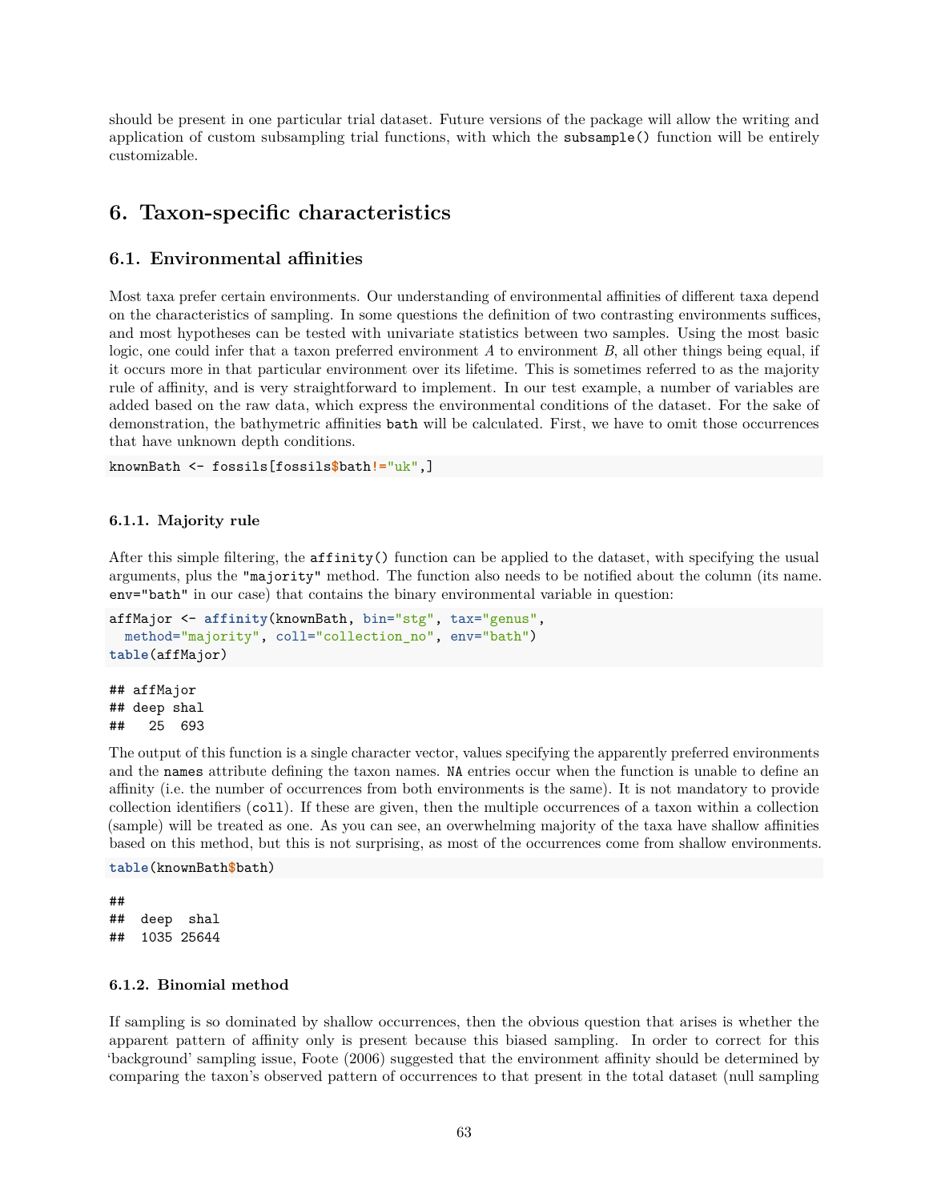should be present in one particular trial dataset. Future versions of the package will allow the writing and application of custom subsampling trial functions, with which the `subsample()` function will be entirely customizable.

## 6. Taxon-specific characteristics

### 6.1. Environmental affinities

Most taxa prefer certain environments. Our understanding of environmental affinities of different taxa depend on the characteristics of sampling. In some questions the definition of two contrasting environments suffices, and most hypotheses can be tested with univariate statistics between two samples. Using the most basic logic, one could infer that a taxon preferred environment *A* to environment *B*, all other things being equal, if it occurs more in that particular environment over its lifetime. This is sometimes referred to as the majority rule of affinity, and is very straightforward to implement. In our test example, a number of variables are added based on the raw data, which express the environmental conditions of the dataset. For the sake of demonstration, the bathymetric affinities `bath` will be calculated. First, we have to omit those occurrences that have unknown depth conditions.

```
knownBath <- fossils[fossils$bath!="uk",]
```

#### 6.1.1. Majority rule

After this simple filtering, the `affinity()` function can be applied to the dataset, with specifying the usual arguments, plus the `"majority"` method. The function also needs to be notified about the column (its name. `env="bath"` in our case) that contains the binary environmental variable in question:

```
affMajor <- affinity(knownBath, bin="stg", tax="genus",
  method="majority", coll="collection_no", env="bath")
table(affMajor)
```

```
## affMajor
## deep shal
##   25  693
```

The output of this function is a single character vector, values specifying the apparently preferred environments and the `names` attribute defining the taxon names. `NA` entries occur when the function is unable to define an affinity (i.e. the number of occurrences from both environments is the same). It is not mandatory to provide collection identifiers (`coll`). If these are given, then the multiple occurrences of a taxon within a collection (sample) will be treated as one. As you can see, an overwhelming majority of the taxa have shallow affinities based on this method, but this is not surprising, as most of the occurrences come from shallow environments.

```
table(knownBath$bath)
```

```
##
##  deep  shal
##  1035 25644
```

#### 6.1.2. Binomial method

If sampling is so dominated by shallow occurrences, then the obvious question that arises is whether the apparent pattern of affinity only is present because this biased sampling. In order to correct for this 'background' sampling issue, Foote (2006) suggested that the environment affinity should be determined by comparing the taxon's observed pattern of occurrences to that present in the total dataset (null sampling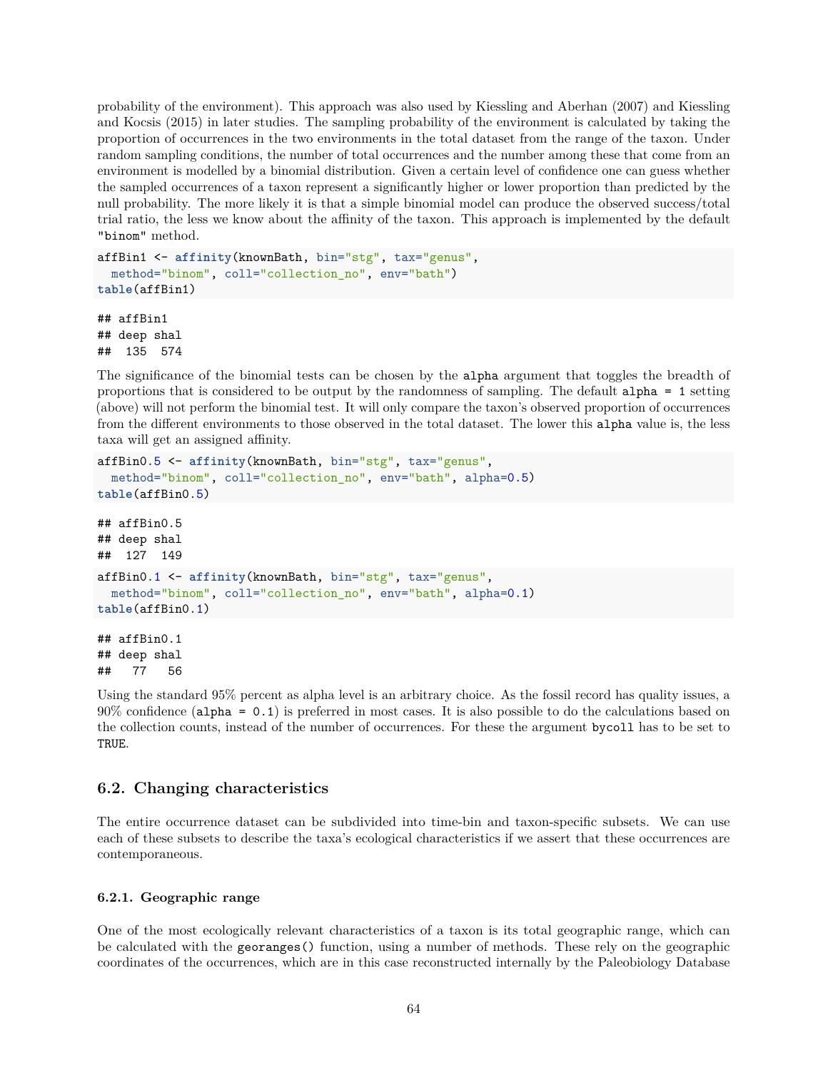probability of the environment). This approach was also used by Kiessling and Aberhan (2007) and Kiessling and Kocsis (2015) in later studies. The sampling probability of the environment is calculated by taking the proportion of occurrences in the two environments in the total dataset from the range of the taxon. Under random sampling conditions, the number of total occurrences and the number among these that come from an environment is modelled by a binomial distribution. Given a certain level of confidence one can guess whether the sampled occurrences of a taxon represent a significantly higher or lower proportion than predicted by the null probability. The more likely it is that a simple binomial model can produce the observed success/total trial ratio, the less we know about the affinity of the taxon. This approach is implemented by the default `"binom"` method.

```
affBin1 <- affinity(knownBath, bin="stg", tax="genus",
  method="binom", coll="collection_no", env="bath")
table(affBin1)
```

```
## affBin1
## deep shal
##  135  574
```

The significance of the binomial tests can be chosen by the `alpha` argument that toggles the breadth of proportions that is considered to be output by the randomness of sampling. The default `alpha = 1` setting (above) will not perform the binomial test. It will only compare the taxon's observed proportion of occurrences from the different environments to those observed in the total dataset. The lower this `alpha` value is, the less taxa will get an assigned affinity.

```
affBin0.5 <- affinity(knownBath, bin="stg", tax="genus",
  method="binom", coll="collection_no", env="bath", alpha=0.5)
table(affBin0.5)
```

```
## affBin0.5
## deep shal
##  127  149
```

```
affBin0.1 <- affinity(knownBath, bin="stg", tax="genus",
  method="binom", coll="collection_no", env="bath", alpha=0.1)
table(affBin0.1)
```

```
## affBin0.1
## deep shal
##   77   56
```

Using the standard 95% percent as alpha level is an arbitrary choice. As the fossil record has quality issues, a 90% confidence (`alpha = 0.1`) is preferred in most cases. It is also possible to do the calculations based on the collection counts, instead of the number of occurrences. For these the argument `bycoll` has to be set to `TRUE`.

## 6.2. Changing characteristics

The entire occurrence dataset can be subdivided into time-bin and taxon-specific subsets. We can use each of these subsets to describe the taxa's ecological characteristics if we assert that these occurrences are contemporaneous.

### 6.2.1. Geographic range

One of the most ecologically relevant characteristics of a taxon is its total geographic range, which can be calculated with the `georanges()` function, using a number of methods. These rely on the geographic coordinates of the occurrences, which are in this case reconstructed internally by the Paleobiology Database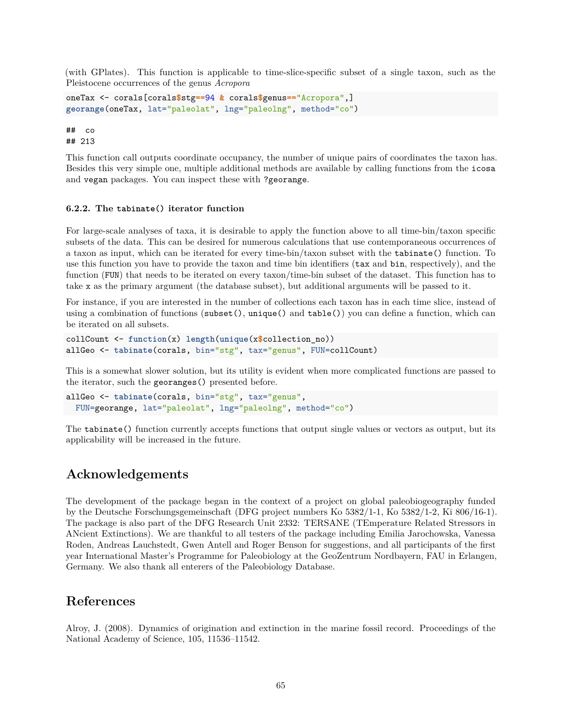(with GPlates). This function is applicable to time-slice-specific subset of a single taxon, such as the Pleistocene occurrences of the genus *Acropora*

```
oneTax <- corals[corals$stg==94 & corals$genus=="Acropora",]
georange(oneTax, lat="paleolat", lng="paleolng", method="co")
```

```
##  co
## 213
```

This function call outputs coordinate occupancy, the number of unique pairs of coordinates the taxon has. Besides this very simple one, multiple additional methods are available by calling functions from the `icosa` and `vegan` packages. You can inspect these with `?georange`.

### 6.2.2. The `tabinate()` iterator function

For large-scale analyses of taxa, it is desirable to apply the function above to all time-bin/taxon specific subsets of the data. This can be desired for numerous calculations that use contemporaneous occurrences of a taxon as input, which can be iterated for every time-bin/taxon subset with the `tabinate()` function. To use this function you have to provide the taxon and time bin identifiers (`tax` and `bin`, respectively), and the function (`FUN`) that needs to be iterated on every taxon/time-bin subset of the dataset. This function has to take `x` as the primary argument (the database subset), but additional arguments will be passed to it.

For instance, if you are interested in the number of collections each taxon has in each time slice, instead of using a combination of functions (`subset()`, `unique()` and `table()`) you can define a function, which can be iterated on all subsets.

```
collCount <- function(x) length(unique(x$collection_no))
allGeo <- tabinate(corals, bin="stg", tax="genus", FUN=collCount)
```

This is a somewhat slower solution, but its utility is evident when more complicated functions are passed to the iterator, such the `georanges()` presented before.

```
allGeo <- tabinate(corals, bin="stg", tax="genus",
  FUN=georange, lat="paleolat", lng="paleolng", method="co")
```

The `tabinate()` function currently accepts functions that output single values or vectors as output, but its applicability will be increased in the future.

## Acknowledgements

The development of the package began in the context of a project on global paleobiogeography funded by the Deutsche Forschungsgemeinschaft (DFG project numbers Ko 5382/1-1, Ko 5382/1-2, Ki 806/16-1). The package is also part of the DFG Research Unit 2332: TERSANE (TEmperature Related Stressors in ANcient Extinctions). We are thankful to all testers of the package including Emilia Jarochowska, Vanessa Roden, Andreas Lauchstedt, Gwen Antell and Roger Benson for suggestions, and all participants of the first year International Master's Programme for Paleobiology at the GeoZentrum Nordbayern, FAU in Erlangen, Germany. We also thank all enterers of the Paleobiology Database.

## References

Alroy, J. (2008). Dynamics of origination and extinction in the marine fossil record. Proceedings of the National Academy of Science, 105, 11536–11542.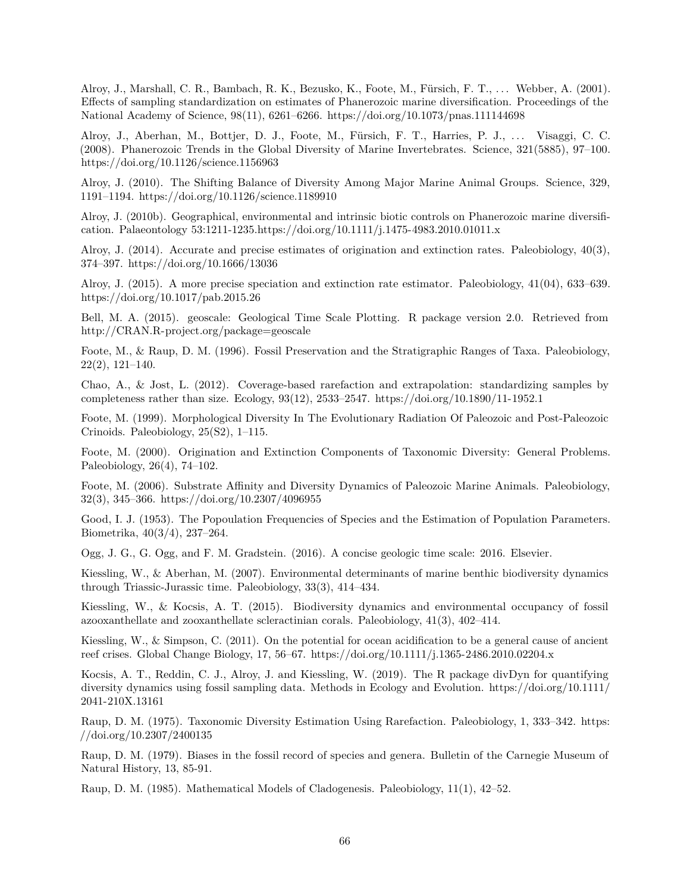Alroy, J., Marshall, C. R., Bambach, R. K., Bezusko, K., Foote, M., Fürsich, F. T., … Webber, A. (2001). Effects of sampling standardization on estimates of Phanerozoic marine diversification. Proceedings of the National Academy of Science, 98(11), 6261–6266. https://doi.org/10.1073/pnas.111144698

Alroy, J., Aberhan, M., Bottjer, D. J., Foote, M., Fürsich, F. T., Harries, P. J., … Visaggi, C. C. (2008). Phanerozoic Trends in the Global Diversity of Marine Invertebrates. Science, 321(5885), 97–100. https://doi.org/10.1126/science.1156963

Alroy, J. (2010). The Shifting Balance of Diversity Among Major Marine Animal Groups. Science, 329, 1191–1194. https://doi.org/10.1126/science.1189910

Alroy, J. (2010b). Geographical, environmental and intrinsic biotic controls on Phanerozoic marine diversification. Palaeontology 53:1211-1235.https://doi.org/10.1111/j.1475-4983.2010.01011.x

Alroy, J. (2014). Accurate and precise estimates of origination and extinction rates. Paleobiology, 40(3), 374–397. https://doi.org/10.1666/13036

Alroy, J. (2015). A more precise speciation and extinction rate estimator. Paleobiology, 41(04), 633–639. https://doi.org/10.1017/pab.2015.26

Bell, M. A. (2015). geoscale: Geological Time Scale Plotting. R package version 2.0. Retrieved from http://CRAN.R-project.org/package=geoscale

Foote, M., & Raup, D. M. (1996). Fossil Preservation and the Stratigraphic Ranges of Taxa. Paleobiology, 22(2), 121–140.

Chao, A., & Jost, L. (2012). Coverage-based rarefaction and extrapolation: standardizing samples by completeness rather than size. Ecology, 93(12), 2533–2547. https://doi.org/10.1890/11-1952.1

Foote, M. (1999). Morphological Diversity In The Evolutionary Radiation Of Paleozoic and Post-Paleozoic Crinoids. Paleobiology, 25(S2), 1–115.

Foote, M. (2000). Origination and Extinction Components of Taxonomic Diversity: General Problems. Paleobiology, 26(4), 74–102.

Foote, M. (2006). Substrate Affinity and Diversity Dynamics of Paleozoic Marine Animals. Paleobiology, 32(3), 345–366. https://doi.org/10.2307/4096955

Good, I. J. (1953). The Popoulation Frequencies of Species and the Estimation of Population Parameters. Biometrika, 40(3/4), 237–264.

Ogg, J. G., G. Ogg, and F. M. Gradstein. (2016). A concise geologic time scale: 2016. Elsevier.

Kiessling, W., & Aberhan, M. (2007). Environmental determinants of marine benthic biodiversity dynamics through Triassic-Jurassic time. Paleobiology, 33(3), 414–434.

Kiessling, W., & Kocsis, A. T. (2015). Biodiversity dynamics and environmental occupancy of fossil azooxanthellate and zooxanthellate scleractinian corals. Paleobiology, 41(3), 402–414.

Kiessling, W., & Simpson, C. (2011). On the potential for ocean acidification to be a general cause of ancient reef crises. Global Change Biology, 17, 56–67. https://doi.org/10.1111/j.1365-2486.2010.02204.x

Kocsis, A. T., Reddin, C. J., Alroy, J. and Kiessling, W. (2019). The R package divDyn for quantifying diversity dynamics using fossil sampling data. Methods in Ecology and Evolution. https://doi.org/10.1111/2041-210X.13161

Raup, D. M. (1975). Taxonomic Diversity Estimation Using Rarefaction. Paleobiology, 1, 333–342. https://doi.org/10.2307/2400135

Raup, D. M. (1979). Biases in the fossil record of species and genera. Bulletin of the Carnegie Museum of Natural History, 13, 85-91.

Raup, D. M. (1985). Mathematical Models of Cladogenesis. Paleobiology, 11(1), 42–52.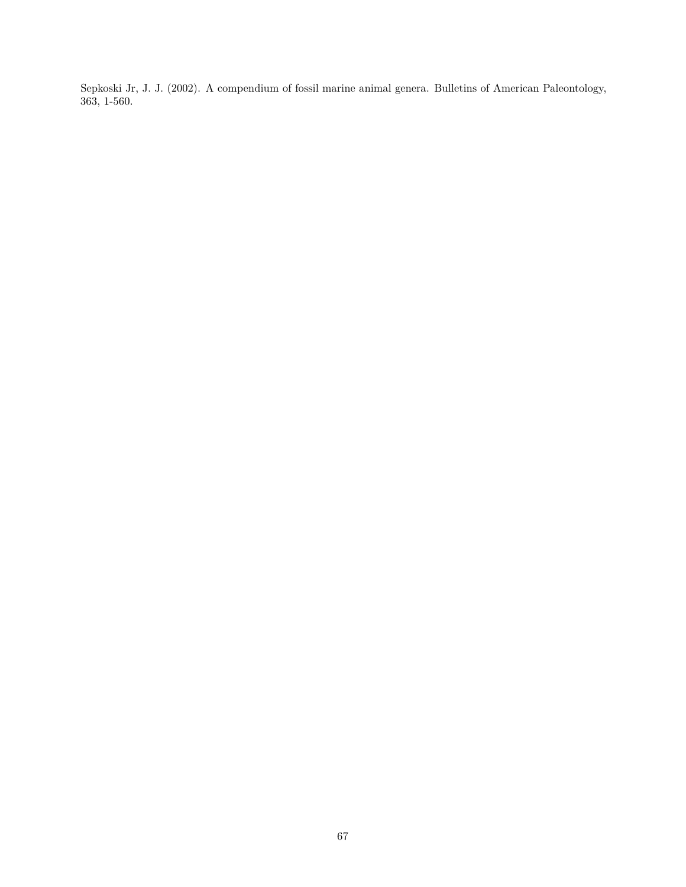Sepkoski Jr, J. J. (2002). A compendium of fossil marine animal genera. Bulletins of American Paleontology, 363, 1-560.